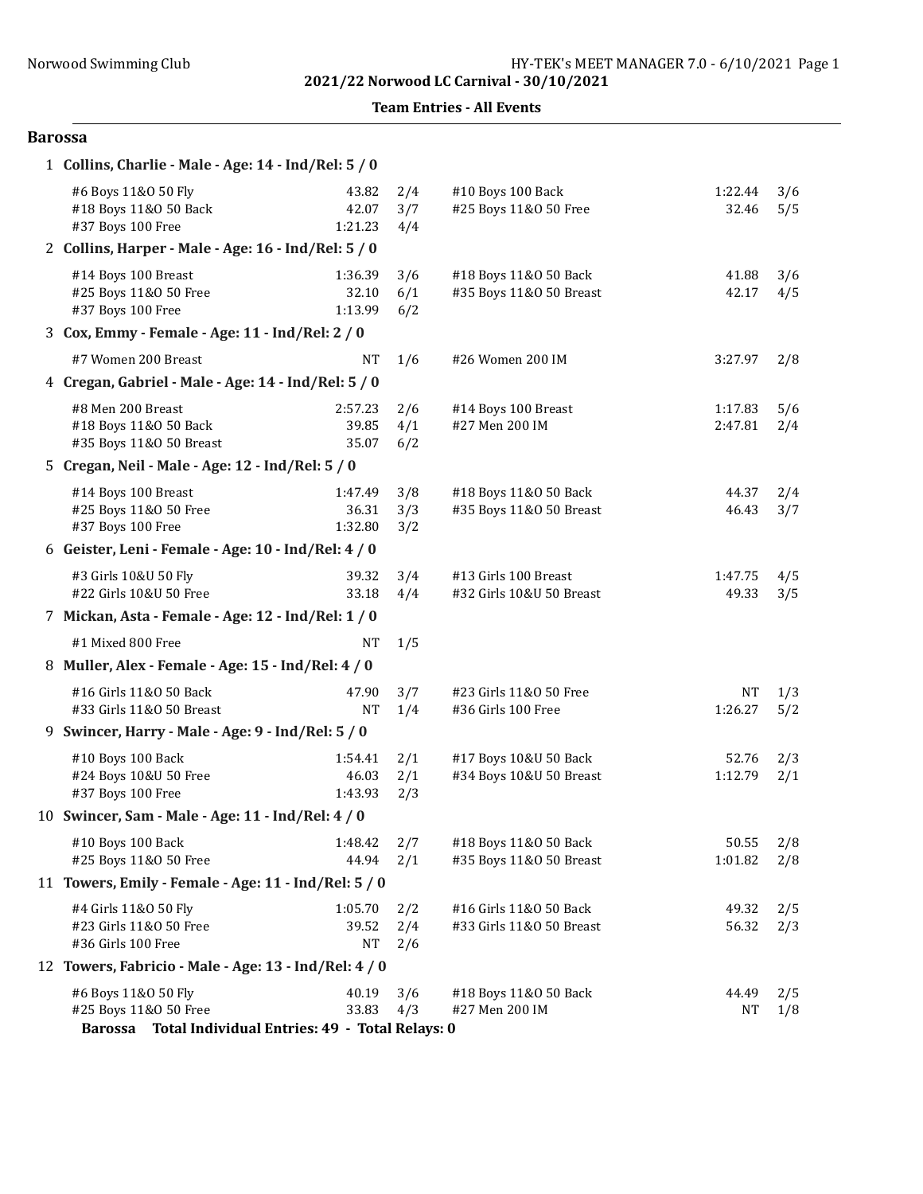2021/22 Norwood LC Carnival - 30/10/2021

**Team Entries - All Events**

## Barossa

**1 Collins, Charlie - Male - Age: 14 - Ind/Rel: 5 / 0**

| Event | Time | Heat/Lane | Event | Time | Heat/Lane |
|---|---|---|---|---|---|
| #6 Boys 11&O 50 Fly | 43.82 | 2/4 | #10 Boys 100 Back | 1:22.44 | 3/6 |
| #18 Boys 11&O 50 Back | 42.07 | 3/7 | #25 Boys 11&O 50 Free | 32.46 | 5/5 |
| #37 Boys 100 Free | 1:21.23 | 4/4 | | | |

**2 Collins, Harper - Male - Age: 16 - Ind/Rel: 5 / 0**

| Event | Time | Heat/Lane | Event | Time | Heat/Lane |
|---|---|---|---|---|---|
| #14 Boys 100 Breast | 1:36.39 | 3/6 | #18 Boys 11&O 50 Back | 41.88 | 3/6 |
| #25 Boys 11&O 50 Free | 32.10 | 6/1 | #35 Boys 11&O 50 Breast | 42.17 | 4/5 |
| #37 Boys 100 Free | 1:13.99 | 6/2 | | | |

**3 Cox, Emmy - Female - Age: 11 - Ind/Rel: 2 / 0**

| Event | Time | Heat/Lane | Event | Time | Heat/Lane |
|---|---|---|---|---|---|
| #7 Women 200 Breast | NT | 1/6 | #26 Women 200 IM | 3:27.97 | 2/8 |

**4 Cregan, Gabriel - Male - Age: 14 - Ind/Rel: 5 / 0**

| Event | Time | Heat/Lane | Event | Time | Heat/Lane |
|---|---|---|---|---|---|
| #8 Men 200 Breast | 2:57.23 | 2/6 | #14 Boys 100 Breast | 1:17.83 | 5/6 |
| #18 Boys 11&O 50 Back | 39.85 | 4/1 | #27 Men 200 IM | 2:47.81 | 2/4 |
| #35 Boys 11&O 50 Breast | 35.07 | 6/2 | | | |

**5 Cregan, Neil - Male - Age: 12 - Ind/Rel: 5 / 0**

| Event | Time | Heat/Lane | Event | Time | Heat/Lane |
|---|---|---|---|---|---|
| #14 Boys 100 Breast | 1:47.49 | 3/8 | #18 Boys 11&O 50 Back | 44.37 | 2/4 |
| #25 Boys 11&O 50 Free | 36.31 | 3/3 | #35 Boys 11&O 50 Breast | 46.43 | 3/7 |
| #37 Boys 100 Free | 1:32.80 | 3/2 | | | |

**6 Geister, Leni - Female - Age: 10 - Ind/Rel: 4 / 0**

| Event | Time | Heat/Lane | Event | Time | Heat/Lane |
|---|---|---|---|---|---|
| #3 Girls 10&U 50 Fly | 39.32 | 3/4 | #13 Girls 100 Breast | 1:47.75 | 4/5 |
| #22 Girls 10&U 50 Free | 33.18 | 4/4 | #32 Girls 10&U 50 Breast | 49.33 | 3/5 |

**7 Mickan, Asta - Female - Age: 12 - Ind/Rel: 1 / 0**

| Event | Time | Heat/Lane |
|---|---|---|
| #1 Mixed 800 Free | NT | 1/5 |

**8 Muller, Alex - Female - Age: 15 - Ind/Rel: 4 / 0**

| Event | Time | Heat/Lane | Event | Time | Heat/Lane |
|---|---|---|---|---|---|
| #16 Girls 11&O 50 Back | 47.90 | 3/7 | #23 Girls 11&O 50 Free | NT | 1/3 |
| #33 Girls 11&O 50 Breast | NT | 1/4 | #36 Girls 100 Free | 1:26.27 | 5/2 |

**9 Swincer, Harry - Male - Age: 9 - Ind/Rel: 5 / 0**

| Event | Time | Heat/Lane | Event | Time | Heat/Lane |
|---|---|---|---|---|---|
| #10 Boys 100 Back | 1:54.41 | 2/1 | #17 Boys 10&U 50 Back | 52.76 | 2/3 |
| #24 Boys 10&U 50 Free | 46.03 | 2/1 | #34 Boys 10&U 50 Breast | 1:12.79 | 2/1 |
| #37 Boys 100 Free | 1:43.93 | 2/3 | | | |

**10 Swincer, Sam - Male - Age: 11 - Ind/Rel: 4 / 0**

| Event | Time | Heat/Lane | Event | Time | Heat/Lane |
|---|---|---|---|---|---|
| #10 Boys 100 Back | 1:48.42 | 2/7 | #18 Boys 11&O 50 Back | 50.55 | 2/8 |
| #25 Boys 11&O 50 Free | 44.94 | 2/1 | #35 Boys 11&O 50 Breast | 1:01.82 | 2/8 |

**11 Towers, Emily - Female - Age: 11 - Ind/Rel: 5 / 0**

| Event | Time | Heat/Lane | Event | Time | Heat/Lane |
|---|---|---|---|---|---|
| #4 Girls 11&O 50 Fly | 1:05.70 | 2/2 | #16 Girls 11&O 50 Back | 49.32 | 2/5 |
| #23 Girls 11&O 50 Free | 39.52 | 2/4 | #33 Girls 11&O 50 Breast | 56.32 | 2/3 |
| #36 Girls 100 Free | NT | 2/6 | | | |

**12 Towers, Fabricio - Male - Age: 13 - Ind/Rel: 4 / 0**

| Event | Time | Heat/Lane | Event | Time | Heat/Lane |
|---|---|---|---|---|---|
| #6 Boys 11&O 50 Fly | 40.19 | 3/6 | #18 Boys 11&O 50 Back | 44.49 | 2/5 |
| #25 Boys 11&O 50 Free | 33.83 | 4/3 | #27 Men 200 IM | NT | 1/8 |

**Barossa Total Individual Entries: 49 - Total Relays: 0**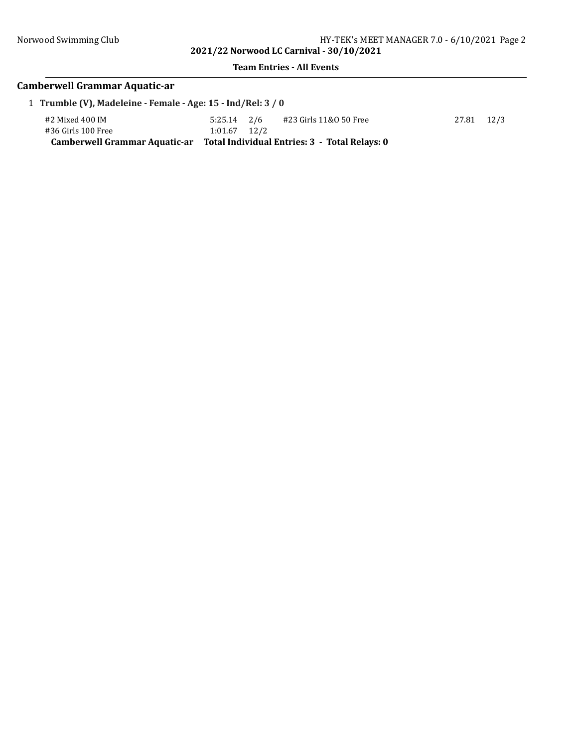## Camberwell Grammar Aquatic-ar

1 **Trumble (V), Madeleine - Female - Age: 15 - Ind/Rel: 3 / 0**

| Event | Time | Heat/Lane | Event | Time | Heat/Lane |
|---|---|---|---|---|---|
| #2 Mixed 400 IM | 5:25.14 | 2/6 | #23 Girls 11&O 50 Free | 27.81 | 12/3 |
| #36 Girls 100 Free | 1:01.67 | 12/2 | | | |

**Camberwell Grammar Aquatic-ar Total Individual Entries: 3 - Total Relays: 0**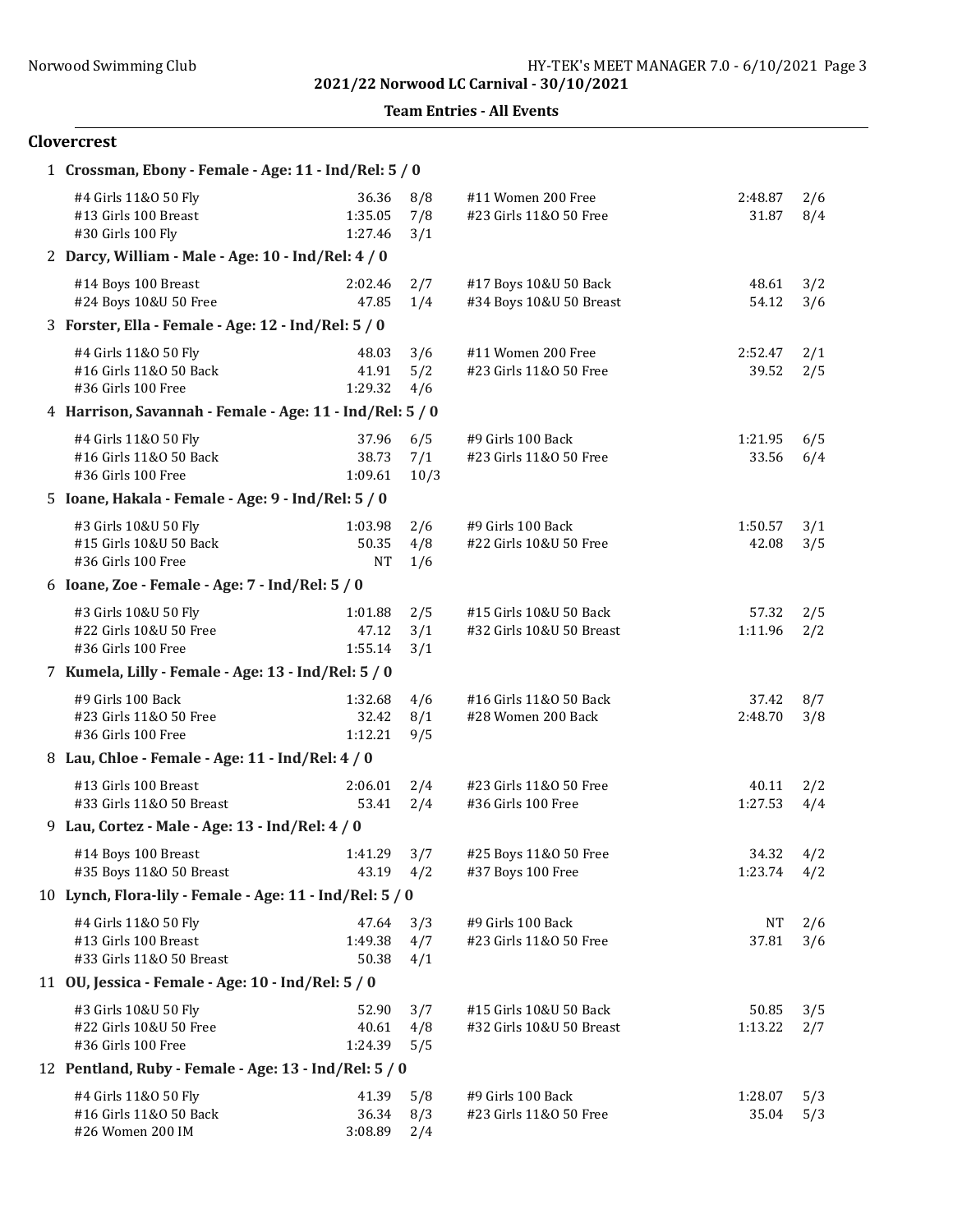## 2021/22 Norwood LC Carnival - 30/10/2021

### Team Entries - All Events

### Clovercrest

**1 Crossman, Ebony - Female - Age: 11 - Ind/Rel: 5 / 0**

| Event | Time | Heat/Lane | Event | Time | Heat/Lane |
|---|---|---|---|---|---|
| #4 Girls 11&O 50 Fly | 36.36 | 8/8 | #11 Women 200 Free | 2:48.87 | 2/6 |
| #13 Girls 100 Breast | 1:35.05 | 7/8 | #23 Girls 11&O 50 Free | 31.87 | 8/4 |
| #30 Girls 100 Fly | 1:27.46 | 3/1 | | | |

**2 Darcy, William - Male - Age: 10 - Ind/Rel: 4 / 0**

| Event | Time | Heat/Lane | Event | Time | Heat/Lane |
|---|---|---|---|---|---|
| #14 Boys 100 Breast | 2:02.46 | 2/7 | #17 Boys 10&U 50 Back | 48.61 | 3/2 |
| #24 Boys 10&U 50 Free | 47.85 | 1/4 | #34 Boys 10&U 50 Breast | 54.12 | 3/6 |

**3 Forster, Ella - Female - Age: 12 - Ind/Rel: 5 / 0**

| Event | Time | Heat/Lane | Event | Time | Heat/Lane |
|---|---|---|---|---|---|
| #4 Girls 11&O 50 Fly | 48.03 | 3/6 | #11 Women 200 Free | 2:52.47 | 2/1 |
| #16 Girls 11&O 50 Back | 41.91 | 5/2 | #23 Girls 11&O 50 Free | 39.52 | 2/5 |
| #36 Girls 100 Free | 1:29.32 | 4/6 | | | |

**4 Harrison, Savannah - Female - Age: 11 - Ind/Rel: 5 / 0**

| Event | Time | Heat/Lane | Event | Time | Heat/Lane |
|---|---|---|---|---|---|
| #4 Girls 11&O 50 Fly | 37.96 | 6/5 | #9 Girls 100 Back | 1:21.95 | 6/5 |
| #16 Girls 11&O 50 Back | 38.73 | 7/1 | #23 Girls 11&O 50 Free | 33.56 | 6/4 |
| #36 Girls 100 Free | 1:09.61 | 10/3 | | | |

**5 Ioane, Hakala - Female - Age: 9 - Ind/Rel: 5 / 0**

| Event | Time | Heat/Lane | Event | Time | Heat/Lane |
|---|---|---|---|---|---|
| #3 Girls 10&U 50 Fly | 1:03.98 | 2/6 | #9 Girls 100 Back | 1:50.57 | 3/1 |
| #15 Girls 10&U 50 Back | 50.35 | 4/8 | #22 Girls 10&U 50 Free | 42.08 | 3/5 |
| #36 Girls 100 Free | NT | 1/6 | | | |

**6 Ioane, Zoe - Female - Age: 7 - Ind/Rel: 5 / 0**

| Event | Time | Heat/Lane | Event | Time | Heat/Lane |
|---|---|---|---|---|---|
| #3 Girls 10&U 50 Fly | 1:01.88 | 2/5 | #15 Girls 10&U 50 Back | 57.32 | 2/5 |
| #22 Girls 10&U 50 Free | 47.12 | 3/1 | #32 Girls 10&U 50 Breast | 1:11.96 | 2/2 |
| #36 Girls 100 Free | 1:55.14 | 3/1 | | | |

**7 Kumela, Lilly - Female - Age: 13 - Ind/Rel: 5 / 0**

| Event | Time | Heat/Lane | Event | Time | Heat/Lane |
|---|---|---|---|---|---|
| #9 Girls 100 Back | 1:32.68 | 4/6 | #16 Girls 11&O 50 Back | 37.42 | 8/7 |
| #23 Girls 11&O 50 Free | 32.42 | 8/1 | #28 Women 200 Back | 2:48.70 | 3/8 |
| #36 Girls 100 Free | 1:12.21 | 9/5 | | | |

**8 Lau, Chloe - Female - Age: 11 - Ind/Rel: 4 / 0**

| Event | Time | Heat/Lane | Event | Time | Heat/Lane |
|---|---|---|---|---|---|
| #13 Girls 100 Breast | 2:06.01 | 2/4 | #23 Girls 11&O 50 Free | 40.11 | 2/2 |
| #33 Girls 11&O 50 Breast | 53.41 | 2/4 | #36 Girls 100 Free | 1:27.53 | 4/4 |

**9 Lau, Cortez - Male - Age: 13 - Ind/Rel: 4 / 0**

| Event | Time | Heat/Lane | Event | Time | Heat/Lane |
|---|---|---|---|---|---|
| #14 Boys 100 Breast | 1:41.29 | 3/7 | #25 Boys 11&O 50 Free | 34.32 | 4/2 |
| #35 Boys 11&O 50 Breast | 43.19 | 4/2 | #37 Boys 100 Free | 1:23.74 | 4/2 |

**10 Lynch, Flora-lily - Female - Age: 11 - Ind/Rel: 5 / 0**

| Event | Time | Heat/Lane | Event | Time | Heat/Lane |
|---|---|---|---|---|---|
| #4 Girls 11&O 50 Fly | 47.64 | 3/3 | #9 Girls 100 Back | NT | 2/6 |
| #13 Girls 100 Breast | 1:49.38 | 4/7 | #23 Girls 11&O 50 Free | 37.81 | 3/6 |
| #33 Girls 11&O 50 Breast | 50.38 | 4/1 | | | |

**11 OU, Jessica - Female - Age: 10 - Ind/Rel: 5 / 0**

| Event | Time | Heat/Lane | Event | Time | Heat/Lane |
|---|---|---|---|---|---|
| #3 Girls 10&U 50 Fly | 52.90 | 3/7 | #15 Girls 10&U 50 Back | 50.85 | 3/5 |
| #22 Girls 10&U 50 Free | 40.61 | 4/8 | #32 Girls 10&U 50 Breast | 1:13.22 | 2/7 |
| #36 Girls 100 Free | 1:24.39 | 5/5 | | | |

**12 Pentland, Ruby - Female - Age: 13 - Ind/Rel: 5 / 0**

| Event | Time | Heat/Lane | Event | Time | Heat/Lane |
|---|---|---|---|---|---|
| #4 Girls 11&O 50 Fly | 41.39 | 5/8 | #9 Girls 100 Back | 1:28.07 | 5/3 |
| #16 Girls 11&O 50 Back | 36.34 | 8/3 | #23 Girls 11&O 50 Free | 35.04 | 5/3 |
| #26 Women 200 IM | 3:08.89 | 2/4 | | | |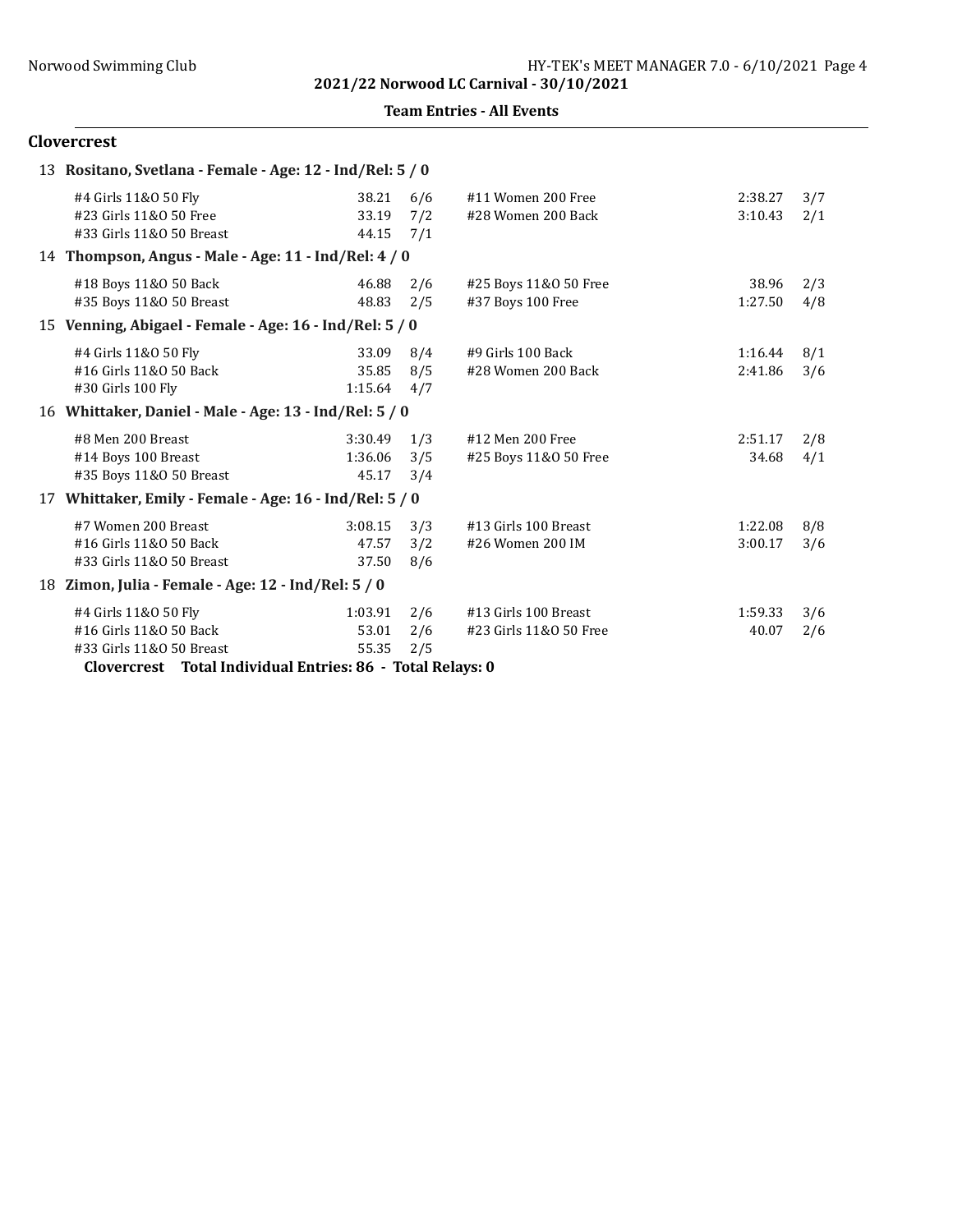**2021/22 Norwood LC Carnival - 30/10/2021**

**Team Entries - All Events**

## Clovercrest

### 13 Rositano, Svetlana - Female - Age: 12 - Ind/Rel: 5 / 0

| Event | Time | Heat/Lane | Event | Time | Heat/Lane |
|---|---|---|---|---|---|
| #4 Girls 11&O 50 Fly | 38.21 | 6/6 | #11 Women 200 Free | 2:38.27 | 3/7 |
| #23 Girls 11&O 50 Free | 33.19 | 7/2 | #28 Women 200 Back | 3:10.43 | 2/1 |
| #33 Girls 11&O 50 Breast | 44.15 | 7/1 | | | |

### 14 Thompson, Angus - Male - Age: 11 - Ind/Rel: 4 / 0

| Event | Time | Heat/Lane | Event | Time | Heat/Lane |
|---|---|---|---|---|---|
| #18 Boys 11&O 50 Back | 46.88 | 2/6 | #25 Boys 11&O 50 Free | 38.96 | 2/3 |
| #35 Boys 11&O 50 Breast | 48.83 | 2/5 | #37 Boys 100 Free | 1:27.50 | 4/8 |

### 15 Venning, Abigael - Female - Age: 16 - Ind/Rel: 5 / 0

| Event | Time | Heat/Lane | Event | Time | Heat/Lane |
|---|---|---|---|---|---|
| #4 Girls 11&O 50 Fly | 33.09 | 8/4 | #9 Girls 100 Back | 1:16.44 | 8/1 |
| #16 Girls 11&O 50 Back | 35.85 | 8/5 | #28 Women 200 Back | 2:41.86 | 3/6 |
| #30 Girls 100 Fly | 1:15.64 | 4/7 | | | |

### 16 Whittaker, Daniel - Male - Age: 13 - Ind/Rel: 5 / 0

| Event | Time | Heat/Lane | Event | Time | Heat/Lane |
|---|---|---|---|---|---|
| #8 Men 200 Breast | 3:30.49 | 1/3 | #12 Men 200 Free | 2:51.17 | 2/8 |
| #14 Boys 100 Breast | 1:36.06 | 3/5 | #25 Boys 11&O 50 Free | 34.68 | 4/1 |
| #35 Boys 11&O 50 Breast | 45.17 | 3/4 | | | |

### 17 Whittaker, Emily - Female - Age: 16 - Ind/Rel: 5 / 0

| Event | Time | Heat/Lane | Event | Time | Heat/Lane |
|---|---|---|---|---|---|
| #7 Women 200 Breast | 3:08.15 | 3/3 | #13 Girls 100 Breast | 1:22.08 | 8/8 |
| #16 Girls 11&O 50 Back | 47.57 | 3/2 | #26 Women 200 IM | 3:00.17 | 3/6 |
| #33 Girls 11&O 50 Breast | 37.50 | 8/6 | | | |

### 18 Zimon, Julia - Female - Age: 12 - Ind/Rel: 5 / 0

| Event | Time | Heat/Lane | Event | Time | Heat/Lane |
|---|---|---|---|---|---|
| #4 Girls 11&O 50 Fly | 1:03.91 | 2/6 | #13 Girls 100 Breast | 1:59.33 | 3/6 |
| #16 Girls 11&O 50 Back | 53.01 | 2/6 | #23 Girls 11&O 50 Free | 40.07 | 2/6 |
| #33 Girls 11&O 50 Breast | 55.35 | 2/5 | | | |

**Clovercrest Total Individual Entries: 86 - Total Relays: 0**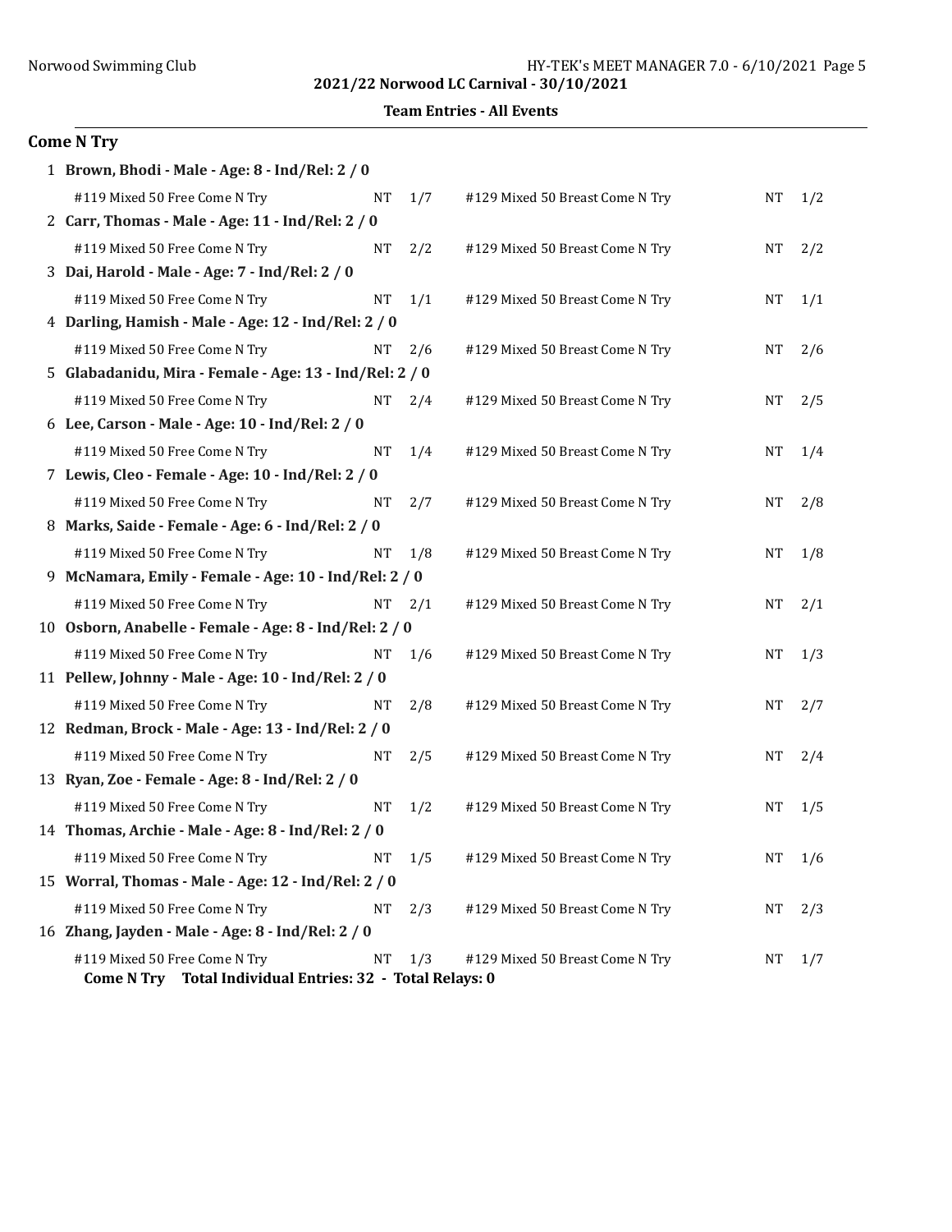## Come N Try

1 **Brown, Bhodi - Male - Age: 8 - Ind/Rel: 2 / 0**

| | | | | | |
|---|---|---|---|---|---|
| #119 Mixed 50 Free Come N Try | NT | 1/7 | #129 Mixed 50 Breast Come N Try | NT | 1/2 |

2 **Carr, Thomas - Male - Age: 11 - Ind/Rel: 2 / 0**

| | | | | | |
|---|---|---|---|---|---|
| #119 Mixed 50 Free Come N Try | NT | 2/2 | #129 Mixed 50 Breast Come N Try | NT | 2/2 |

3 **Dai, Harold - Male - Age: 7 - Ind/Rel: 2 / 0**

| | | | | | |
|---|---|---|---|---|---|
| #119 Mixed 50 Free Come N Try | NT | 1/1 | #129 Mixed 50 Breast Come N Try | NT | 1/1 |

4 **Darling, Hamish - Male - Age: 12 - Ind/Rel: 2 / 0**

| | | | | | |
|---|---|---|---|---|---|
| #119 Mixed 50 Free Come N Try | NT | 2/6 | #129 Mixed 50 Breast Come N Try | NT | 2/6 |

5 **Glabadanidu, Mira - Female - Age: 13 - Ind/Rel: 2 / 0**

| | | | | | |
|---|---|---|---|---|---|
| #119 Mixed 50 Free Come N Try | NT | 2/4 | #129 Mixed 50 Breast Come N Try | NT | 2/5 |

6 **Lee, Carson - Male - Age: 10 - Ind/Rel: 2 / 0**

| | | | | | |
|---|---|---|---|---|---|
| #119 Mixed 50 Free Come N Try | NT | 1/4 | #129 Mixed 50 Breast Come N Try | NT | 1/4 |

7 **Lewis, Cleo - Female - Age: 10 - Ind/Rel: 2 / 0**

| | | | | | |
|---|---|---|---|---|---|
| #119 Mixed 50 Free Come N Try | NT | 2/7 | #129 Mixed 50 Breast Come N Try | NT | 2/8 |

8 **Marks, Saide - Female - Age: 6 - Ind/Rel: 2 / 0**

| | | | | | |
|---|---|---|---|---|---|
| #119 Mixed 50 Free Come N Try | NT | 1/8 | #129 Mixed 50 Breast Come N Try | NT | 1/8 |

9 **McNamara, Emily - Female - Age: 10 - Ind/Rel: 2 / 0**

| | | | | | |
|---|---|---|---|---|---|
| #119 Mixed 50 Free Come N Try | NT | 2/1 | #129 Mixed 50 Breast Come N Try | NT | 2/1 |

10 **Osborn, Anabelle - Female - Age: 8 - Ind/Rel: 2 / 0**

| | | | | | |
|---|---|---|---|---|---|
| #119 Mixed 50 Free Come N Try | NT | 1/6 | #129 Mixed 50 Breast Come N Try | NT | 1/3 |

11 **Pellew, Johnny - Male - Age: 10 - Ind/Rel: 2 / 0**

| | | | | | |
|---|---|---|---|---|---|
| #119 Mixed 50 Free Come N Try | NT | 2/8 | #129 Mixed 50 Breast Come N Try | NT | 2/7 |

12 **Redman, Brock - Male - Age: 13 - Ind/Rel: 2 / 0**

| | | | | | |
|---|---|---|---|---|---|
| #119 Mixed 50 Free Come N Try | NT | 2/5 | #129 Mixed 50 Breast Come N Try | NT | 2/4 |

13 **Ryan, Zoe - Female - Age: 8 - Ind/Rel: 2 / 0**

| | | | | | |
|---|---|---|---|---|---|
| #119 Mixed 50 Free Come N Try | NT | 1/2 | #129 Mixed 50 Breast Come N Try | NT | 1/5 |

14 **Thomas, Archie - Male - Age: 8 - Ind/Rel: 2 / 0**

| | | | | | |
|---|---|---|---|---|---|
| #119 Mixed 50 Free Come N Try | NT | 1/5 | #129 Mixed 50 Breast Come N Try | NT | 1/6 |

15 **Worral, Thomas - Male - Age: 12 - Ind/Rel: 2 / 0**

| | | | | | |
|---|---|---|---|---|---|
| #119 Mixed 50 Free Come N Try | NT | 2/3 | #129 Mixed 50 Breast Come N Try | NT | 2/3 |

16 **Zhang, Jayden - Male - Age: 8 - Ind/Rel: 2 / 0**

| | | | | | |
|---|---|---|---|---|---|
| #119 Mixed 50 Free Come N Try | NT | 1/3 | #129 Mixed 50 Breast Come N Try | NT | 1/7 |

**Come N Try Total Individual Entries: 32 - Total Relays: 0**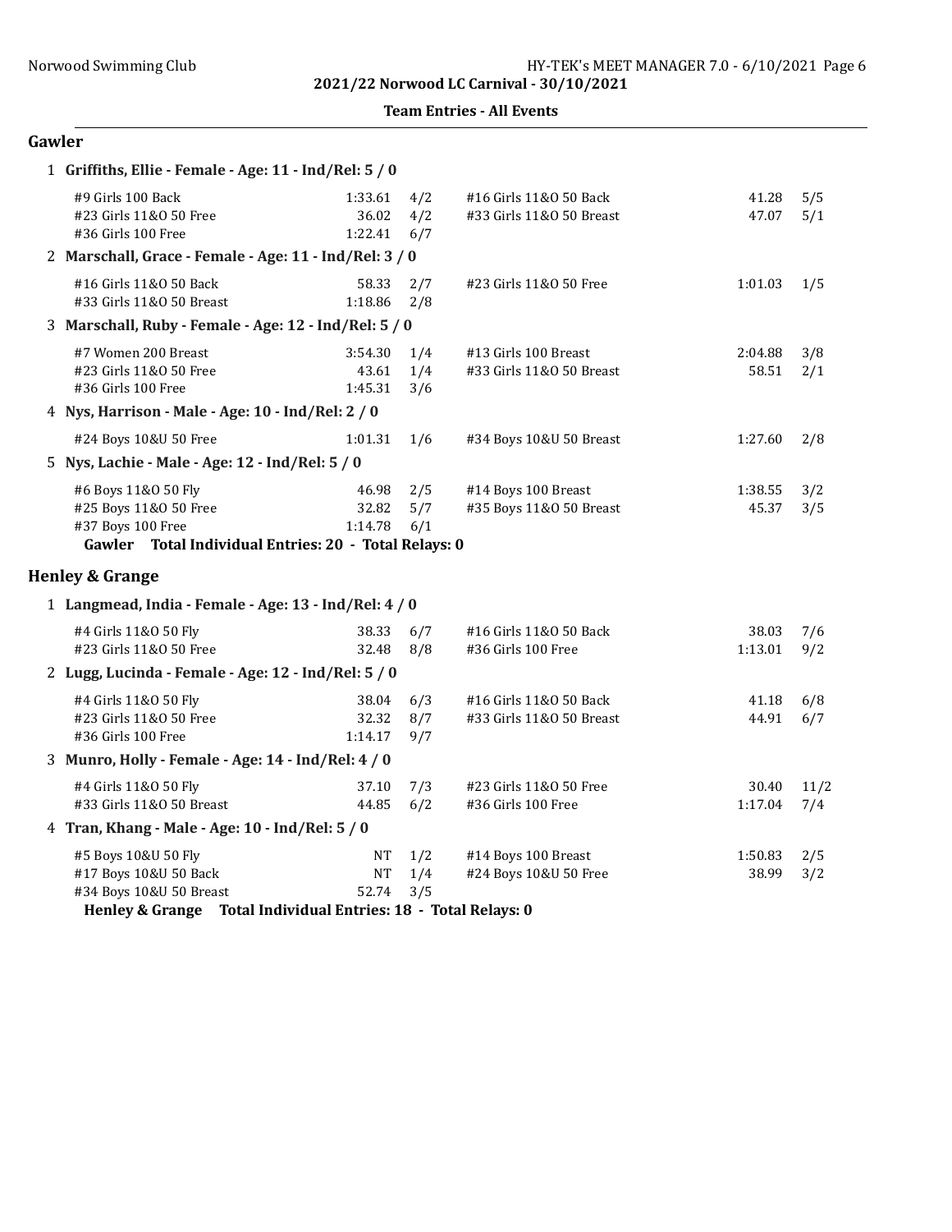**Team Entries - All Events**

## Gawler

**1 Griffiths, Ellie - Female - Age: 11 - Ind/Rel: 5 / 0**

| Event | Time | Heat/Lane | Event | Time | Heat/Lane |
|---|---|---|---|---|---|
| #9 Girls 100 Back | 1:33.61 | 4/2 | #16 Girls 11&O 50 Back | 41.28 | 5/5 |
| #23 Girls 11&O 50 Free | 36.02 | 4/2 | #33 Girls 11&O 50 Breast | 47.07 | 5/1 |
| #36 Girls 100 Free | 1:22.41 | 6/7 | | | |

**2 Marschall, Grace - Female - Age: 11 - Ind/Rel: 3 / 0**

| Event | Time | Heat/Lane | Event | Time | Heat/Lane |
|---|---|---|---|---|---|
| #16 Girls 11&O 50 Back | 58.33 | 2/7 | #23 Girls 11&O 50 Free | 1:01.03 | 1/5 |
| #33 Girls 11&O 50 Breast | 1:18.86 | 2/8 | | | |

**3 Marschall, Ruby - Female - Age: 12 - Ind/Rel: 5 / 0**

| Event | Time | Heat/Lane | Event | Time | Heat/Lane |
|---|---|---|---|---|---|
| #7 Women 200 Breast | 3:54.30 | 1/4 | #13 Girls 100 Breast | 2:04.88 | 3/8 |
| #23 Girls 11&O 50 Free | 43.61 | 1/4 | #33 Girls 11&O 50 Breast | 58.51 | 2/1 |
| #36 Girls 100 Free | 1:45.31 | 3/6 | | | |

**4 Nys, Harrison - Male - Age: 10 - Ind/Rel: 2 / 0**

| Event | Time | Heat/Lane | Event | Time | Heat/Lane |
|---|---|---|---|---|---|
| #24 Boys 10&U 50 Free | 1:01.31 | 1/6 | #34 Boys 10&U 50 Breast | 1:27.60 | 2/8 |

**5 Nys, Lachie - Male - Age: 12 - Ind/Rel: 5 / 0**

| Event | Time | Heat/Lane | Event | Time | Heat/Lane |
|---|---|---|---|---|---|
| #6 Boys 11&O 50 Fly | 46.98 | 2/5 | #14 Boys 100 Breast | 1:38.55 | 3/2 |
| #25 Boys 11&O 50 Free | 32.82 | 5/7 | #35 Boys 11&O 50 Breast | 45.37 | 3/5 |
| #37 Boys 100 Free | 1:14.78 | 6/1 | | | |

**Gawler Total Individual Entries: 20 - Total Relays: 0**

## Henley & Grange

**1 Langmead, India - Female - Age: 13 - Ind/Rel: 4 / 0**

| Event | Time | Heat/Lane | Event | Time | Heat/Lane |
|---|---|---|---|---|---|
| #4 Girls 11&O 50 Fly | 38.33 | 6/7 | #16 Girls 11&O 50 Back | 38.03 | 7/6 |
| #23 Girls 11&O 50 Free | 32.48 | 8/8 | #36 Girls 100 Free | 1:13.01 | 9/2 |

**2 Lugg, Lucinda - Female - Age: 12 - Ind/Rel: 5 / 0**

| Event | Time | Heat/Lane | Event | Time | Heat/Lane |
|---|---|---|---|---|---|
| #4 Girls 11&O 50 Fly | 38.04 | 6/3 | #16 Girls 11&O 50 Back | 41.18 | 6/8 |
| #23 Girls 11&O 50 Free | 32.32 | 8/7 | #33 Girls 11&O 50 Breast | 44.91 | 6/7 |
| #36 Girls 100 Free | 1:14.17 | 9/7 | | | |

**3 Munro, Holly - Female - Age: 14 - Ind/Rel: 4 / 0**

| Event | Time | Heat/Lane | Event | Time | Heat/Lane |
|---|---|---|---|---|---|
| #4 Girls 11&O 50 Fly | 37.10 | 7/3 | #23 Girls 11&O 50 Free | 30.40 | 11/2 |
| #33 Girls 11&O 50 Breast | 44.85 | 6/2 | #36 Girls 100 Free | 1:17.04 | 7/4 |

**4 Tran, Khang - Male - Age: 10 - Ind/Rel: 5 / 0**

| Event | Time | Heat/Lane | Event | Time | Heat/Lane |
|---|---|---|---|---|---|
| #5 Boys 10&U 50 Fly | NT | 1/2 | #14 Boys 100 Breast | 1:50.83 | 2/5 |
| #17 Boys 10&U 50 Back | NT | 1/4 | #24 Boys 10&U 50 Free | 38.99 | 3/2 |
| #34 Boys 10&U 50 Breast | 52.74 | 3/5 | | | |

**Henley & Grange Total Individual Entries: 18 - Total Relays: 0**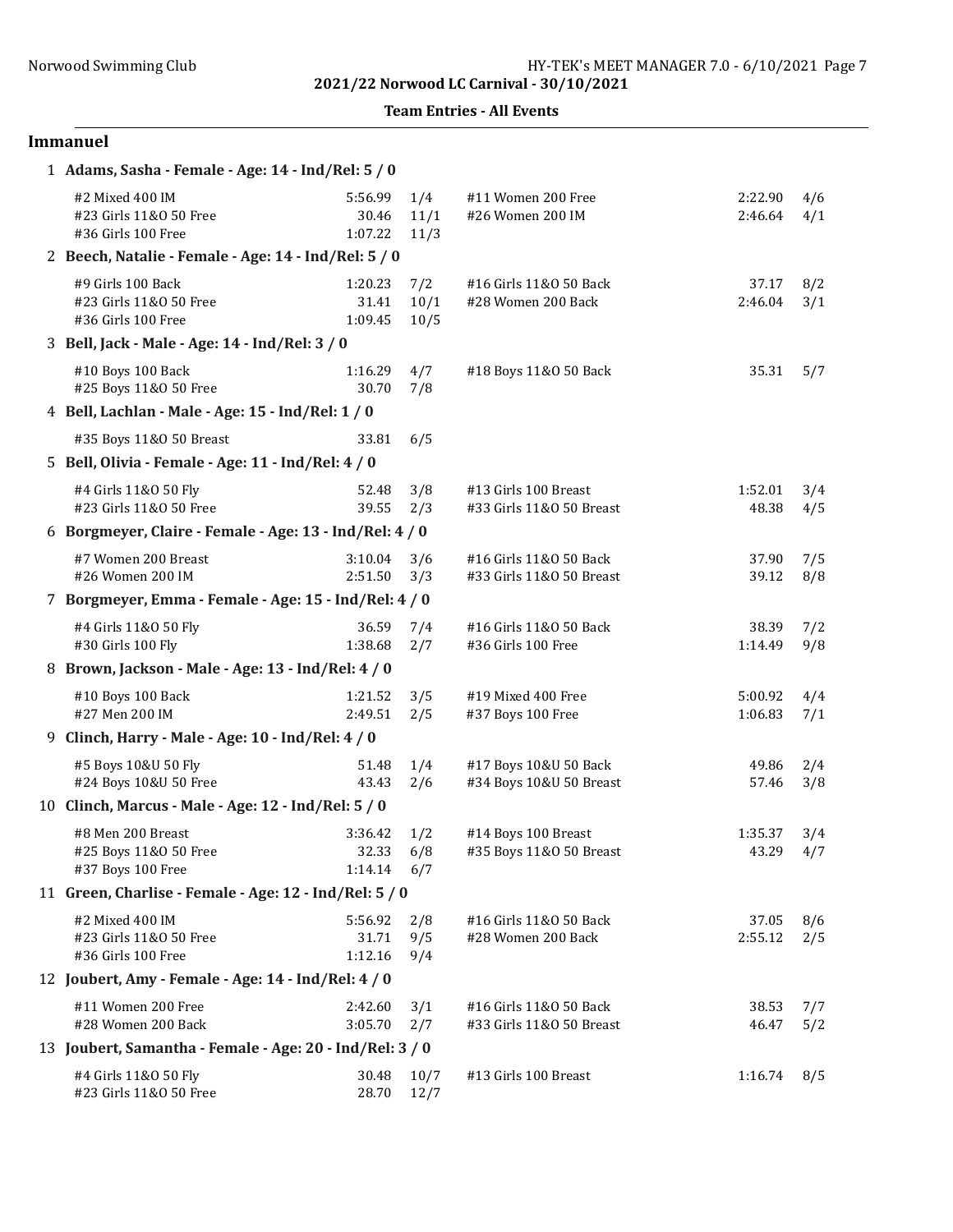## Team Entries - All Events

### Immanuel

1 **Adams, Sasha - Female - Age: 14 - Ind/Rel: 5 / 0**

| Event | Time | Heat/Lane | Event | Time | Heat/Lane |
|---|---|---|---|---|---|
| #2 Mixed 400 IM | 5:56.99 | 1/4 | #11 Women 200 Free | 2:22.90 | 4/6 |
| #23 Girls 11&O 50 Free | 30.46 | 11/1 | #26 Women 200 IM | 2:46.64 | 4/1 |
| #36 Girls 100 Free | 1:07.22 | 11/3 | | | |

2 **Beech, Natalie - Female - Age: 14 - Ind/Rel: 5 / 0**

| Event | Time | Heat/Lane | Event | Time | Heat/Lane |
|---|---|---|---|---|---|
| #9 Girls 100 Back | 1:20.23 | 7/2 | #16 Girls 11&O 50 Back | 37.17 | 8/2 |
| #23 Girls 11&O 50 Free | 31.41 | 10/1 | #28 Women 200 Back | 2:46.04 | 3/1 |
| #36 Girls 100 Free | 1:09.45 | 10/5 | | | |

3 **Bell, Jack - Male - Age: 14 - Ind/Rel: 3 / 0**

| Event | Time | Heat/Lane | Event | Time | Heat/Lane |
|---|---|---|---|---|---|
| #10 Boys 100 Back | 1:16.29 | 4/7 | #18 Boys 11&O 50 Back | 35.31 | 5/7 |
| #25 Boys 11&O 50 Free | 30.70 | 7/8 | | | |

4 **Bell, Lachlan - Male - Age: 15 - Ind/Rel: 1 / 0**

| Event | Time | Heat/Lane |
|---|---|---|
| #35 Boys 11&O 50 Breast | 33.81 | 6/5 |

5 **Bell, Olivia - Female - Age: 11 - Ind/Rel: 4 / 0**

| Event | Time | Heat/Lane | Event | Time | Heat/Lane |
|---|---|---|---|---|---|
| #4 Girls 11&O 50 Fly | 52.48 | 3/8 | #13 Girls 100 Breast | 1:52.01 | 3/4 |
| #23 Girls 11&O 50 Free | 39.55 | 2/3 | #33 Girls 11&O 50 Breast | 48.38 | 4/5 |

6 **Borgmeyer, Claire - Female - Age: 13 - Ind/Rel: 4 / 0**

| Event | Time | Heat/Lane | Event | Time | Heat/Lane |
|---|---|---|---|---|---|
| #7 Women 200 Breast | 3:10.04 | 3/6 | #16 Girls 11&O 50 Back | 37.90 | 7/5 |
| #26 Women 200 IM | 2:51.50 | 3/3 | #33 Girls 11&O 50 Breast | 39.12 | 8/8 |

7 **Borgmeyer, Emma - Female - Age: 15 - Ind/Rel: 4 / 0**

| Event | Time | Heat/Lane | Event | Time | Heat/Lane |
|---|---|---|---|---|---|
| #4 Girls 11&O 50 Fly | 36.59 | 7/4 | #16 Girls 11&O 50 Back | 38.39 | 7/2 |
| #30 Girls 100 Fly | 1:38.68 | 2/7 | #36 Girls 100 Free | 1:14.49 | 9/8 |

8 **Brown, Jackson - Male - Age: 13 - Ind/Rel: 4 / 0**

| Event | Time | Heat/Lane | Event | Time | Heat/Lane |
|---|---|---|---|---|---|
| #10 Boys 100 Back | 1:21.52 | 3/5 | #19 Mixed 400 Free | 5:00.92 | 4/4 |
| #27 Men 200 IM | 2:49.51 | 2/5 | #37 Boys 100 Free | 1:06.83 | 7/1 |

9 **Clinch, Harry - Male - Age: 10 - Ind/Rel: 4 / 0**

| Event | Time | Heat/Lane | Event | Time | Heat/Lane |
|---|---|---|---|---|---|
| #5 Boys 10&U 50 Fly | 51.48 | 1/4 | #17 Boys 10&U 50 Back | 49.86 | 2/4 |
| #24 Boys 10&U 50 Free | 43.43 | 2/6 | #34 Boys 10&U 50 Breast | 57.46 | 3/8 |

10 **Clinch, Marcus - Male - Age: 12 - Ind/Rel: 5 / 0**

| Event | Time | Heat/Lane | Event | Time | Heat/Lane |
|---|---|---|---|---|---|
| #8 Men 200 Breast | 3:36.42 | 1/2 | #14 Boys 100 Breast | 1:35.37 | 3/4 |
| #25 Boys 11&O 50 Free | 32.33 | 6/8 | #35 Boys 11&O 50 Breast | 43.29 | 4/7 |
| #37 Boys 100 Free | 1:14.14 | 6/7 | | | |

11 **Green, Charlise - Female - Age: 12 - Ind/Rel: 5 / 0**

| Event | Time | Heat/Lane | Event | Time | Heat/Lane |
|---|---|---|---|---|---|
| #2 Mixed 400 IM | 5:56.92 | 2/8 | #16 Girls 11&O 50 Back | 37.05 | 8/6 |
| #23 Girls 11&O 50 Free | 31.71 | 9/5 | #28 Women 200 Back | 2:55.12 | 2/5 |
| #36 Girls 100 Free | 1:12.16 | 9/4 | | | |

12 **Joubert, Amy - Female - Age: 14 - Ind/Rel: 4 / 0**

| Event | Time | Heat/Lane | Event | Time | Heat/Lane |
|---|---|---|---|---|---|
| #11 Women 200 Free | 2:42.60 | 3/1 | #16 Girls 11&O 50 Back | 38.53 | 7/7 |
| #28 Women 200 Back | 3:05.70 | 2/7 | #33 Girls 11&O 50 Breast | 46.47 | 5/2 |

13 **Joubert, Samantha - Female - Age: 20 - Ind/Rel: 3 / 0**

| Event | Time | Heat/Lane | Event | Time | Heat/Lane |
|---|---|---|---|---|---|
| #4 Girls 11&O 50 Fly | 30.48 | 10/7 | #13 Girls 100 Breast | 1:16.74 | 8/5 |
| #23 Girls 11&O 50 Free | 28.70 | 12/7 | | | |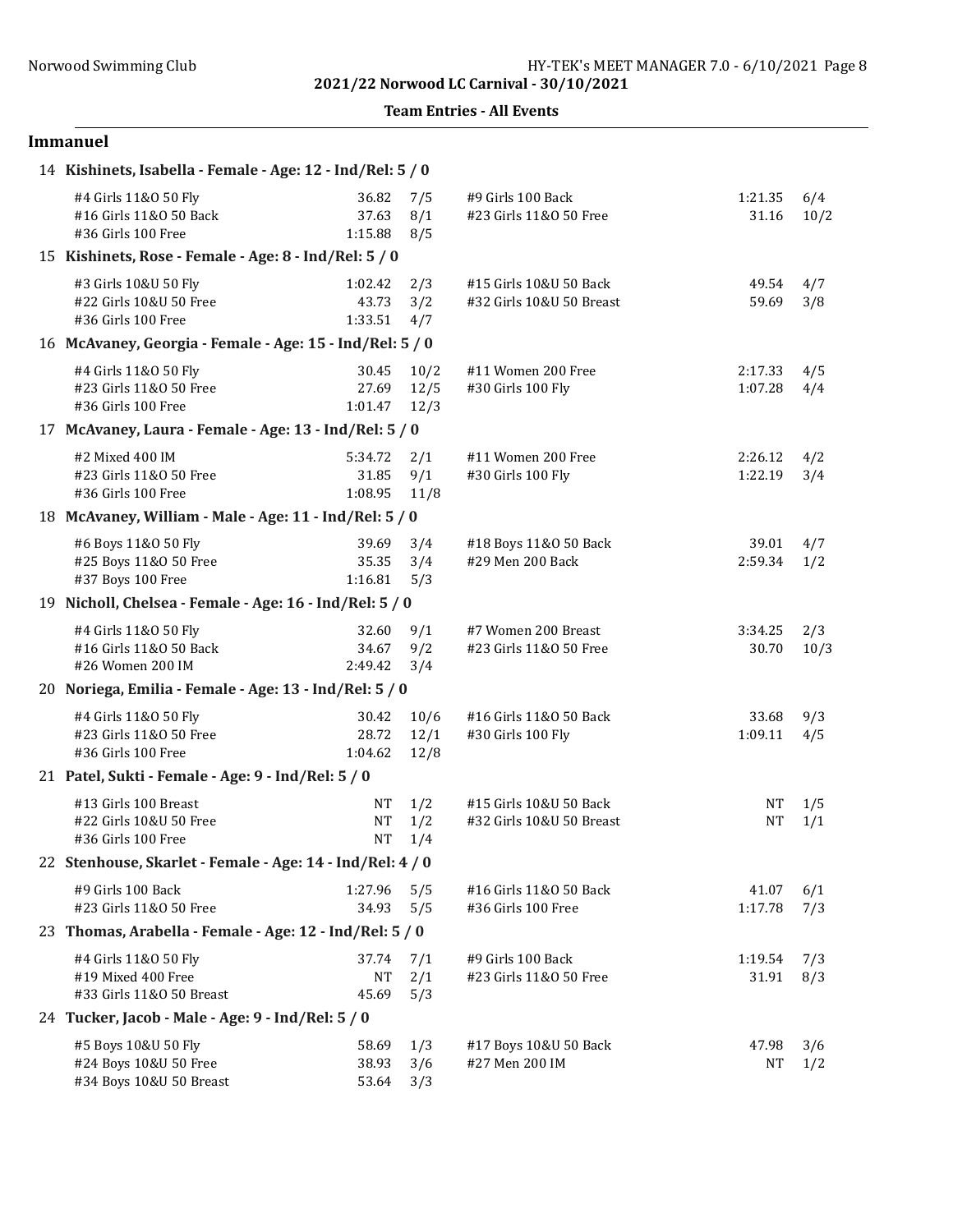## Team Entries - All Events

### Immanuel

**14 Kishinets, Isabella - Female - Age: 12 - Ind/Rel: 5 / 0**

| Event | Time | Heat/Lane | Event | Time | Heat/Lane |
|---|---|---|---|---|---|
| #4 Girls 11&O 50 Fly | 36.82 | 7/5 | #9 Girls 100 Back | 1:21.35 | 6/4 |
| #16 Girls 11&O 50 Back | 37.63 | 8/1 | #23 Girls 11&O 50 Free | 31.16 | 10/2 |
| #36 Girls 100 Free | 1:15.88 | 8/5 | | | |

**15 Kishinets, Rose - Female - Age: 8 - Ind/Rel: 5 / 0**

| Event | Time | Heat/Lane | Event | Time | Heat/Lane |
|---|---|---|---|---|---|
| #3 Girls 10&U 50 Fly | 1:02.42 | 2/3 | #15 Girls 10&U 50 Back | 49.54 | 4/7 |
| #22 Girls 10&U 50 Free | 43.73 | 3/2 | #32 Girls 10&U 50 Breast | 59.69 | 3/8 |
| #36 Girls 100 Free | 1:33.51 | 4/7 | | | |

**16 McAvaney, Georgia - Female - Age: 15 - Ind/Rel: 5 / 0**

| Event | Time | Heat/Lane | Event | Time | Heat/Lane |
|---|---|---|---|---|---|
| #4 Girls 11&O 50 Fly | 30.45 | 10/2 | #11 Women 200 Free | 2:17.33 | 4/5 |
| #23 Girls 11&O 50 Free | 27.69 | 12/5 | #30 Girls 100 Fly | 1:07.28 | 4/4 |
| #36 Girls 100 Free | 1:01.47 | 12/3 | | | |

**17 McAvaney, Laura - Female - Age: 13 - Ind/Rel: 5 / 0**

| Event | Time | Heat/Lane | Event | Time | Heat/Lane |
|---|---|---|---|---|---|
| #2 Mixed 400 IM | 5:34.72 | 2/1 | #11 Women 200 Free | 2:26.12 | 4/2 |
| #23 Girls 11&O 50 Free | 31.85 | 9/1 | #30 Girls 100 Fly | 1:22.19 | 3/4 |
| #36 Girls 100 Free | 1:08.95 | 11/8 | | | |

**18 McAvaney, William - Male - Age: 11 - Ind/Rel: 5 / 0**

| Event | Time | Heat/Lane | Event | Time | Heat/Lane |
|---|---|---|---|---|---|
| #6 Boys 11&O 50 Fly | 39.69 | 3/4 | #18 Boys 11&O 50 Back | 39.01 | 4/7 |
| #25 Boys 11&O 50 Free | 35.35 | 3/4 | #29 Men 200 Back | 2:59.34 | 1/2 |
| #37 Boys 100 Free | 1:16.81 | 5/3 | | | |

**19 Nicholl, Chelsea - Female - Age: 16 - Ind/Rel: 5 / 0**

| Event | Time | Heat/Lane | Event | Time | Heat/Lane |
|---|---|---|---|---|---|
| #4 Girls 11&O 50 Fly | 32.60 | 9/1 | #7 Women 200 Breast | 3:34.25 | 2/3 |
| #16 Girls 11&O 50 Back | 34.67 | 9/2 | #23 Girls 11&O 50 Free | 30.70 | 10/3 |
| #26 Women 200 IM | 2:49.42 | 3/4 | | | |

**20 Noriega, Emilia - Female - Age: 13 - Ind/Rel: 5 / 0**

| Event | Time | Heat/Lane | Event | Time | Heat/Lane |
|---|---|---|---|---|---|
| #4 Girls 11&O 50 Fly | 30.42 | 10/6 | #16 Girls 11&O 50 Back | 33.68 | 9/3 |
| #23 Girls 11&O 50 Free | 28.72 | 12/1 | #30 Girls 100 Fly | 1:09.11 | 4/5 |
| #36 Girls 100 Free | 1:04.62 | 12/8 | | | |

**21 Patel, Sukti - Female - Age: 9 - Ind/Rel: 5 / 0**

| Event | Time | Heat/Lane | Event | Time | Heat/Lane |
|---|---|---|---|---|---|
| #13 Girls 100 Breast | NT | 1/2 | #15 Girls 10&U 50 Back | NT | 1/5 |
| #22 Girls 10&U 50 Free | NT | 1/2 | #32 Girls 10&U 50 Breast | NT | 1/1 |
| #36 Girls 100 Free | NT | 1/4 | | | |

**22 Stenhouse, Skarlet - Female - Age: 14 - Ind/Rel: 4 / 0**

| Event | Time | Heat/Lane | Event | Time | Heat/Lane |
|---|---|---|---|---|---|
| #9 Girls 100 Back | 1:27.96 | 5/5 | #16 Girls 11&O 50 Back | 41.07 | 6/1 |
| #23 Girls 11&O 50 Free | 34.93 | 5/5 | #36 Girls 100 Free | 1:17.78 | 7/3 |

**23 Thomas, Arabella - Female - Age: 12 - Ind/Rel: 5 / 0**

| Event | Time | Heat/Lane | Event | Time | Heat/Lane |
|---|---|---|---|---|---|
| #4 Girls 11&O 50 Fly | 37.74 | 7/1 | #9 Girls 100 Back | 1:19.54 | 7/3 |
| #19 Mixed 400 Free | NT | 2/1 | #23 Girls 11&O 50 Free | 31.91 | 8/3 |
| #33 Girls 11&O 50 Breast | 45.69 | 5/3 | | | |

**24 Tucker, Jacob - Male - Age: 9 - Ind/Rel: 5 / 0**

| Event | Time | Heat/Lane | Event | Time | Heat/Lane |
|---|---|---|---|---|---|
| #5 Boys 10&U 50 Fly | 58.69 | 1/3 | #17 Boys 10&U 50 Back | 47.98 | 3/6 |
| #24 Boys 10&U 50 Free | 38.93 | 3/6 | #27 Men 200 IM | NT | 1/2 |
| #34 Boys 10&U 50 Breast | 53.64 | 3/3 | | | |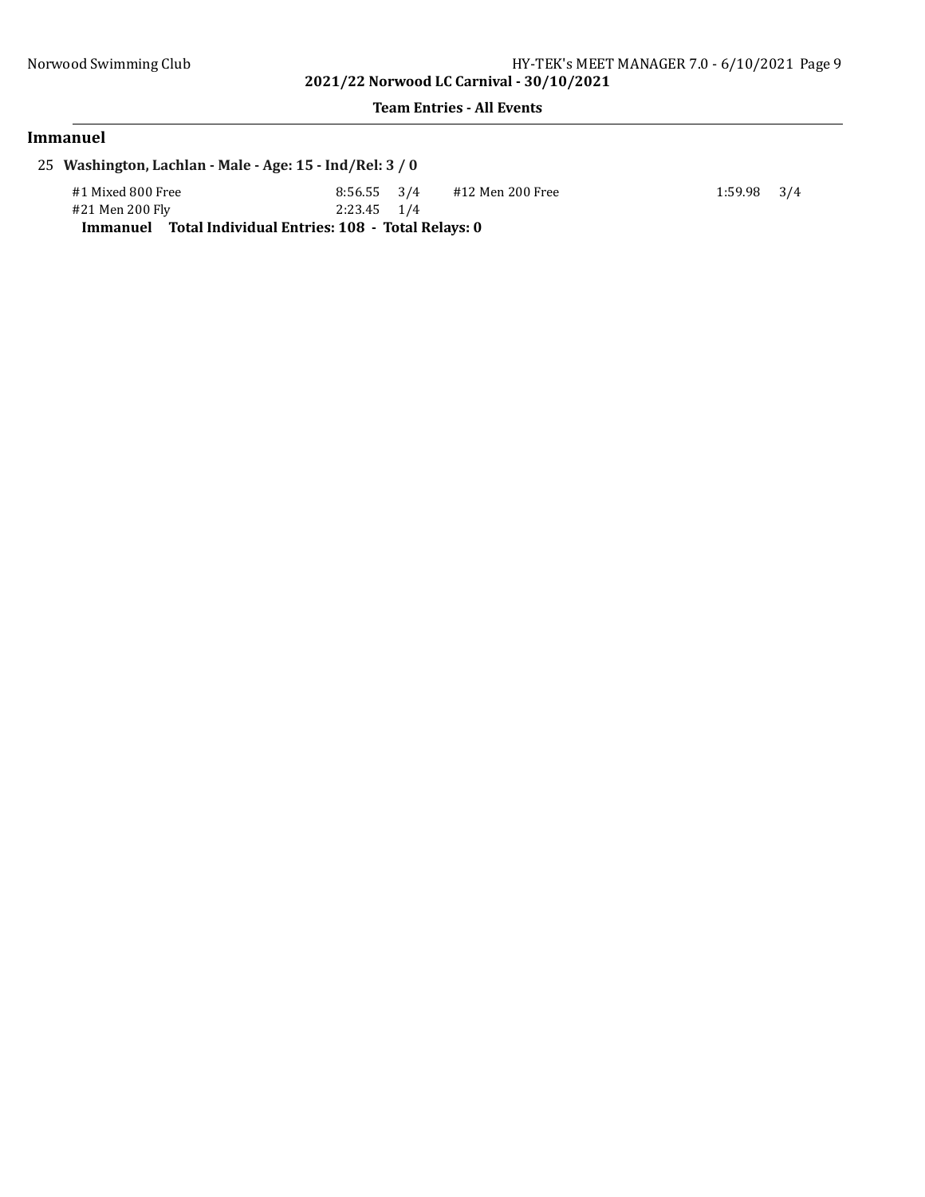## Immanuel

25 **Washington, Lachlan - Male - Age: 15 - Ind/Rel: 3 / 0**

| Event | Time | Heat/Lane | Event | Time | Heat/Lane |
|---|---|---|---|---|---|
| #1 Mixed 800 Free | 8:56.55 | 3/4 | #12 Men 200 Free | 1:59.98 | 3/4 |
| #21 Men 200 Fly | 2:23.45 | 1/4 | | | |

**Immanuel Total Individual Entries: 108 - Total Relays: 0**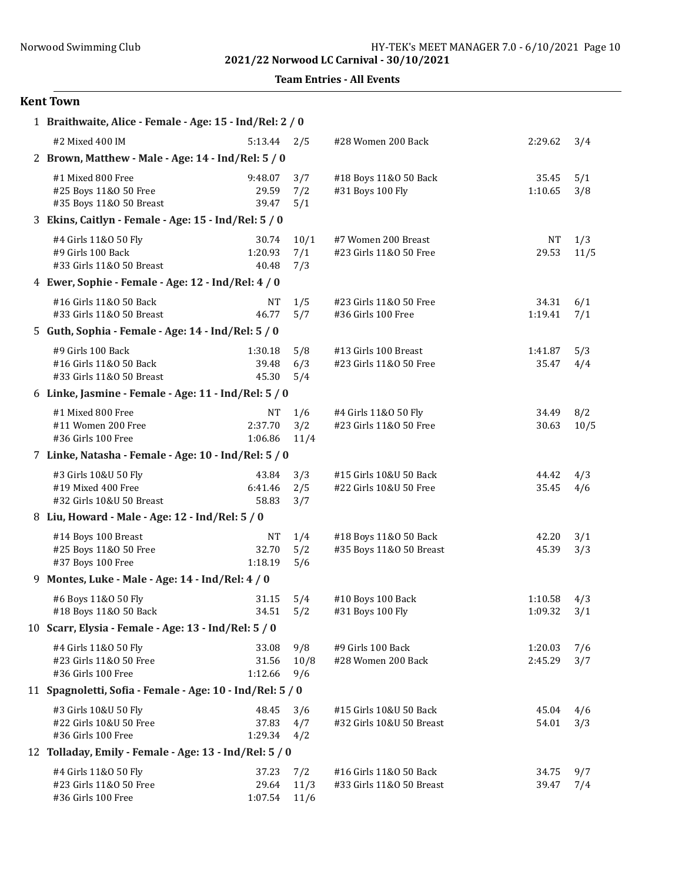2021/22 Norwood LC Carnival - 30/10/2021

**Team Entries - All Events**

## Kent Town

**1 Braithwaite, Alice - Female - Age: 15 - Ind/Rel: 2 / 0**

| Event | Seed | Heat/Lane | Event | Seed | Heat/Lane |
|---|---|---|---|---|---|
| #2 Mixed 400 IM | 5:13.44 | 2/5 | #28 Women 200 Back | 2:29.62 | 3/4 |

**2 Brown, Matthew - Male - Age: 14 - Ind/Rel: 5 / 0**

| Event | Seed | Heat/Lane | Event | Seed | Heat/Lane |
|---|---|---|---|---|---|
| #1 Mixed 800 Free | 9:48.07 | 3/7 | #18 Boys 11&O 50 Back | 35.45 | 5/1 |
| #25 Boys 11&O 50 Free | 29.59 | 7/2 | #31 Boys 100 Fly | 1:10.65 | 3/8 |
| #35 Boys 11&O 50 Breast | 39.47 | 5/1 | | | |

**3 Ekins, Caitlyn - Female - Age: 15 - Ind/Rel: 5 / 0**

| Event | Seed | Heat/Lane | Event | Seed | Heat/Lane |
|---|---|---|---|---|---|
| #4 Girls 11&O 50 Fly | 30.74 | 10/1 | #7 Women 200 Breast | NT | 1/3 |
| #9 Girls 100 Back | 1:20.93 | 7/1 | #23 Girls 11&O 50 Free | 29.53 | 11/5 |
| #33 Girls 11&O 50 Breast | 40.48 | 7/3 | | | |

**4 Ewer, Sophie - Female - Age: 12 - Ind/Rel: 4 / 0**

| Event | Seed | Heat/Lane | Event | Seed | Heat/Lane |
|---|---|---|---|---|---|
| #16 Girls 11&O 50 Back | NT | 1/5 | #23 Girls 11&O 50 Free | 34.31 | 6/1 |
| #33 Girls 11&O 50 Breast | 46.77 | 5/7 | #36 Girls 100 Free | 1:19.41 | 7/1 |

**5 Guth, Sophia - Female - Age: 14 - Ind/Rel: 5 / 0**

| Event | Seed | Heat/Lane | Event | Seed | Heat/Lane |
|---|---|---|---|---|---|
| #9 Girls 100 Back | 1:30.18 | 5/8 | #13 Girls 100 Breast | 1:41.87 | 5/3 |
| #16 Girls 11&O 50 Back | 39.48 | 6/3 | #23 Girls 11&O 50 Free | 35.47 | 4/4 |
| #33 Girls 11&O 50 Breast | 45.30 | 5/4 | | | |

**6 Linke, Jasmine - Female - Age: 11 - Ind/Rel: 5 / 0**

| Event | Seed | Heat/Lane | Event | Seed | Heat/Lane |
|---|---|---|---|---|---|
| #1 Mixed 800 Free | NT | 1/6 | #4 Girls 11&O 50 Fly | 34.49 | 8/2 |
| #11 Women 200 Free | 2:37.70 | 3/2 | #23 Girls 11&O 50 Free | 30.63 | 10/5 |
| #36 Girls 100 Free | 1:06.86 | 11/4 | | | |

**7 Linke, Natasha - Female - Age: 10 - Ind/Rel: 5 / 0**

| Event | Seed | Heat/Lane | Event | Seed | Heat/Lane |
|---|---|---|---|---|---|
| #3 Girls 10&U 50 Fly | 43.84 | 3/3 | #15 Girls 10&U 50 Back | 44.42 | 4/3 |
| #19 Mixed 400 Free | 6:41.46 | 2/5 | #22 Girls 10&U 50 Free | 35.45 | 4/6 |
| #32 Girls 10&U 50 Breast | 58.83 | 3/7 | | | |

**8 Liu, Howard - Male - Age: 12 - Ind/Rel: 5 / 0**

| Event | Seed | Heat/Lane | Event | Seed | Heat/Lane |
|---|---|---|---|---|---|
| #14 Boys 100 Breast | NT | 1/4 | #18 Boys 11&O 50 Back | 42.20 | 3/1 |
| #25 Boys 11&O 50 Free | 32.70 | 5/2 | #35 Boys 11&O 50 Breast | 45.39 | 3/3 |
| #37 Boys 100 Free | 1:18.19 | 5/6 | | | |

**9 Montes, Luke - Male - Age: 14 - Ind/Rel: 4 / 0**

| Event | Seed | Heat/Lane | Event | Seed | Heat/Lane |
|---|---|---|---|---|---|
| #6 Boys 11&O 50 Fly | 31.15 | 5/4 | #10 Boys 100 Back | 1:10.58 | 4/3 |
| #18 Boys 11&O 50 Back | 34.51 | 5/2 | #31 Boys 100 Fly | 1:09.32 | 3/1 |

**10 Scarr, Elysia - Female - Age: 13 - Ind/Rel: 5 / 0**

| Event | Seed | Heat/Lane | Event | Seed | Heat/Lane |
|---|---|---|---|---|---|
| #4 Girls 11&O 50 Fly | 33.08 | 9/8 | #9 Girls 100 Back | 1:20.03 | 7/6 |
| #23 Girls 11&O 50 Free | 31.56 | 10/8 | #28 Women 200 Back | 2:45.29 | 3/7 |
| #36 Girls 100 Free | 1:12.66 | 9/6 | | | |

**11 Spagnoletti, Sofia - Female - Age: 10 - Ind/Rel: 5 / 0**

| Event | Seed | Heat/Lane | Event | Seed | Heat/Lane |
|---|---|---|---|---|---|
| #3 Girls 10&U 50 Fly | 48.45 | 3/6 | #15 Girls 10&U 50 Back | 45.04 | 4/6 |
| #22 Girls 10&U 50 Free | 37.83 | 4/7 | #32 Girls 10&U 50 Breast | 54.01 | 3/3 |
| #36 Girls 100 Free | 1:29.34 | 4/2 | | | |

**12 Tolladay, Emily - Female - Age: 13 - Ind/Rel: 5 / 0**

| Event | Seed | Heat/Lane | Event | Seed | Heat/Lane |
|---|---|---|---|---|---|
| #4 Girls 11&O 50 Fly | 37.23 | 7/2 | #16 Girls 11&O 50 Back | 34.75 | 9/7 |
| #23 Girls 11&O 50 Free | 29.64 | 11/3 | #33 Girls 11&O 50 Breast | 39.47 | 7/4 |
| #36 Girls 100 Free | 1:07.54 | 11/6 | | | |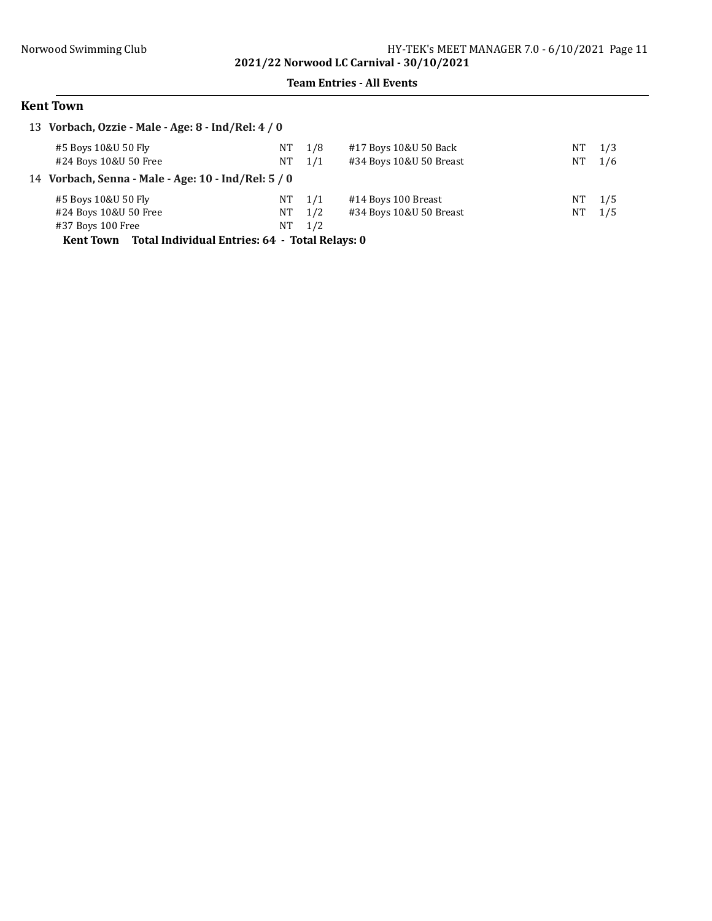**Team Entries - All Events**

## Kent Town

### 13 Vorbach, Ozzie - Male - Age: 8 - Ind/Rel: 4 / 0

| Event | Seed | Heat/Lane | Event | Seed | Heat/Lane |
|---|---|---|---|---|---|
| #5 Boys 10&U 50 Fly | NT | 1/8 | #17 Boys 10&U 50 Back | NT | 1/3 |
| #24 Boys 10&U 50 Free | NT | 1/1 | #34 Boys 10&U 50 Breast | NT | 1/6 |

### 14 Vorbach, Senna - Male - Age: 10 - Ind/Rel: 5 / 0

| Event | Seed | Heat/Lane | Event | Seed | Heat/Lane |
|---|---|---|---|---|---|
| #5 Boys 10&U 50 Fly | NT | 1/1 | #14 Boys 100 Breast | NT | 1/5 |
| #24 Boys 10&U 50 Free | NT | 1/2 | #34 Boys 10&U 50 Breast | NT | 1/5 |
| #37 Boys 100 Free | NT | 1/2 | | | |

**Kent Town Total Individual Entries: 64 - Total Relays: 0**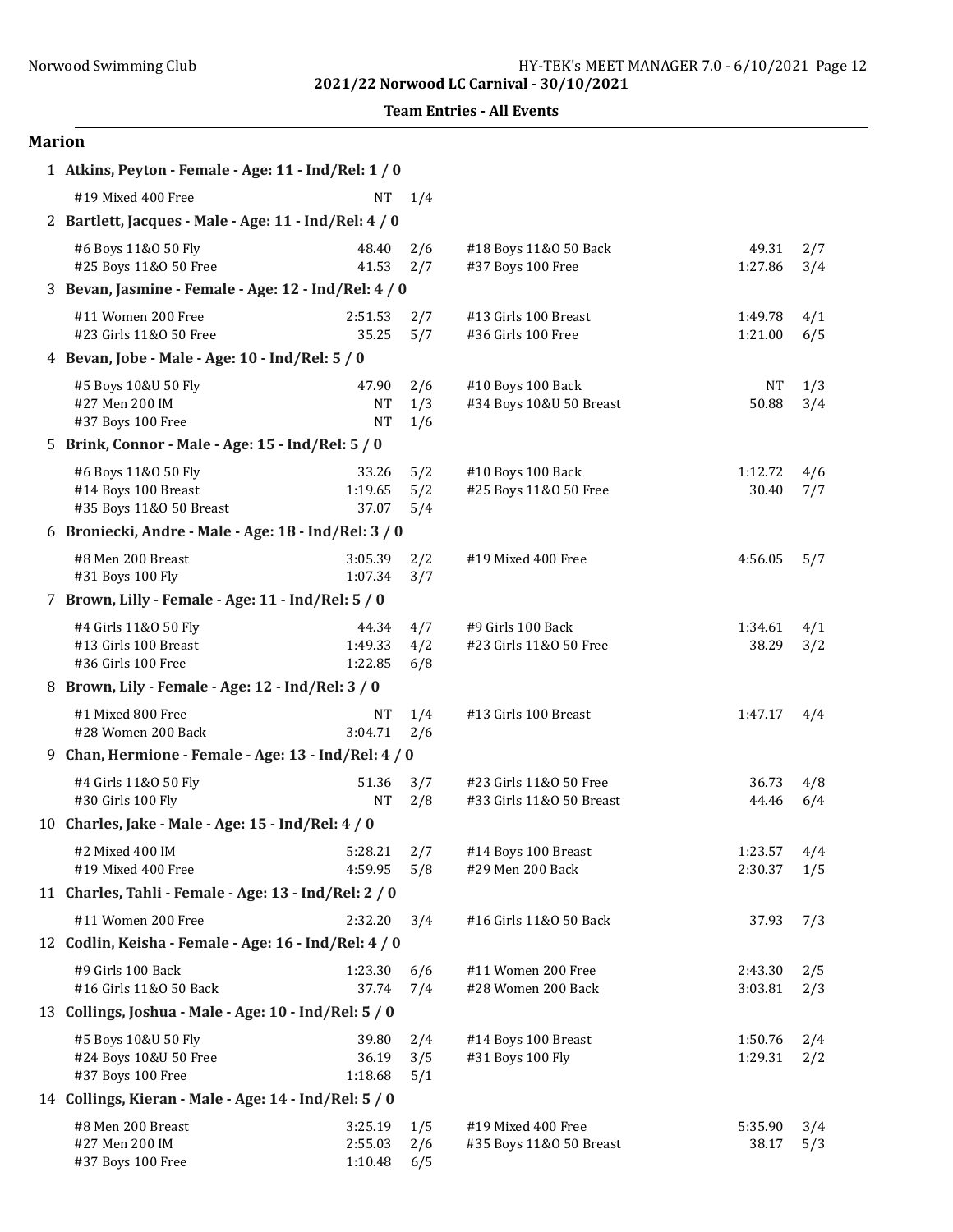## 2021/22 Norwood LC Carnival - 30/10/2021

### Team Entries - All Events

## Marion

**1 Atkins, Peyton - Female - Age: 11 - Ind/Rel: 1 / 0**

| Event | Seed | H/L | Event | Seed | H/L |
|---|---|---|---|---|---|
| #19 Mixed 400 Free | NT | 1/4 | | | |

**2 Bartlett, Jacques - Male - Age: 11 - Ind/Rel: 4 / 0**

| Event | Seed | H/L | Event | Seed | H/L |
|---|---|---|---|---|---|
| #6 Boys 11&O 50 Fly | 48.40 | 2/6 | #18 Boys 11&O 50 Back | 49.31 | 2/7 |
| #25 Boys 11&O 50 Free | 41.53 | 2/7 | #37 Boys 100 Free | 1:27.86 | 3/4 |

**3 Bevan, Jasmine - Female - Age: 12 - Ind/Rel: 4 / 0**

| Event | Seed | H/L | Event | Seed | H/L |
|---|---|---|---|---|---|
| #11 Women 200 Free | 2:51.53 | 2/7 | #13 Girls 100 Breast | 1:49.78 | 4/1 |
| #23 Girls 11&O 50 Free | 35.25 | 5/7 | #36 Girls 100 Free | 1:21.00 | 6/5 |

**4 Bevan, Jobe - Male - Age: 10 - Ind/Rel: 5 / 0**

| Event | Seed | H/L | Event | Seed | H/L |
|---|---|---|---|---|---|
| #5 Boys 10&U 50 Fly | 47.90 | 2/6 | #10 Boys 100 Back | NT | 1/3 |
| #27 Men 200 IM | NT | 1/3 | #34 Boys 10&U 50 Breast | 50.88 | 3/4 |
| #37 Boys 100 Free | NT | 1/6 | | | |

**5 Brink, Connor - Male - Age: 15 - Ind/Rel: 5 / 0**

| Event | Seed | H/L | Event | Seed | H/L |
|---|---|---|---|---|---|
| #6 Boys 11&O 50 Fly | 33.26 | 5/2 | #10 Boys 100 Back | 1:12.72 | 4/6 |
| #14 Boys 100 Breast | 1:19.65 | 5/2 | #25 Boys 11&O 50 Free | 30.40 | 7/7 |
| #35 Boys 11&O 50 Breast | 37.07 | 5/4 | | | |

**6 Broniecki, Andre - Male - Age: 18 - Ind/Rel: 3 / 0**

| Event | Seed | H/L | Event | Seed | H/L |
|---|---|---|---|---|---|
| #8 Men 200 Breast | 3:05.39 | 2/2 | #19 Mixed 400 Free | 4:56.05 | 5/7 |
| #31 Boys 100 Fly | 1:07.34 | 3/7 | | | |

**7 Brown, Lilly - Female - Age: 11 - Ind/Rel: 5 / 0**

| Event | Seed | H/L | Event | Seed | H/L |
|---|---|---|---|---|---|
| #4 Girls 11&O 50 Fly | 44.34 | 4/7 | #9 Girls 100 Back | 1:34.61 | 4/1 |
| #13 Girls 100 Breast | 1:49.33 | 4/2 | #23 Girls 11&O 50 Free | 38.29 | 3/2 |
| #36 Girls 100 Free | 1:22.85 | 6/8 | | | |

**8 Brown, Lily - Female - Age: 12 - Ind/Rel: 3 / 0**

| Event | Seed | H/L | Event | Seed | H/L |
|---|---|---|---|---|---|
| #1 Mixed 800 Free | NT | 1/4 | #13 Girls 100 Breast | 1:47.17 | 4/4 |
| #28 Women 200 Back | 3:04.71 | 2/6 | | | |

**9 Chan, Hermione - Female - Age: 13 - Ind/Rel: 4 / 0**

| Event | Seed | H/L | Event | Seed | H/L |
|---|---|---|---|---|---|
| #4 Girls 11&O 50 Fly | 51.36 | 3/7 | #23 Girls 11&O 50 Free | 36.73 | 4/8 |
| #30 Girls 100 Fly | NT | 2/8 | #33 Girls 11&O 50 Breast | 44.46 | 6/4 |

**10 Charles, Jake - Male - Age: 15 - Ind/Rel: 4 / 0**

| Event | Seed | H/L | Event | Seed | H/L |
|---|---|---|---|---|---|
| #2 Mixed 400 IM | 5:28.21 | 2/7 | #14 Boys 100 Breast | 1:23.57 | 4/4 |
| #19 Mixed 400 Free | 4:59.95 | 5/8 | #29 Men 200 Back | 2:30.37 | 1/5 |

**11 Charles, Tahli - Female - Age: 13 - Ind/Rel: 2 / 0**

| Event | Seed | H/L | Event | Seed | H/L |
|---|---|---|---|---|---|
| #11 Women 200 Free | 2:32.20 | 3/4 | #16 Girls 11&O 50 Back | 37.93 | 7/3 |

**12 Codlin, Keisha - Female - Age: 16 - Ind/Rel: 4 / 0**

| Event | Seed | H/L | Event | Seed | H/L |
|---|---|---|---|---|---|
| #9 Girls 100 Back | 1:23.30 | 6/6 | #11 Women 200 Free | 2:43.30 | 2/5 |
| #16 Girls 11&O 50 Back | 37.74 | 7/4 | #28 Women 200 Back | 3:03.81 | 2/3 |

**13 Collings, Joshua - Male - Age: 10 - Ind/Rel: 5 / 0**

| Event | Seed | H/L | Event | Seed | H/L |
|---|---|---|---|---|---|
| #5 Boys 10&U 50 Fly | 39.80 | 2/4 | #14 Boys 100 Breast | 1:50.76 | 2/4 |
| #24 Boys 10&U 50 Free | 36.19 | 3/5 | #31 Boys 100 Fly | 1:29.31 | 2/2 |
| #37 Boys 100 Free | 1:18.68 | 5/1 | | | |

**14 Collings, Kieran - Male - Age: 14 - Ind/Rel: 5 / 0**

| Event | Seed | H/L | Event | Seed | H/L |
|---|---|---|---|---|---|
| #8 Men 200 Breast | 3:25.19 | 1/5 | #19 Mixed 400 Free | 5:35.90 | 3/4 |
| #27 Men 200 IM | 2:55.03 | 2/6 | #35 Boys 11&O 50 Breast | 38.17 | 5/3 |
| #37 Boys 100 Free | 1:10.48 | 6/5 | | | |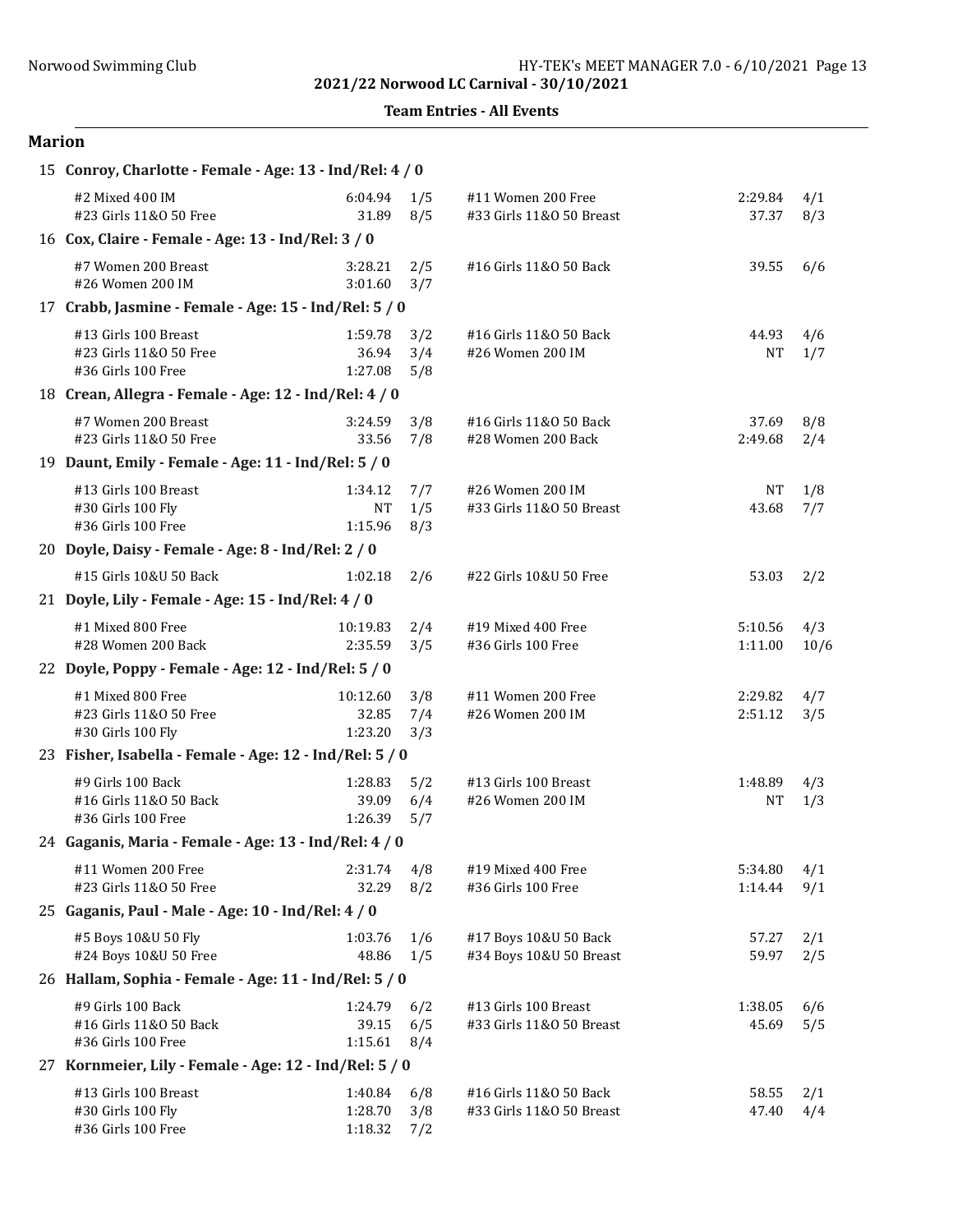2021/22 Norwood LC Carnival - 30/10/2021

Team Entries - All Events

## Marion

**15 Conroy, Charlotte - Female - Age: 13 - Ind/Rel: 4 / 0**

| Event | Time | Heat/Lane | Event | Time | Heat/Lane |
|---|---|---|---|---|---|
| #2 Mixed 400 IM | 6:04.94 | 1/5 | #11 Women 200 Free | 2:29.84 | 4/1 |
| #23 Girls 11&O 50 Free | 31.89 | 8/5 | #33 Girls 11&O 50 Breast | 37.37 | 8/3 |

**16 Cox, Claire - Female - Age: 13 - Ind/Rel: 3 / 0**

| Event | Time | Heat/Lane | Event | Time | Heat/Lane |
|---|---|---|---|---|---|
| #7 Women 200 Breast | 3:28.21 | 2/5 | #16 Girls 11&O 50 Back | 39.55 | 6/6 |
| #26 Women 200 IM | 3:01.60 | 3/7 | | | |

**17 Crabb, Jasmine - Female - Age: 15 - Ind/Rel: 5 / 0**

| Event | Time | Heat/Lane | Event | Time | Heat/Lane |
|---|---|---|---|---|---|
| #13 Girls 100 Breast | 1:59.78 | 3/2 | #16 Girls 11&O 50 Back | 44.93 | 4/6 |
| #23 Girls 11&O 50 Free | 36.94 | 3/4 | #26 Women 200 IM | NT | 1/7 |
| #36 Girls 100 Free | 1:27.08 | 5/8 | | | |

**18 Crean, Allegra - Female - Age: 12 - Ind/Rel: 4 / 0**

| Event | Time | Heat/Lane | Event | Time | Heat/Lane |
|---|---|---|---|---|---|
| #7 Women 200 Breast | 3:24.59 | 3/8 | #16 Girls 11&O 50 Back | 37.69 | 8/8 |
| #23 Girls 11&O 50 Free | 33.56 | 7/8 | #28 Women 200 Back | 2:49.68 | 2/4 |

**19 Daunt, Emily - Female - Age: 11 - Ind/Rel: 5 / 0**

| Event | Time | Heat/Lane | Event | Time | Heat/Lane |
|---|---|---|---|---|---|
| #13 Girls 100 Breast | 1:34.12 | 7/7 | #26 Women 200 IM | NT | 1/8 |
| #30 Girls 100 Fly | NT | 1/5 | #33 Girls 11&O 50 Breast | 43.68 | 7/7 |
| #36 Girls 100 Free | 1:15.96 | 8/3 | | | |

**20 Doyle, Daisy - Female - Age: 8 - Ind/Rel: 2 / 0**

| Event | Time | Heat/Lane | Event | Time | Heat/Lane |
|---|---|---|---|---|---|
| #15 Girls 10&U 50 Back | 1:02.18 | 2/6 | #22 Girls 10&U 50 Free | 53.03 | 2/2 |

**21 Doyle, Lily - Female - Age: 15 - Ind/Rel: 4 / 0**

| Event | Time | Heat/Lane | Event | Time | Heat/Lane |
|---|---|---|---|---|---|
| #1 Mixed 800 Free | 10:19.83 | 2/4 | #19 Mixed 400 Free | 5:10.56 | 4/3 |
| #28 Women 200 Back | 2:35.59 | 3/5 | #36 Girls 100 Free | 1:11.00 | 10/6 |

**22 Doyle, Poppy - Female - Age: 12 - Ind/Rel: 5 / 0**

| Event | Time | Heat/Lane | Event | Time | Heat/Lane |
|---|---|---|---|---|---|
| #1 Mixed 800 Free | 10:12.60 | 3/8 | #11 Women 200 Free | 2:29.82 | 4/7 |
| #23 Girls 11&O 50 Free | 32.85 | 7/4 | #26 Women 200 IM | 2:51.12 | 3/5 |
| #30 Girls 100 Fly | 1:23.20 | 3/3 | | | |

**23 Fisher, Isabella - Female - Age: 12 - Ind/Rel: 5 / 0**

| Event | Time | Heat/Lane | Event | Time | Heat/Lane |
|---|---|---|---|---|---|
| #9 Girls 100 Back | 1:28.83 | 5/2 | #13 Girls 100 Breast | 1:48.89 | 4/3 |
| #16 Girls 11&O 50 Back | 39.09 | 6/4 | #26 Women 200 IM | NT | 1/3 |
| #36 Girls 100 Free | 1:26.39 | 5/7 | | | |

**24 Gaganis, Maria - Female - Age: 13 - Ind/Rel: 4 / 0**

| Event | Time | Heat/Lane | Event | Time | Heat/Lane |
|---|---|---|---|---|---|
| #11 Women 200 Free | 2:31.74 | 4/8 | #19 Mixed 400 Free | 5:34.80 | 4/1 |
| #23 Girls 11&O 50 Free | 32.29 | 8/2 | #36 Girls 100 Free | 1:14.44 | 9/1 |

**25 Gaganis, Paul - Male - Age: 10 - Ind/Rel: 4 / 0**

| Event | Time | Heat/Lane | Event | Time | Heat/Lane |
|---|---|---|---|---|---|
| #5 Boys 10&U 50 Fly | 1:03.76 | 1/6 | #17 Boys 10&U 50 Back | 57.27 | 2/1 |
| #24 Boys 10&U 50 Free | 48.86 | 1/5 | #34 Boys 10&U 50 Breast | 59.97 | 2/5 |

**26 Hallam, Sophia - Female - Age: 11 - Ind/Rel: 5 / 0**

| Event | Time | Heat/Lane | Event | Time | Heat/Lane |
|---|---|---|---|---|---|
| #9 Girls 100 Back | 1:24.79 | 6/2 | #13 Girls 100 Breast | 1:38.05 | 6/6 |
| #16 Girls 11&O 50 Back | 39.15 | 6/5 | #33 Girls 11&O 50 Breast | 45.69 | 5/5 |
| #36 Girls 100 Free | 1:15.61 | 8/4 | | | |

**27 Kornmeier, Lily - Female - Age: 12 - Ind/Rel: 5 / 0**

| Event | Time | Heat/Lane | Event | Time | Heat/Lane |
|---|---|---|---|---|---|
| #13 Girls 100 Breast | 1:40.84 | 6/8 | #16 Girls 11&O 50 Back | 58.55 | 2/1 |
| #30 Girls 100 Fly | 1:28.70 | 3/8 | #33 Girls 11&O 50 Breast | 47.40 | 4/4 |
| #36 Girls 100 Free | 1:18.32 | 7/2 | | | |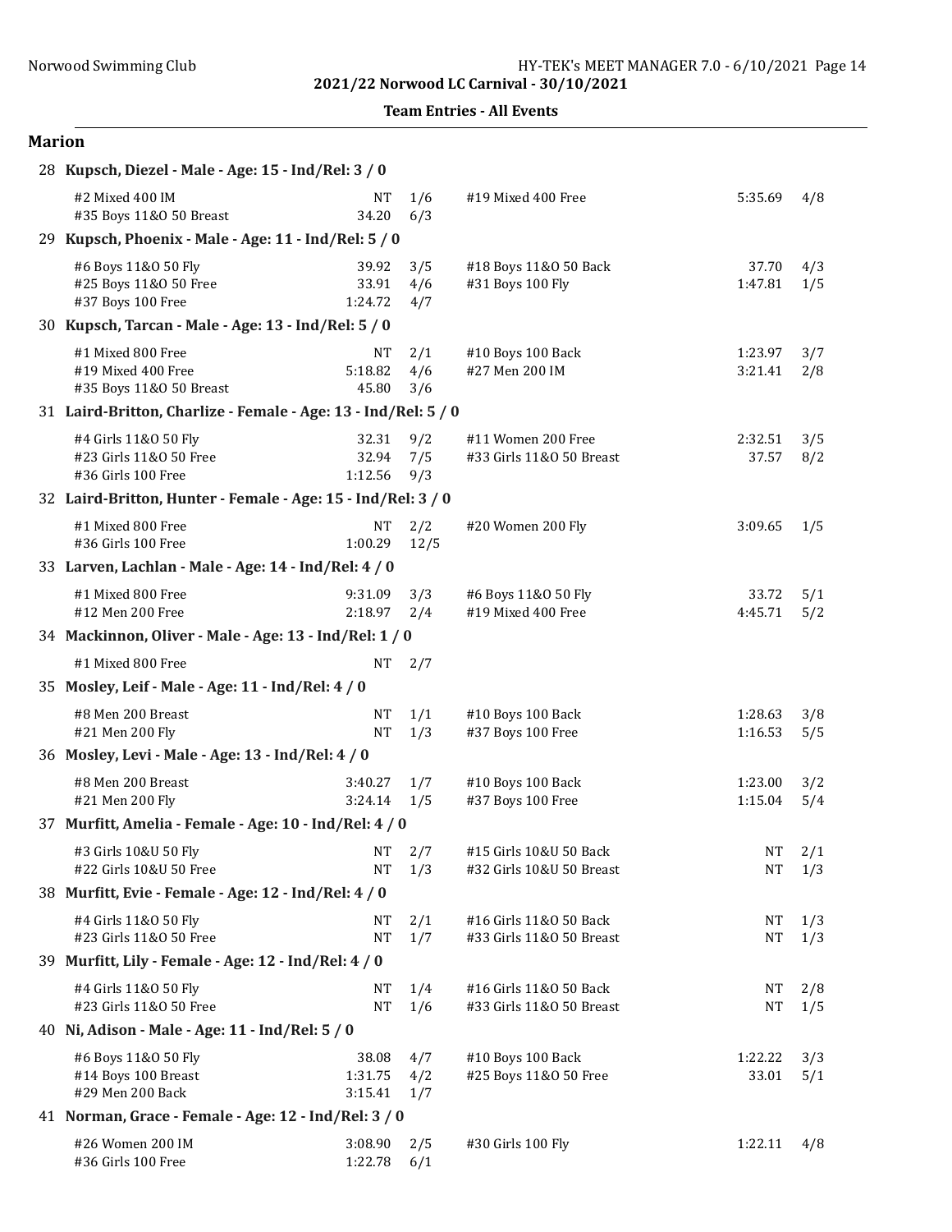## 2021/22 Norwood LC Carnival - 30/10/2021

### Team Entries - All Events

## Marion

**28 Kupsch, Diezel - Male - Age: 15 - Ind/Rel: 3 / 0**

| Event | Seed | Heat/Lane | Event | Seed | Heat/Lane |
|---|---|---|---|---|---|
| #2 Mixed 400 IM | NT | 1/6 | #19 Mixed 400 Free | 5:35.69 | 4/8 |
| #35 Boys 11&O 50 Breast | 34.20 | 6/3 | | | |

**29 Kupsch, Phoenix - Male - Age: 11 - Ind/Rel: 5 / 0**

| Event | Seed | Heat/Lane | Event | Seed | Heat/Lane |
|---|---|---|---|---|---|
| #6 Boys 11&O 50 Fly | 39.92 | 3/5 | #18 Boys 11&O 50 Back | 37.70 | 4/3 |
| #25 Boys 11&O 50 Free | 33.91 | 4/6 | #31 Boys 100 Fly | 1:47.81 | 1/5 |
| #37 Boys 100 Free | 1:24.72 | 4/7 | | | |

**30 Kupsch, Tarcan - Male - Age: 13 - Ind/Rel: 5 / 0**

| Event | Seed | Heat/Lane | Event | Seed | Heat/Lane |
|---|---|---|---|---|---|
| #1 Mixed 800 Free | NT | 2/1 | #10 Boys 100 Back | 1:23.97 | 3/7 |
| #19 Mixed 400 Free | 5:18.82 | 4/6 | #27 Men 200 IM | 3:21.41 | 2/8 |
| #35 Boys 11&O 50 Breast | 45.80 | 3/6 | | | |

**31 Laird-Britton, Charlize - Female - Age: 13 - Ind/Rel: 5 / 0**

| Event | Seed | Heat/Lane | Event | Seed | Heat/Lane |
|---|---|---|---|---|---|
| #4 Girls 11&O 50 Fly | 32.31 | 9/2 | #11 Women 200 Free | 2:32.51 | 3/5 |
| #23 Girls 11&O 50 Free | 32.94 | 7/5 | #33 Girls 11&O 50 Breast | 37.57 | 8/2 |
| #36 Girls 100 Free | 1:12.56 | 9/3 | | | |

**32 Laird-Britton, Hunter - Female - Age: 15 - Ind/Rel: 3 / 0**

| Event | Seed | Heat/Lane | Event | Seed | Heat/Lane |
|---|---|---|---|---|---|
| #1 Mixed 800 Free | NT | 2/2 | #20 Women 200 Fly | 3:09.65 | 1/5 |
| #36 Girls 100 Free | 1:00.29 | 12/5 | | | |

**33 Larven, Lachlan - Male - Age: 14 - Ind/Rel: 4 / 0**

| Event | Seed | Heat/Lane | Event | Seed | Heat/Lane |
|---|---|---|---|---|---|
| #1 Mixed 800 Free | 9:31.09 | 3/3 | #6 Boys 11&O 50 Fly | 33.72 | 5/1 |
| #12 Men 200 Free | 2:18.97 | 2/4 | #19 Mixed 400 Free | 4:45.71 | 5/2 |

**34 Mackinnon, Oliver - Male - Age: 13 - Ind/Rel: 1 / 0**

| Event | Seed | Heat/Lane |
|---|---|---|
| #1 Mixed 800 Free | NT | 2/7 |

**35 Mosley, Leif - Male - Age: 11 - Ind/Rel: 4 / 0**

| Event | Seed | Heat/Lane | Event | Seed | Heat/Lane |
|---|---|---|---|---|---|
| #8 Men 200 Breast | NT | 1/1 | #10 Boys 100 Back | 1:28.63 | 3/8 |
| #21 Men 200 Fly | NT | 1/3 | #37 Boys 100 Free | 1:16.53 | 5/5 |

**36 Mosley, Levi - Male - Age: 13 - Ind/Rel: 4 / 0**

| Event | Seed | Heat/Lane | Event | Seed | Heat/Lane |
|---|---|---|---|---|---|
| #8 Men 200 Breast | 3:40.27 | 1/7 | #10 Boys 100 Back | 1:23.00 | 3/2 |
| #21 Men 200 Fly | 3:24.14 | 1/5 | #37 Boys 100 Free | 1:15.04 | 5/4 |

**37 Murfitt, Amelia - Female - Age: 10 - Ind/Rel: 4 / 0**

| Event | Seed | Heat/Lane | Event | Seed | Heat/Lane |
|---|---|---|---|---|---|
| #3 Girls 10&U 50 Fly | NT | 2/7 | #15 Girls 10&U 50 Back | NT | 2/1 |
| #22 Girls 10&U 50 Free | NT | 1/3 | #32 Girls 10&U 50 Breast | NT | 1/3 |

**38 Murfitt, Evie - Female - Age: 12 - Ind/Rel: 4 / 0**

| Event | Seed | Heat/Lane | Event | Seed | Heat/Lane |
|---|---|---|---|---|---|
| #4 Girls 11&O 50 Fly | NT | 2/1 | #16 Girls 11&O 50 Back | NT | 1/3 |
| #23 Girls 11&O 50 Free | NT | 1/7 | #33 Girls 11&O 50 Breast | NT | 1/3 |

**39 Murfitt, Lily - Female - Age: 12 - Ind/Rel: 4 / 0**

| Event | Seed | Heat/Lane | Event | Seed | Heat/Lane |
|---|---|---|---|---|---|
| #4 Girls 11&O 50 Fly | NT | 1/4 | #16 Girls 11&O 50 Back | NT | 2/8 |
| #23 Girls 11&O 50 Free | NT | 1/6 | #33 Girls 11&O 50 Breast | NT | 1/5 |

**40 Ni, Adison - Male - Age: 11 - Ind/Rel: 5 / 0**

| Event | Seed | Heat/Lane | Event | Seed | Heat/Lane |
|---|---|---|---|---|---|
| #6 Boys 11&O 50 Fly | 38.08 | 4/7 | #10 Boys 100 Back | 1:22.22 | 3/3 |
| #14 Boys 100 Breast | 1:31.75 | 4/2 | #25 Boys 11&O 50 Free | 33.01 | 5/1 |
| #29 Men 200 Back | 3:15.41 | 1/7 | | | |

**41 Norman, Grace - Female - Age: 12 - Ind/Rel: 3 / 0**

| Event | Seed | Heat/Lane | Event | Seed | Heat/Lane |
|---|---|---|---|---|---|
| #26 Women 200 IM | 3:08.90 | 2/5 | #30 Girls 100 Fly | 1:22.11 | 4/8 |
| #36 Girls 100 Free | 1:22.78 | 6/1 | | | |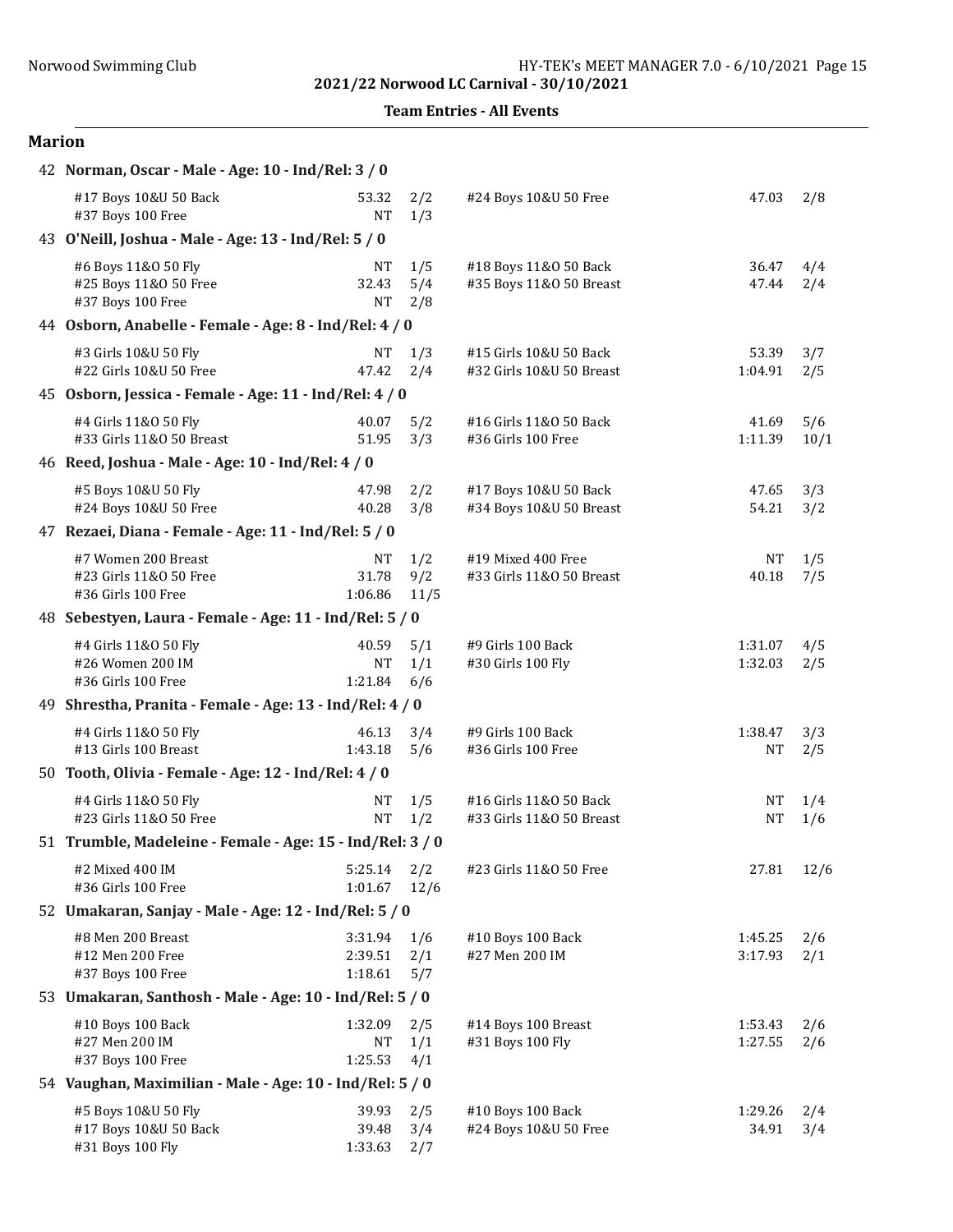## 2021/22 Norwood LC Carnival - 30/10/2021

### Team Entries - All Events

## Marion

**42 Norman, Oscar - Male - Age: 10 - Ind/Rel: 3 / 0**

| Event | Seed | Heat/Lane | Event | Seed | Heat/Lane |
|---|---|---|---|---|---|
| #17 Boys 10&U 50 Back | 53.32 | 2/2 | #24 Boys 10&U 50 Free | 47.03 | 2/8 |
| #37 Boys 100 Free | NT | 1/3 | | | |

**43 O'Neill, Joshua - Male - Age: 13 - Ind/Rel: 5 / 0**

| Event | Seed | Heat/Lane | Event | Seed | Heat/Lane |
|---|---|---|---|---|---|
| #6 Boys 11&O 50 Fly | NT | 1/5 | #18 Boys 11&O 50 Back | 36.47 | 4/4 |
| #25 Boys 11&O 50 Free | 32.43 | 5/4 | #35 Boys 11&O 50 Breast | 47.44 | 2/4 |
| #37 Boys 100 Free | NT | 2/8 | | | |

**44 Osborn, Anabelle - Female - Age: 8 - Ind/Rel: 4 / 0**

| Event | Seed | Heat/Lane | Event | Seed | Heat/Lane |
|---|---|---|---|---|---|
| #3 Girls 10&U 50 Fly | NT | 1/3 | #15 Girls 10&U 50 Back | 53.39 | 3/7 |
| #22 Girls 10&U 50 Free | 47.42 | 2/4 | #32 Girls 10&U 50 Breast | 1:04.91 | 2/5 |

**45 Osborn, Jessica - Female - Age: 11 - Ind/Rel: 4 / 0**

| Event | Seed | Heat/Lane | Event | Seed | Heat/Lane |
|---|---|---|---|---|---|
| #4 Girls 11&O 50 Fly | 40.07 | 5/2 | #16 Girls 11&O 50 Back | 41.69 | 5/6 |
| #33 Girls 11&O 50 Breast | 51.95 | 3/3 | #36 Girls 100 Free | 1:11.39 | 10/1 |

**46 Reed, Joshua - Male - Age: 10 - Ind/Rel: 4 / 0**

| Event | Seed | Heat/Lane | Event | Seed | Heat/Lane |
|---|---|---|---|---|---|
| #5 Boys 10&U 50 Fly | 47.98 | 2/2 | #17 Boys 10&U 50 Back | 47.65 | 3/3 |
| #24 Boys 10&U 50 Free | 40.28 | 3/8 | #34 Boys 10&U 50 Breast | 54.21 | 3/2 |

**47 Rezaei, Diana - Female - Age: 11 - Ind/Rel: 5 / 0**

| Event | Seed | Heat/Lane | Event | Seed | Heat/Lane |
|---|---|---|---|---|---|
| #7 Women 200 Breast | NT | 1/2 | #19 Mixed 400 Free | NT | 1/5 |
| #23 Girls 11&O 50 Free | 31.78 | 9/2 | #33 Girls 11&O 50 Breast | 40.18 | 7/5 |
| #36 Girls 100 Free | 1:06.86 | 11/5 | | | |

**48 Sebestyen, Laura - Female - Age: 11 - Ind/Rel: 5 / 0**

| Event | Seed | Heat/Lane | Event | Seed | Heat/Lane |
|---|---|---|---|---|---|
| #4 Girls 11&O 50 Fly | 40.59 | 5/1 | #9 Girls 100 Back | 1:31.07 | 4/5 |
| #26 Women 200 IM | NT | 1/1 | #30 Girls 100 Fly | 1:32.03 | 2/5 |
| #36 Girls 100 Free | 1:21.84 | 6/6 | | | |

**49 Shrestha, Pranita - Female - Age: 13 - Ind/Rel: 4 / 0**

| Event | Seed | Heat/Lane | Event | Seed | Heat/Lane |
|---|---|---|---|---|---|
| #4 Girls 11&O 50 Fly | 46.13 | 3/4 | #9 Girls 100 Back | 1:38.47 | 3/3 |
| #13 Girls 100 Breast | 1:43.18 | 5/6 | #36 Girls 100 Free | NT | 2/5 |

**50 Tooth, Olivia - Female - Age: 12 - Ind/Rel: 4 / 0**

| Event | Seed | Heat/Lane | Event | Seed | Heat/Lane |
|---|---|---|---|---|---|
| #4 Girls 11&O 50 Fly | NT | 1/5 | #16 Girls 11&O 50 Back | NT | 1/4 |
| #23 Girls 11&O 50 Free | NT | 1/2 | #33 Girls 11&O 50 Breast | NT | 1/6 |

**51 Trumble, Madeleine - Female - Age: 15 - Ind/Rel: 3 / 0**

| Event | Seed | Heat/Lane | Event | Seed | Heat/Lane |
|---|---|---|---|---|---|
| #2 Mixed 400 IM | 5:25.14 | 2/2 | #23 Girls 11&O 50 Free | 27.81 | 12/6 |
| #36 Girls 100 Free | 1:01.67 | 12/6 | | | |

**52 Umakaran, Sanjay - Male - Age: 12 - Ind/Rel: 5 / 0**

| Event | Seed | Heat/Lane | Event | Seed | Heat/Lane |
|---|---|---|---|---|---|
| #8 Men 200 Breast | 3:31.94 | 1/6 | #10 Boys 100 Back | 1:45.25 | 2/6 |
| #12 Men 200 Free | 2:39.51 | 2/1 | #27 Men 200 IM | 3:17.93 | 2/1 |
| #37 Boys 100 Free | 1:18.61 | 5/7 | | | |

**53 Umakaran, Santhosh - Male - Age: 10 - Ind/Rel: 5 / 0**

| Event | Seed | Heat/Lane | Event | Seed | Heat/Lane |
|---|---|---|---|---|---|
| #10 Boys 100 Back | 1:32.09 | 2/5 | #14 Boys 100 Breast | 1:53.43 | 2/6 |
| #27 Men 200 IM | NT | 1/1 | #31 Boys 100 Fly | 1:27.55 | 2/6 |
| #37 Boys 100 Free | 1:25.53 | 4/1 | | | |

**54 Vaughan, Maximilian - Male - Age: 10 - Ind/Rel: 5 / 0**

| Event | Seed | Heat/Lane | Event | Seed | Heat/Lane |
|---|---|---|---|---|---|
| #5 Boys 10&U 50 Fly | 39.93 | 2/5 | #10 Boys 100 Back | 1:29.26 | 2/4 |
| #17 Boys 10&U 50 Back | 39.48 | 3/4 | #24 Boys 10&U 50 Free | 34.91 | 3/4 |
| #31 Boys 100 Fly | 1:33.63 | 2/7 | | | |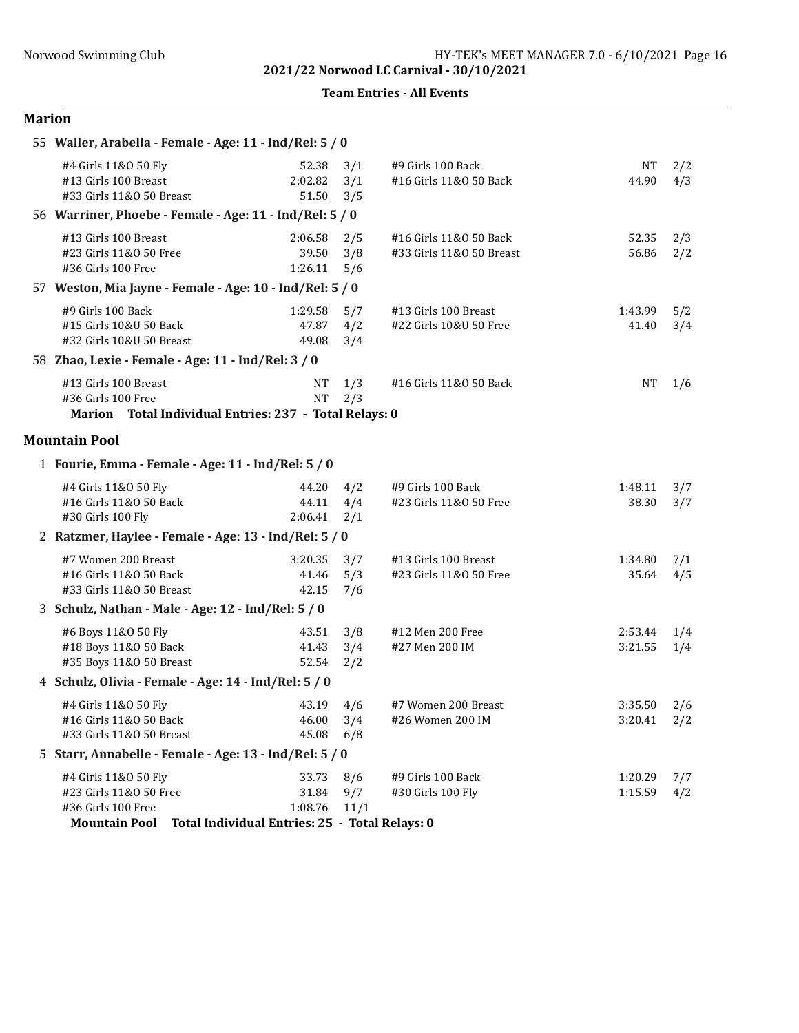**2021/22 Norwood LC Carnival - 30/10/2021**

**Team Entries - All Events**

## Marion

**55 Waller, Arabella - Female - Age: 11 - Ind/Rel: 5 / 0**

| Event | Time | Heat/Lane | Event | Time | Heat/Lane |
|---|---|---|---|---|---|
| #4 Girls 11&O 50 Fly | 52.38 | 3/1 | #9 Girls 100 Back | NT | 2/2 |
| #13 Girls 100 Breast | 2:02.82 | 3/1 | #16 Girls 11&O 50 Back | 44.90 | 4/3 |
| #33 Girls 11&O 50 Breast | 51.50 | 3/5 | | | |

**56 Warriner, Phoebe - Female - Age: 11 - Ind/Rel: 5 / 0**

| Event | Time | Heat/Lane | Event | Time | Heat/Lane |
|---|---|---|---|---|---|
| #13 Girls 100 Breast | 2:06.58 | 2/5 | #16 Girls 11&O 50 Back | 52.35 | 2/3 |
| #23 Girls 11&O 50 Free | 39.50 | 3/8 | #33 Girls 11&O 50 Breast | 56.86 | 2/2 |
| #36 Girls 100 Free | 1:26.11 | 5/6 | | | |

**57 Weston, Mia Jayne - Female - Age: 10 - Ind/Rel: 5 / 0**

| Event | Time | Heat/Lane | Event | Time | Heat/Lane |
|---|---|---|---|---|---|
| #9 Girls 100 Back | 1:29.58 | 5/7 | #13 Girls 100 Breast | 1:43.99 | 5/2 |
| #15 Girls 10&U 50 Back | 47.87 | 4/2 | #22 Girls 10&U 50 Free | 41.40 | 3/4 |
| #32 Girls 10&U 50 Breast | 49.08 | 3/4 | | | |

**58 Zhao, Lexie - Female - Age: 11 - Ind/Rel: 3 / 0**

| Event | Time | Heat/Lane | Event | Time | Heat/Lane |
|---|---|---|---|---|---|
| #13 Girls 100 Breast | NT | 1/3 | #16 Girls 11&O 50 Back | NT | 1/6 |
| #36 Girls 100 Free | NT | 2/3 | | | |

**Marion Total Individual Entries: 237 - Total Relays: 0**

## Mountain Pool

**1 Fourie, Emma - Female - Age: 11 - Ind/Rel: 5 / 0**

| Event | Time | Heat/Lane | Event | Time | Heat/Lane |
|---|---|---|---|---|---|
| #4 Girls 11&O 50 Fly | 44.20 | 4/2 | #9 Girls 100 Back | 1:48.11 | 3/7 |
| #16 Girls 11&O 50 Back | 44.11 | 4/4 | #23 Girls 11&O 50 Free | 38.30 | 3/7 |
| #30 Girls 100 Fly | 2:06.41 | 2/1 | | | |

**2 Ratzmer, Haylee - Female - Age: 13 - Ind/Rel: 5 / 0**

| Event | Time | Heat/Lane | Event | Time | Heat/Lane |
|---|---|---|---|---|---|
| #7 Women 200 Breast | 3:20.35 | 3/7 | #13 Girls 100 Breast | 1:34.80 | 7/1 |
| #16 Girls 11&O 50 Back | 41.46 | 5/3 | #23 Girls 11&O 50 Free | 35.64 | 4/5 |
| #33 Girls 11&O 50 Breast | 42.15 | 7/6 | | | |

**3 Schulz, Nathan - Male - Age: 12 - Ind/Rel: 5 / 0**

| Event | Time | Heat/Lane | Event | Time | Heat/Lane |
|---|---|---|---|---|---|
| #6 Boys 11&O 50 Fly | 43.51 | 3/8 | #12 Men 200 Free | 2:53.44 | 1/4 |
| #18 Boys 11&O 50 Back | 41.43 | 3/4 | #27 Men 200 IM | 3:21.55 | 1/4 |
| #35 Boys 11&O 50 Breast | 52.54 | 2/2 | | | |

**4 Schulz, Olivia - Female - Age: 14 - Ind/Rel: 5 / 0**

| Event | Time | Heat/Lane | Event | Time | Heat/Lane |
|---|---|---|---|---|---|
| #4 Girls 11&O 50 Fly | 43.19 | 4/6 | #7 Women 200 Breast | 3:35.50 | 2/6 |
| #16 Girls 11&O 50 Back | 46.00 | 3/4 | #26 Women 200 IM | 3:20.41 | 2/2 |
| #33 Girls 11&O 50 Breast | 45.08 | 6/8 | | | |

**5 Starr, Annabelle - Female - Age: 13 - Ind/Rel: 5 / 0**

| Event | Time | Heat/Lane | Event | Time | Heat/Lane |
|---|---|---|---|---|---|
| #4 Girls 11&O 50 Fly | 33.73 | 8/6 | #9 Girls 100 Back | 1:20.29 | 7/7 |
| #23 Girls 11&O 50 Free | 31.84 | 9/7 | #30 Girls 100 Fly | 1:15.59 | 4/2 |
| #36 Girls 100 Free | 1:08.76 | 11/1 | | | |

**Mountain Pool Total Individual Entries: 25 - Total Relays: 0**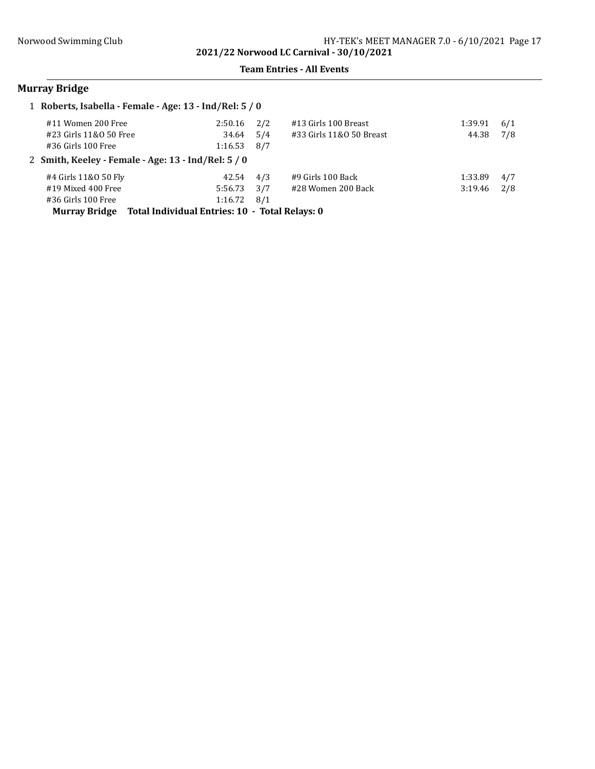## Murray Bridge

1 **Roberts, Isabella - Female - Age: 13 - Ind/Rel: 5 / 0**

| Event | Seed | Heat/Lane | Event | Seed | Heat/Lane |
|---|---|---|---|---|---|
| #11 Women 200 Free | 2:50.16 | 2/2 | #13 Girls 100 Breast | 1:39.91 | 6/1 |
| #23 Girls 11&O 50 Free | 34.64 | 5/4 | #33 Girls 11&O 50 Breast | 44.38 | 7/8 |
| #36 Girls 100 Free | 1:16.53 | 8/7 | | | |

2 **Smith, Keeley - Female - Age: 13 - Ind/Rel: 5 / 0**

| Event | Seed | Heat/Lane | Event | Seed | Heat/Lane |
|---|---|---|---|---|---|
| #4 Girls 11&O 50 Fly | 42.54 | 4/3 | #9 Girls 100 Back | 1:33.89 | 4/7 |
| #19 Mixed 400 Free | 5:56.73 | 3/7 | #28 Women 200 Back | 3:19.46 | 2/8 |
| #36 Girls 100 Free | 1:16.72 | 8/1 | | | |

**Murray Bridge Total Individual Entries: 10 - Total Relays: 0**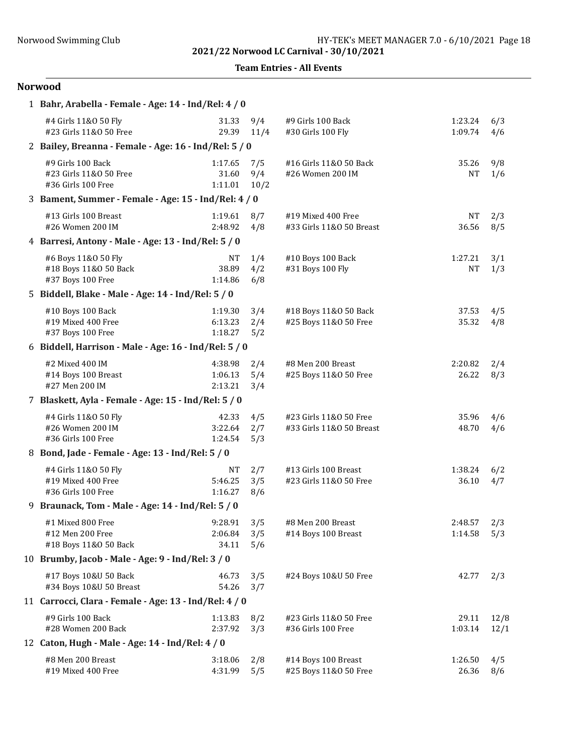2021/22 Norwood LC Carnival - 30/10/2021

**Team Entries - All Events**

## Norwood

### 1 Bahr, Arabella - Female - Age: 14 - Ind/Rel: 4 / 0

| Event | Time | Heat/Lane | Event | Time | Heat/Lane |
|---|---|---|---|---|---|
| #4 Girls 11&O 50 Fly | 31.33 | 9/4 | #9 Girls 100 Back | 1:23.24 | 6/3 |
| #23 Girls 11&O 50 Free | 29.39 | 11/4 | #30 Girls 100 Fly | 1:09.74 | 4/6 |

### 2 Bailey, Breanna - Female - Age: 16 - Ind/Rel: 5 / 0

| Event | Time | Heat/Lane | Event | Time | Heat/Lane |
|---|---|---|---|---|---|
| #9 Girls 100 Back | 1:17.65 | 7/5 | #16 Girls 11&O 50 Back | 35.26 | 9/8 |
| #23 Girls 11&O 50 Free | 31.60 | 9/4 | #26 Women 200 IM | NT | 1/6 |
| #36 Girls 100 Free | 1:11.01 | 10/2 | | | |

### 3 Bament, Summer - Female - Age: 15 - Ind/Rel: 4 / 0

| Event | Time | Heat/Lane | Event | Time | Heat/Lane |
|---|---|---|---|---|---|
| #13 Girls 100 Breast | 1:19.61 | 8/7 | #19 Mixed 400 Free | NT | 2/3 |
| #26 Women 200 IM | 2:48.92 | 4/8 | #33 Girls 11&O 50 Breast | 36.56 | 8/5 |

### 4 Barresi, Antony - Male - Age: 13 - Ind/Rel: 5 / 0

| Event | Time | Heat/Lane | Event | Time | Heat/Lane |
|---|---|---|---|---|---|
| #6 Boys 11&O 50 Fly | NT | 1/4 | #10 Boys 100 Back | 1:27.21 | 3/1 |
| #18 Boys 11&O 50 Back | 38.89 | 4/2 | #31 Boys 100 Fly | NT | 1/3 |
| #37 Boys 100 Free | 1:14.86 | 6/8 | | | |

### 5 Biddell, Blake - Male - Age: 14 - Ind/Rel: 5 / 0

| Event | Time | Heat/Lane | Event | Time | Heat/Lane |
|---|---|---|---|---|---|
| #10 Boys 100 Back | 1:19.30 | 3/4 | #18 Boys 11&O 50 Back | 37.53 | 4/5 |
| #19 Mixed 400 Free | 6:13.23 | 2/4 | #25 Boys 11&O 50 Free | 35.32 | 4/8 |
| #37 Boys 100 Free | 1:18.27 | 5/2 | | | |

### 6 Biddell, Harrison - Male - Age: 16 - Ind/Rel: 5 / 0

| Event | Time | Heat/Lane | Event | Time | Heat/Lane |
|---|---|---|---|---|---|
| #2 Mixed 400 IM | 4:38.98 | 2/4 | #8 Men 200 Breast | 2:20.82 | 2/4 |
| #14 Boys 100 Breast | 1:06.13 | 5/4 | #25 Boys 11&O 50 Free | 26.22 | 8/3 |
| #27 Men 200 IM | 2:13.21 | 3/4 | | | |

### 7 Blaskett, Ayla - Female - Age: 15 - Ind/Rel: 5 / 0

| Event | Time | Heat/Lane | Event | Time | Heat/Lane |
|---|---|---|---|---|---|
| #4 Girls 11&O 50 Fly | 42.33 | 4/5 | #23 Girls 11&O 50 Free | 35.96 | 4/6 |
| #26 Women 200 IM | 3:22.64 | 2/7 | #33 Girls 11&O 50 Breast | 48.70 | 4/6 |
| #36 Girls 100 Free | 1:24.54 | 5/3 | | | |

### 8 Bond, Jade - Female - Age: 13 - Ind/Rel: 5 / 0

| Event | Time | Heat/Lane | Event | Time | Heat/Lane |
|---|---|---|---|---|---|
| #4 Girls 11&O 50 Fly | NT | 2/7 | #13 Girls 100 Breast | 1:38.24 | 6/2 |
| #19 Mixed 400 Free | 5:46.25 | 3/5 | #23 Girls 11&O 50 Free | 36.10 | 4/7 |
| #36 Girls 100 Free | 1:16.27 | 8/6 | | | |

### 9 Braunack, Tom - Male - Age: 14 - Ind/Rel: 5 / 0

| Event | Time | Heat/Lane | Event | Time | Heat/Lane |
|---|---|---|---|---|---|
| #1 Mixed 800 Free | 9:28.91 | 3/5 | #8 Men 200 Breast | 2:48.57 | 2/3 |
| #12 Men 200 Free | 2:06.84 | 3/5 | #14 Boys 100 Breast | 1:14.58 | 5/3 |
| #18 Boys 11&O 50 Back | 34.11 | 5/6 | | | |

### 10 Brumby, Jacob - Male - Age: 9 - Ind/Rel: 3 / 0

| Event | Time | Heat/Lane | Event | Time | Heat/Lane |
|---|---|---|---|---|---|
| #17 Boys 10&U 50 Back | 46.73 | 3/5 | #24 Boys 10&U 50 Free | 42.77 | 2/3 |
| #34 Boys 10&U 50 Breast | 54.26 | 3/7 | | | |

### 11 Carrocci, Clara - Female - Age: 13 - Ind/Rel: 4 / 0

| Event | Time | Heat/Lane | Event | Time | Heat/Lane |
|---|---|---|---|---|---|
| #9 Girls 100 Back | 1:13.83 | 8/2 | #23 Girls 11&O 50 Free | 29.11 | 12/8 |
| #28 Women 200 Back | 2:37.92 | 3/3 | #36 Girls 100 Free | 1:03.14 | 12/1 |

### 12 Caton, Hugh - Male - Age: 14 - Ind/Rel: 4 / 0

| Event | Time | Heat/Lane | Event | Time | Heat/Lane |
|---|---|---|---|---|---|
| #8 Men 200 Breast | 3:18.06 | 2/8 | #14 Boys 100 Breast | 1:26.50 | 4/5 |
| #19 Mixed 400 Free | 4:31.99 | 5/5 | #25 Boys 11&O 50 Free | 26.36 | 8/6 |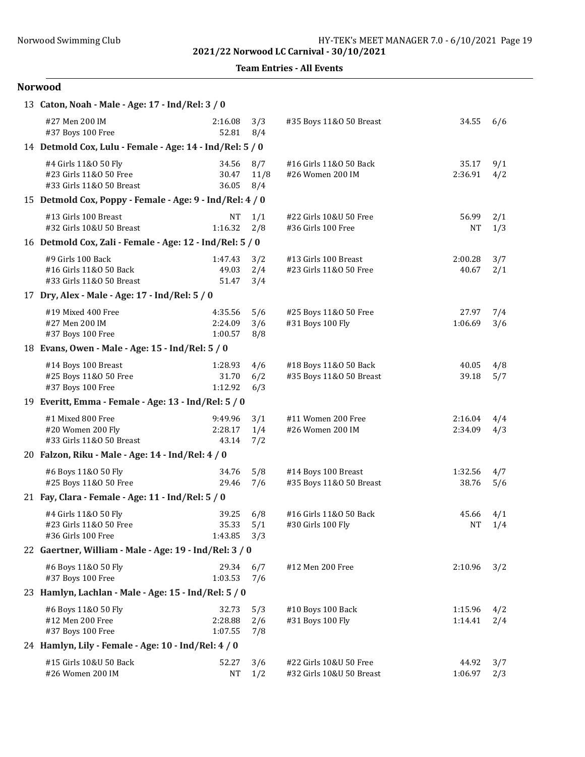# 2021/22 Norwood LC Carnival - 30/10/2021

## Team Entries - All Events

### Norwood

**13 Caton, Noah - Male - Age: 17 - Ind/Rel: 3 / 0**

| Event | Time | Heat/Lane | Event | Time | Heat/Lane |
|---|---|---|---|---|---|
| #27 Men 200 IM | 2:16.08 | 3/3 | #35 Boys 11&O 50 Breast | 34.55 | 6/6 |
| #37 Boys 100 Free | 52.81 | 8/4 | | | |

**14 Detmold Cox, Lulu - Female - Age: 14 - Ind/Rel: 5 / 0**

| Event | Time | Heat/Lane | Event | Time | Heat/Lane |
|---|---|---|---|---|---|
| #4 Girls 11&O 50 Fly | 34.56 | 8/7 | #16 Girls 11&O 50 Back | 35.17 | 9/1 |
| #23 Girls 11&O 50 Free | 30.47 | 11/8 | #26 Women 200 IM | 2:36.91 | 4/2 |
| #33 Girls 11&O 50 Breast | 36.05 | 8/4 | | | |

**15 Detmold Cox, Poppy - Female - Age: 9 - Ind/Rel: 4 / 0**

| Event | Time | Heat/Lane | Event | Time | Heat/Lane |
|---|---|---|---|---|---|
| #13 Girls 100 Breast | NT | 1/1 | #22 Girls 10&U 50 Free | 56.99 | 2/1 |
| #32 Girls 10&U 50 Breast | 1:16.32 | 2/8 | #36 Girls 100 Free | NT | 1/3 |

**16 Detmold Cox, Zali - Female - Age: 12 - Ind/Rel: 5 / 0**

| Event | Time | Heat/Lane | Event | Time | Heat/Lane |
|---|---|---|---|---|---|
| #9 Girls 100 Back | 1:47.43 | 3/2 | #13 Girls 100 Breast | 2:00.28 | 3/7 |
| #16 Girls 11&O 50 Back | 49.03 | 2/4 | #23 Girls 11&O 50 Free | 40.67 | 2/1 |
| #33 Girls 11&O 50 Breast | 51.47 | 3/4 | | | |

**17 Dry, Alex - Male - Age: 17 - Ind/Rel: 5 / 0**

| Event | Time | Heat/Lane | Event | Time | Heat/Lane |
|---|---|---|---|---|---|
| #19 Mixed 400 Free | 4:35.56 | 5/6 | #25 Boys 11&O 50 Free | 27.97 | 7/4 |
| #27 Men 200 IM | 2:24.09 | 3/6 | #31 Boys 100 Fly | 1:06.69 | 3/6 |
| #37 Boys 100 Free | 1:00.57 | 8/8 | | | |

**18 Evans, Owen - Male - Age: 15 - Ind/Rel: 5 / 0**

| Event | Time | Heat/Lane | Event | Time | Heat/Lane |
|---|---|---|---|---|---|
| #14 Boys 100 Breast | 1:28.93 | 4/6 | #18 Boys 11&O 50 Back | 40.05 | 4/8 |
| #25 Boys 11&O 50 Free | 31.70 | 6/2 | #35 Boys 11&O 50 Breast | 39.18 | 5/7 |
| #37 Boys 100 Free | 1:12.92 | 6/3 | | | |

**19 Everitt, Emma - Female - Age: 13 - Ind/Rel: 5 / 0**

| Event | Time | Heat/Lane | Event | Time | Heat/Lane |
|---|---|---|---|---|---|
| #1 Mixed 800 Free | 9:49.96 | 3/1 | #11 Women 200 Free | 2:16.04 | 4/4 |
| #20 Women 200 Fly | 2:28.17 | 1/4 | #26 Women 200 IM | 2:34.09 | 4/3 |
| #33 Girls 11&O 50 Breast | 43.14 | 7/2 | | | |

**20 Falzon, Riku - Male - Age: 14 - Ind/Rel: 4 / 0**

| Event | Time | Heat/Lane | Event | Time | Heat/Lane |
|---|---|---|---|---|---|
| #6 Boys 11&O 50 Fly | 34.76 | 5/8 | #14 Boys 100 Breast | 1:32.56 | 4/7 |
| #25 Boys 11&O 50 Free | 29.46 | 7/6 | #35 Boys 11&O 50 Breast | 38.76 | 5/6 |

**21 Fay, Clara - Female - Age: 11 - Ind/Rel: 5 / 0**

| Event | Time | Heat/Lane | Event | Time | Heat/Lane |
|---|---|---|---|---|---|
| #4 Girls 11&O 50 Fly | 39.25 | 6/8 | #16 Girls 11&O 50 Back | 45.66 | 4/1 |
| #23 Girls 11&O 50 Free | 35.33 | 5/1 | #30 Girls 100 Fly | NT | 1/4 |
| #36 Girls 100 Free | 1:43.85 | 3/3 | | | |

**22 Gaertner, William - Male - Age: 19 - Ind/Rel: 3 / 0**

| Event | Time | Heat/Lane | Event | Time | Heat/Lane |
|---|---|---|---|---|---|
| #6 Boys 11&O 50 Fly | 29.34 | 6/7 | #12 Men 200 Free | 2:10.96 | 3/2 |
| #37 Boys 100 Free | 1:03.53 | 7/6 | | | |

**23 Hamlyn, Lachlan - Male - Age: 15 - Ind/Rel: 5 / 0**

| Event | Time | Heat/Lane | Event | Time | Heat/Lane |
|---|---|---|---|---|---|
| #6 Boys 11&O 50 Fly | 32.73 | 5/3 | #10 Boys 100 Back | 1:15.96 | 4/2 |
| #12 Men 200 Free | 2:28.88 | 2/6 | #31 Boys 100 Fly | 1:14.41 | 2/4 |
| #37 Boys 100 Free | 1:07.55 | 7/8 | | | |

**24 Hamlyn, Lily - Female - Age: 10 - Ind/Rel: 4 / 0**

| Event | Time | Heat/Lane | Event | Time | Heat/Lane |
|---|---|---|---|---|---|
| #15 Girls 10&U 50 Back | 52.27 | 3/6 | #22 Girls 10&U 50 Free | 44.92 | 3/7 |
| #26 Women 200 IM | NT | 1/2 | #32 Girls 10&U 50 Breast | 1:06.97 | 2/3 |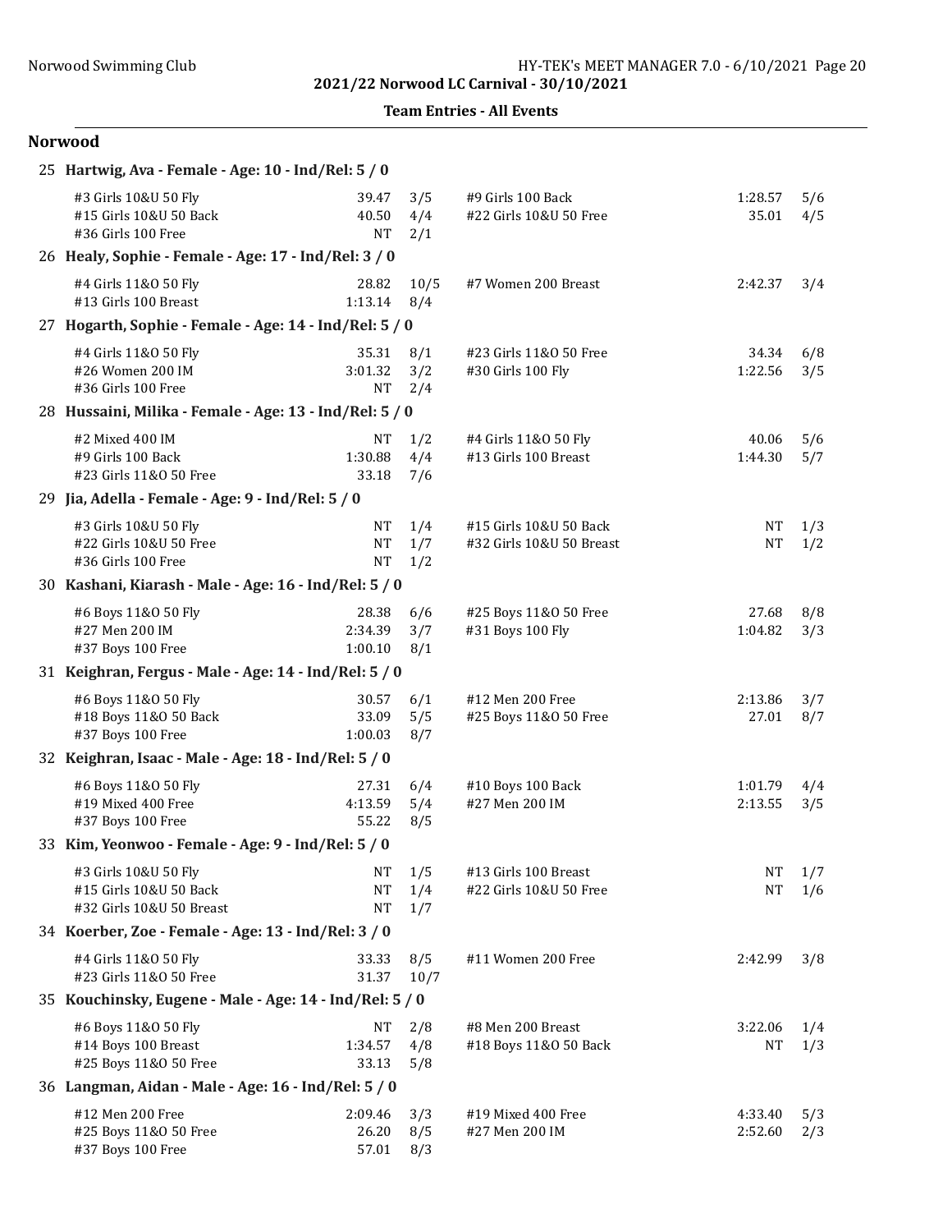2021/22 Norwood LC Carnival - 30/10/2021

Team Entries - All Events

## Norwood

**25 Hartwig, Ava - Female - Age: 10 - Ind/Rel: 5 / 0**

| Event | Seed | Heat/Lane | Event | Seed | Heat/Lane |
|---|---|---|---|---|---|
| #3 Girls 10&U 50 Fly | 39.47 | 3/5 | #9 Girls 100 Back | 1:28.57 | 5/6 |
| #15 Girls 10&U 50 Back | 40.50 | 4/4 | #22 Girls 10&U 50 Free | 35.01 | 4/5 |
| #36 Girls 100 Free | NT | 2/1 | | | |

**26 Healy, Sophie - Female - Age: 17 - Ind/Rel: 3 / 0**

| Event | Seed | Heat/Lane | Event | Seed | Heat/Lane |
|---|---|---|---|---|---|
| #4 Girls 11&O 50 Fly | 28.82 | 10/5 | #7 Women 200 Breast | 2:42.37 | 3/4 |
| #13 Girls 100 Breast | 1:13.14 | 8/4 | | | |

**27 Hogarth, Sophie - Female - Age: 14 - Ind/Rel: 5 / 0**

| Event | Seed | Heat/Lane | Event | Seed | Heat/Lane |
|---|---|---|---|---|---|
| #4 Girls 11&O 50 Fly | 35.31 | 8/1 | #23 Girls 11&O 50 Free | 34.34 | 6/8 |
| #26 Women 200 IM | 3:01.32 | 3/2 | #30 Girls 100 Fly | 1:22.56 | 3/5 |
| #36 Girls 100 Free | NT | 2/4 | | | |

**28 Hussaini, Milika - Female - Age: 13 - Ind/Rel: 5 / 0**

| Event | Seed | Heat/Lane | Event | Seed | Heat/Lane |
|---|---|---|---|---|---|
| #2 Mixed 400 IM | NT | 1/2 | #4 Girls 11&O 50 Fly | 40.06 | 5/6 |
| #9 Girls 100 Back | 1:30.88 | 4/4 | #13 Girls 100 Breast | 1:44.30 | 5/7 |
| #23 Girls 11&O 50 Free | 33.18 | 7/6 | | | |

**29 Jia, Adella - Female - Age: 9 - Ind/Rel: 5 / 0**

| Event | Seed | Heat/Lane | Event | Seed | Heat/Lane |
|---|---|---|---|---|---|
| #3 Girls 10&U 50 Fly | NT | 1/4 | #15 Girls 10&U 50 Back | NT | 1/3 |
| #22 Girls 10&U 50 Free | NT | 1/7 | #32 Girls 10&U 50 Breast | NT | 1/2 |
| #36 Girls 100 Free | NT | 1/2 | | | |

**30 Kashani, Kiarash - Male - Age: 16 - Ind/Rel: 5 / 0**

| Event | Seed | Heat/Lane | Event | Seed | Heat/Lane |
|---|---|---|---|---|---|
| #6 Boys 11&O 50 Fly | 28.38 | 6/6 | #25 Boys 11&O 50 Free | 27.68 | 8/8 |
| #27 Men 200 IM | 2:34.39 | 3/7 | #31 Boys 100 Fly | 1:04.82 | 3/3 |
| #37 Boys 100 Free | 1:00.10 | 8/1 | | | |

**31 Keighran, Fergus - Male - Age: 14 - Ind/Rel: 5 / 0**

| Event | Seed | Heat/Lane | Event | Seed | Heat/Lane |
|---|---|---|---|---|---|
| #6 Boys 11&O 50 Fly | 30.57 | 6/1 | #12 Men 200 Free | 2:13.86 | 3/7 |
| #18 Boys 11&O 50 Back | 33.09 | 5/5 | #25 Boys 11&O 50 Free | 27.01 | 8/7 |
| #37 Boys 100 Free | 1:00.03 | 8/7 | | | |

**32 Keighran, Isaac - Male - Age: 18 - Ind/Rel: 5 / 0**

| Event | Seed | Heat/Lane | Event | Seed | Heat/Lane |
|---|---|---|---|---|---|
| #6 Boys 11&O 50 Fly | 27.31 | 6/4 | #10 Boys 100 Back | 1:01.79 | 4/4 |
| #19 Mixed 400 Free | 4:13.59 | 5/4 | #27 Men 200 IM | 2:13.55 | 3/5 |
| #37 Boys 100 Free | 55.22 | 8/5 | | | |

**33 Kim, Yeonwoo - Female - Age: 9 - Ind/Rel: 5 / 0**

| Event | Seed | Heat/Lane | Event | Seed | Heat/Lane |
|---|---|---|---|---|---|
| #3 Girls 10&U 50 Fly | NT | 1/5 | #13 Girls 100 Breast | NT | 1/7 |
| #15 Girls 10&U 50 Back | NT | 1/4 | #22 Girls 10&U 50 Free | NT | 1/6 |
| #32 Girls 10&U 50 Breast | NT | 1/7 | | | |

**34 Koerber, Zoe - Female - Age: 13 - Ind/Rel: 3 / 0**

| Event | Seed | Heat/Lane | Event | Seed | Heat/Lane |
|---|---|---|---|---|---|
| #4 Girls 11&O 50 Fly | 33.33 | 8/5 | #11 Women 200 Free | 2:42.99 | 3/8 |
| #23 Girls 11&O 50 Free | 31.37 | 10/7 | | | |

**35 Kouchinsky, Eugene - Male - Age: 14 - Ind/Rel: 5 / 0**

| Event | Seed | Heat/Lane | Event | Seed | Heat/Lane |
|---|---|---|---|---|---|
| #6 Boys 11&O 50 Fly | NT | 2/8 | #8 Men 200 Breast | 3:22.06 | 1/4 |
| #14 Boys 100 Breast | 1:34.57 | 4/8 | #18 Boys 11&O 50 Back | NT | 1/3 |
| #25 Boys 11&O 50 Free | 33.13 | 5/8 | | | |

**36 Langman, Aidan - Male - Age: 16 - Ind/Rel: 5 / 0**

| Event | Seed | Heat/Lane | Event | Seed | Heat/Lane |
|---|---|---|---|---|---|
| #12 Men 200 Free | 2:09.46 | 3/3 | #19 Mixed 400 Free | 4:33.40 | 5/3 |
| #25 Boys 11&O 50 Free | 26.20 | 8/5 | #27 Men 200 IM | 2:52.60 | 2/3 |
| #37 Boys 100 Free | 57.01 | 8/3 | | | |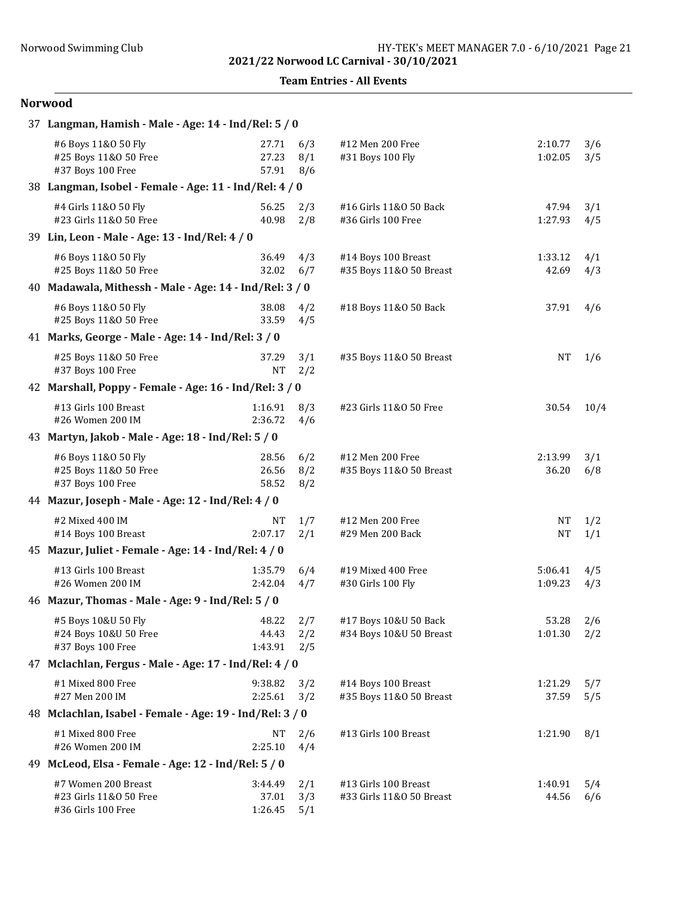**2021/22 Norwood LC Carnival - 30/10/2021**

**Team Entries - All Events**

## Norwood

**37 Langman, Hamish - Male - Age: 14 - Ind/Rel: 5 / 0**

| Event | Time | Heat/Lane | Event | Time | Heat/Lane |
|---|---|---|---|---|---|
| #6 Boys 11&O 50 Fly | 27.71 | 6/3 | #12 Men 200 Free | 2:10.77 | 3/6 |
| #25 Boys 11&O 50 Free | 27.23 | 8/1 | #31 Boys 100 Fly | 1:02.05 | 3/5 |
| #37 Boys 100 Free | 57.91 | 8/6 | | | |

**38 Langman, Isobel - Female - Age: 11 - Ind/Rel: 4 / 0**

| Event | Time | Heat/Lane | Event | Time | Heat/Lane |
|---|---|---|---|---|---|
| #4 Girls 11&O 50 Fly | 56.25 | 2/3 | #16 Girls 11&O 50 Back | 47.94 | 3/1 |
| #23 Girls 11&O 50 Free | 40.98 | 2/8 | #36 Girls 100 Free | 1:27.93 | 4/5 |

**39 Lin, Leon - Male - Age: 13 - Ind/Rel: 4 / 0**

| Event | Time | Heat/Lane | Event | Time | Heat/Lane |
|---|---|---|---|---|---|
| #6 Boys 11&O 50 Fly | 36.49 | 4/3 | #14 Boys 100 Breast | 1:33.12 | 4/1 |
| #25 Boys 11&O 50 Free | 32.02 | 6/7 | #35 Boys 11&O 50 Breast | 42.69 | 4/3 |

**40 Madawala, Mithessh - Male - Age: 14 - Ind/Rel: 3 / 0**

| Event | Time | Heat/Lane | Event | Time | Heat/Lane |
|---|---|---|---|---|---|
| #6 Boys 11&O 50 Fly | 38.08 | 4/2 | #18 Boys 11&O 50 Back | 37.91 | 4/6 |
| #25 Boys 11&O 50 Free | 33.59 | 4/5 | | | |

**41 Marks, George - Male - Age: 14 - Ind/Rel: 3 / 0**

| Event | Time | Heat/Lane | Event | Time | Heat/Lane |
|---|---|---|---|---|---|
| #25 Boys 11&O 50 Free | 37.29 | 3/1 | #35 Boys 11&O 50 Breast | NT | 1/6 |
| #37 Boys 100 Free | NT | 2/2 | | | |

**42 Marshall, Poppy - Female - Age: 16 - Ind/Rel: 3 / 0**

| Event | Time | Heat/Lane | Event | Time | Heat/Lane |
|---|---|---|---|---|---|
| #13 Girls 100 Breast | 1:16.91 | 8/3 | #23 Girls 11&O 50 Free | 30.54 | 10/4 |
| #26 Women 200 IM | 2:36.72 | 4/6 | | | |

**43 Martyn, Jakob - Male - Age: 18 - Ind/Rel: 5 / 0**

| Event | Time | Heat/Lane | Event | Time | Heat/Lane |
|---|---|---|---|---|---|
| #6 Boys 11&O 50 Fly | 28.56 | 6/2 | #12 Men 200 Free | 2:13.99 | 3/1 |
| #25 Boys 11&O 50 Free | 26.56 | 8/2 | #35 Boys 11&O 50 Breast | 36.20 | 6/8 |
| #37 Boys 100 Free | 58.52 | 8/2 | | | |

**44 Mazur, Joseph - Male - Age: 12 - Ind/Rel: 4 / 0**

| Event | Time | Heat/Lane | Event | Time | Heat/Lane |
|---|---|---|---|---|---|
| #2 Mixed 400 IM | NT | 1/7 | #12 Men 200 Free | NT | 1/2 |
| #14 Boys 100 Breast | 2:07.17 | 2/1 | #29 Men 200 Back | NT | 1/1 |

**45 Mazur, Juliet - Female - Age: 14 - Ind/Rel: 4 / 0**

| Event | Time | Heat/Lane | Event | Time | Heat/Lane |
|---|---|---|---|---|---|
| #13 Girls 100 Breast | 1:35.79 | 6/4 | #19 Mixed 400 Free | 5:06.41 | 4/5 |
| #26 Women 200 IM | 2:42.04 | 4/7 | #30 Girls 100 Fly | 1:09.23 | 4/3 |

**46 Mazur, Thomas - Male - Age: 9 - Ind/Rel: 5 / 0**

| Event | Time | Heat/Lane | Event | Time | Heat/Lane |
|---|---|---|---|---|---|
| #5 Boys 10&U 50 Fly | 48.22 | 2/7 | #17 Boys 10&U 50 Back | 53.28 | 2/6 |
| #24 Boys 10&U 50 Free | 44.43 | 2/2 | #34 Boys 10&U 50 Breast | 1:01.30 | 2/2 |
| #37 Boys 100 Free | 1:43.91 | 2/5 | | | |

**47 Mclachlan, Fergus - Male - Age: 17 - Ind/Rel: 4 / 0**

| Event | Time | Heat/Lane | Event | Time | Heat/Lane |
|---|---|---|---|---|---|
| #1 Mixed 800 Free | 9:38.82 | 3/2 | #14 Boys 100 Breast | 1:21.29 | 5/7 |
| #27 Men 200 IM | 2:25.61 | 3/2 | #35 Boys 11&O 50 Breast | 37.59 | 5/5 |

**48 Mclachlan, Isabel - Female - Age: 19 - Ind/Rel: 3 / 0**

| Event | Time | Heat/Lane | Event | Time | Heat/Lane |
|---|---|---|---|---|---|
| #1 Mixed 800 Free | NT | 2/6 | #13 Girls 100 Breast | 1:21.90 | 8/1 |
| #26 Women 200 IM | 2:25.10 | 4/4 | | | |

**49 McLeod, Elsa - Female - Age: 12 - Ind/Rel: 5 / 0**

| Event | Time | Heat/Lane | Event | Time | Heat/Lane |
|---|---|---|---|---|---|
| #7 Women 200 Breast | 3:44.49 | 2/1 | #13 Girls 100 Breast | 1:40.91 | 5/4 |
| #23 Girls 11&O 50 Free | 37.01 | 3/3 | #33 Girls 11&O 50 Breast | 44.56 | 6/6 |
| #36 Girls 100 Free | 1:26.45 | 5/1 | | | |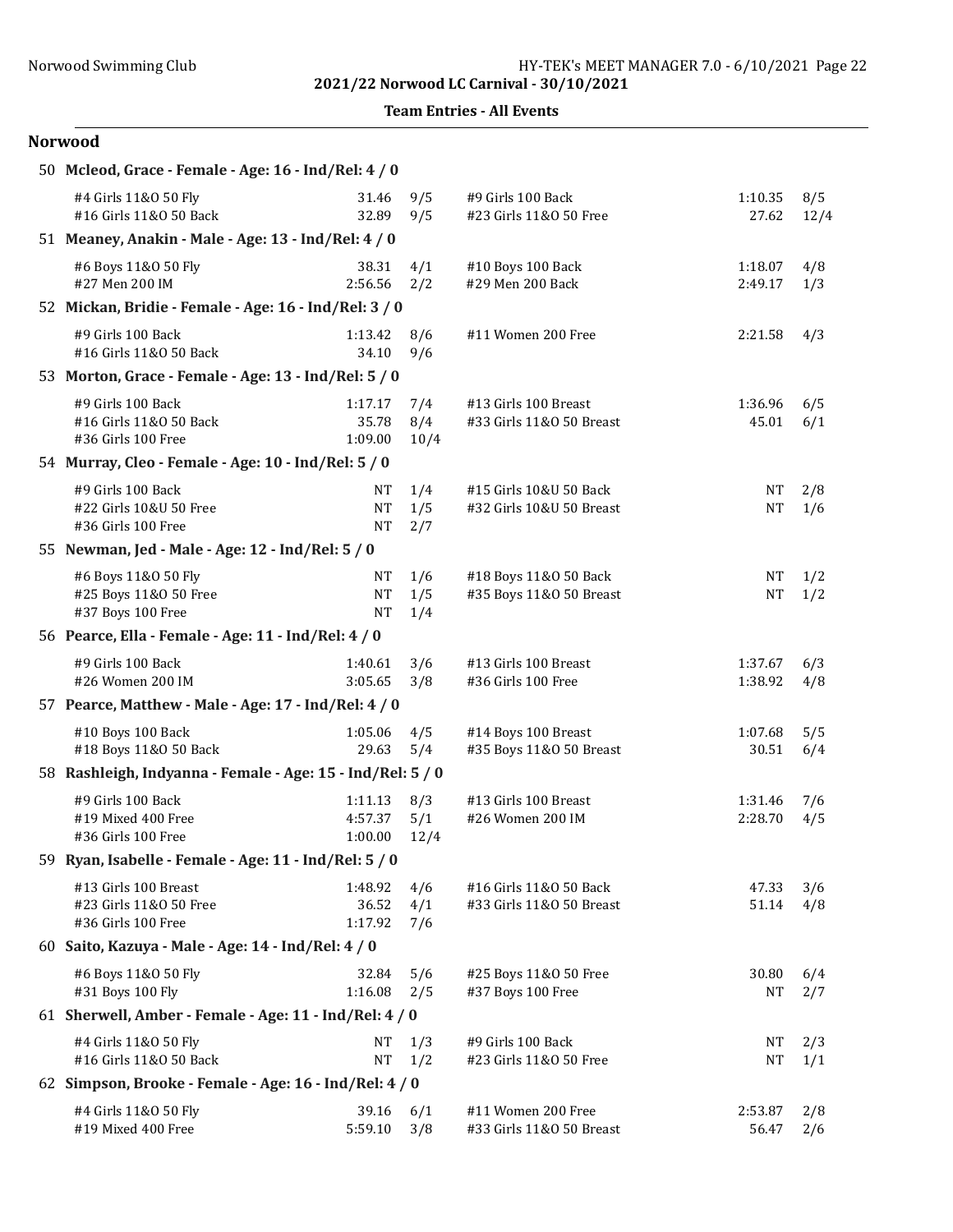**2021/22 Norwood LC Carnival - 30/10/2021**

**Team Entries - All Events**

## Norwood

**50 Mcleod, Grace - Female - Age: 16 - Ind/Rel: 4 / 0**

| Event | Time | Heat/Lane | Event | Time | Heat/Lane |
|---|---|---|---|---|---|
| #4 Girls 11&O 50 Fly | 31.46 | 9/5 | #9 Girls 100 Back | 1:10.35 | 8/5 |
| #16 Girls 11&O 50 Back | 32.89 | 9/5 | #23 Girls 11&O 50 Free | 27.62 | 12/4 |

**51 Meaney, Anakin - Male - Age: 13 - Ind/Rel: 4 / 0**

| Event | Time | Heat/Lane | Event | Time | Heat/Lane |
|---|---|---|---|---|---|
| #6 Boys 11&O 50 Fly | 38.31 | 4/1 | #10 Boys 100 Back | 1:18.07 | 4/8 |
| #27 Men 200 IM | 2:56.56 | 2/2 | #29 Men 200 Back | 2:49.17 | 1/3 |

**52 Mickan, Bridie - Female - Age: 16 - Ind/Rel: 3 / 0**

| Event | Time | Heat/Lane | Event | Time | Heat/Lane |
|---|---|---|---|---|---|
| #9 Girls 100 Back | 1:13.42 | 8/6 | #11 Women 200 Free | 2:21.58 | 4/3 |
| #16 Girls 11&O 50 Back | 34.10 | 9/6 | | | |

**53 Morton, Grace - Female - Age: 13 - Ind/Rel: 5 / 0**

| Event | Time | Heat/Lane | Event | Time | Heat/Lane |
|---|---|---|---|---|---|
| #9 Girls 100 Back | 1:17.17 | 7/4 | #13 Girls 100 Breast | 1:36.96 | 6/5 |
| #16 Girls 11&O 50 Back | 35.78 | 8/4 | #33 Girls 11&O 50 Breast | 45.01 | 6/1 |
| #36 Girls 100 Free | 1:09.00 | 10/4 | | | |

**54 Murray, Cleo - Female - Age: 10 - Ind/Rel: 5 / 0**

| Event | Time | Heat/Lane | Event | Time | Heat/Lane |
|---|---|---|---|---|---|
| #9 Girls 100 Back | NT | 1/4 | #15 Girls 10&U 50 Back | NT | 2/8 |
| #22 Girls 10&U 50 Free | NT | 1/5 | #32 Girls 10&U 50 Breast | NT | 1/6 |
| #36 Girls 100 Free | NT | 2/7 | | | |

**55 Newman, Jed - Male - Age: 12 - Ind/Rel: 5 / 0**

| Event | Time | Heat/Lane | Event | Time | Heat/Lane |
|---|---|---|---|---|---|
| #6 Boys 11&O 50 Fly | NT | 1/6 | #18 Boys 11&O 50 Back | NT | 1/2 |
| #25 Boys 11&O 50 Free | NT | 1/5 | #35 Boys 11&O 50 Breast | NT | 1/2 |
| #37 Boys 100 Free | NT | 1/4 | | | |

**56 Pearce, Ella - Female - Age: 11 - Ind/Rel: 4 / 0**

| Event | Time | Heat/Lane | Event | Time | Heat/Lane |
|---|---|---|---|---|---|
| #9 Girls 100 Back | 1:40.61 | 3/6 | #13 Girls 100 Breast | 1:37.67 | 6/3 |
| #26 Women 200 IM | 3:05.65 | 3/8 | #36 Girls 100 Free | 1:38.92 | 4/8 |

**57 Pearce, Matthew - Male - Age: 17 - Ind/Rel: 4 / 0**

| Event | Time | Heat/Lane | Event | Time | Heat/Lane |
|---|---|---|---|---|---|
| #10 Boys 100 Back | 1:05.06 | 4/5 | #14 Boys 100 Breast | 1:07.68 | 5/5 |
| #18 Boys 11&O 50 Back | 29.63 | 5/4 | #35 Boys 11&O 50 Breast | 30.51 | 6/4 |

**58 Rashleigh, Indyanna - Female - Age: 15 - Ind/Rel: 5 / 0**

| Event | Time | Heat/Lane | Event | Time | Heat/Lane |
|---|---|---|---|---|---|
| #9 Girls 100 Back | 1:11.13 | 8/3 | #13 Girls 100 Breast | 1:31.46 | 7/6 |
| #19 Mixed 400 Free | 4:57.37 | 5/1 | #26 Women 200 IM | 2:28.70 | 4/5 |
| #36 Girls 100 Free | 1:00.00 | 12/4 | | | |

**59 Ryan, Isabelle - Female - Age: 11 - Ind/Rel: 5 / 0**

| Event | Time | Heat/Lane | Event | Time | Heat/Lane |
|---|---|---|---|---|---|
| #13 Girls 100 Breast | 1:48.92 | 4/6 | #16 Girls 11&O 50 Back | 47.33 | 3/6 |
| #23 Girls 11&O 50 Free | 36.52 | 4/1 | #33 Girls 11&O 50 Breast | 51.14 | 4/8 |
| #36 Girls 100 Free | 1:17.92 | 7/6 | | | |

**60 Saito, Kazuya - Male - Age: 14 - Ind/Rel: 4 / 0**

| Event | Time | Heat/Lane | Event | Time | Heat/Lane |
|---|---|---|---|---|---|
| #6 Boys 11&O 50 Fly | 32.84 | 5/6 | #25 Boys 11&O 50 Free | 30.80 | 6/4 |
| #31 Boys 100 Fly | 1:16.08 | 2/5 | #37 Boys 100 Free | NT | 2/7 |

**61 Sherwell, Amber - Female - Age: 11 - Ind/Rel: 4 / 0**

| Event | Time | Heat/Lane | Event | Time | Heat/Lane |
|---|---|---|---|---|---|
| #4 Girls 11&O 50 Fly | NT | 1/3 | #9 Girls 100 Back | NT | 2/3 |
| #16 Girls 11&O 50 Back | NT | 1/2 | #23 Girls 11&O 50 Free | NT | 1/1 |

**62 Simpson, Brooke - Female - Age: 16 - Ind/Rel: 4 / 0**

| Event | Time | Heat/Lane | Event | Time | Heat/Lane |
|---|---|---|---|---|---|
| #4 Girls 11&O 50 Fly | 39.16 | 6/1 | #11 Women 200 Free | 2:53.87 | 2/8 |
| #19 Mixed 400 Free | 5:59.10 | 3/8 | #33 Girls 11&O 50 Breast | 56.47 | 2/6 |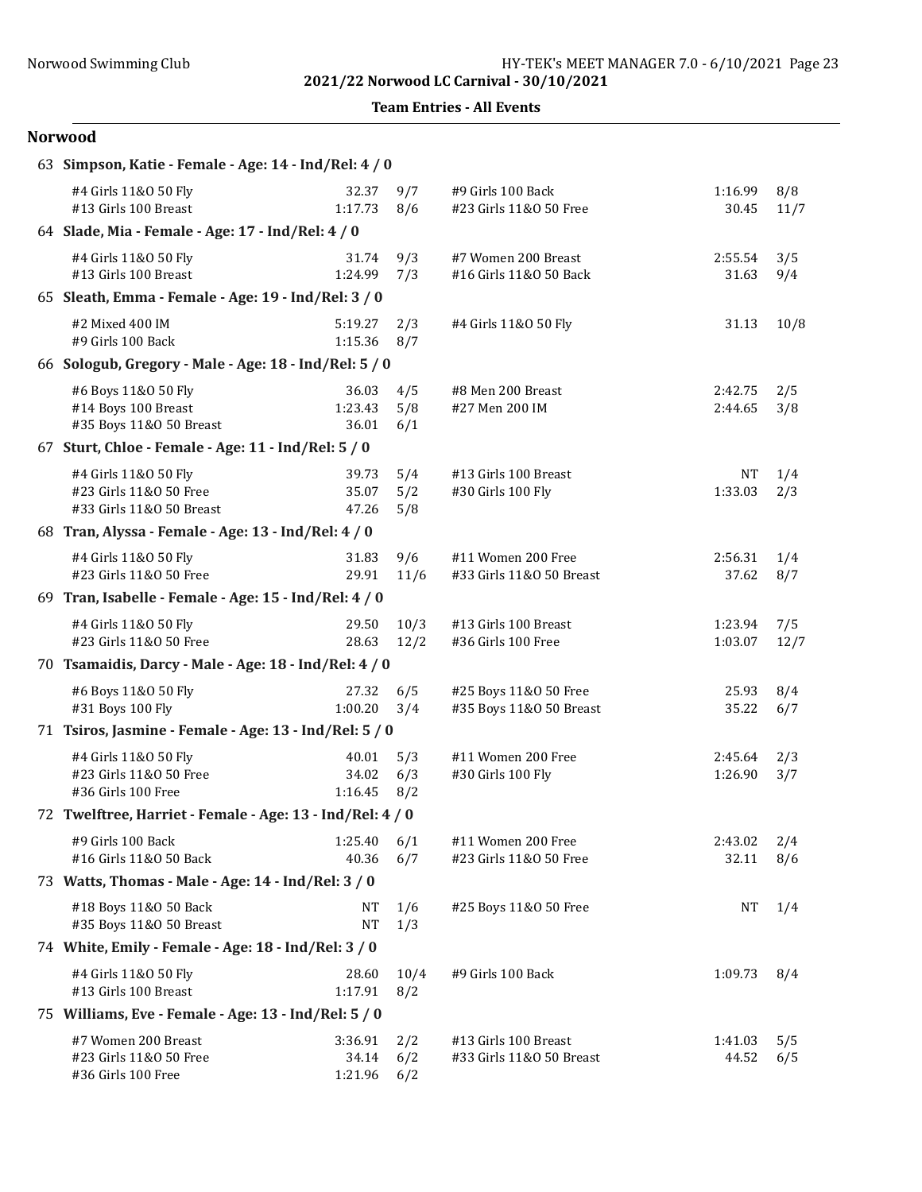2021/22 Norwood LC Carnival - 30/10/2021

**Team Entries - All Events**

## Norwood

### 63 Simpson, Katie - Female - Age: 14 - Ind/Rel: 4 / 0

| Event | Time | Heat/Lane | Event | Time | Heat/Lane |
|---|---|---|---|---|---|
| #4 Girls 11&O 50 Fly | 32.37 | 9/7 | #9 Girls 100 Back | 1:16.99 | 8/8 |
| #13 Girls 100 Breast | 1:17.73 | 8/6 | #23 Girls 11&O 50 Free | 30.45 | 11/7 |

### 64 Slade, Mia - Female - Age: 17 - Ind/Rel: 4 / 0

| Event | Time | Heat/Lane | Event | Time | Heat/Lane |
|---|---|---|---|---|---|
| #4 Girls 11&O 50 Fly | 31.74 | 9/3 | #7 Women 200 Breast | 2:55.54 | 3/5 |
| #13 Girls 100 Breast | 1:24.99 | 7/3 | #16 Girls 11&O 50 Back | 31.63 | 9/4 |

### 65 Sleath, Emma - Female - Age: 19 - Ind/Rel: 3 / 0

| Event | Time | Heat/Lane | Event | Time | Heat/Lane |
|---|---|---|---|---|---|
| #2 Mixed 400 IM | 5:19.27 | 2/3 | #4 Girls 11&O 50 Fly | 31.13 | 10/8 |
| #9 Girls 100 Back | 1:15.36 | 8/7 | | | |

### 66 Sologub, Gregory - Male - Age: 18 - Ind/Rel: 5 / 0

| Event | Time | Heat/Lane | Event | Time | Heat/Lane |
|---|---|---|---|---|---|
| #6 Boys 11&O 50 Fly | 36.03 | 4/5 | #8 Men 200 Breast | 2:42.75 | 2/5 |
| #14 Boys 100 Breast | 1:23.43 | 5/8 | #27 Men 200 IM | 2:44.65 | 3/8 |
| #35 Boys 11&O 50 Breast | 36.01 | 6/1 | | | |

### 67 Sturt, Chloe - Female - Age: 11 - Ind/Rel: 5 / 0

| Event | Time | Heat/Lane | Event | Time | Heat/Lane |
|---|---|---|---|---|---|
| #4 Girls 11&O 50 Fly | 39.73 | 5/4 | #13 Girls 100 Breast | NT | 1/4 |
| #23 Girls 11&O 50 Free | 35.07 | 5/2 | #30 Girls 100 Fly | 1:33.03 | 2/3 |
| #33 Girls 11&O 50 Breast | 47.26 | 5/8 | | | |

### 68 Tran, Alyssa - Female - Age: 13 - Ind/Rel: 4 / 0

| Event | Time | Heat/Lane | Event | Time | Heat/Lane |
|---|---|---|---|---|---|
| #4 Girls 11&O 50 Fly | 31.83 | 9/6 | #11 Women 200 Free | 2:56.31 | 1/4 |
| #23 Girls 11&O 50 Free | 29.91 | 11/6 | #33 Girls 11&O 50 Breast | 37.62 | 8/7 |

### 69 Tran, Isabelle - Female - Age: 15 - Ind/Rel: 4 / 0

| Event | Time | Heat/Lane | Event | Time | Heat/Lane |
|---|---|---|---|---|---|
| #4 Girls 11&O 50 Fly | 29.50 | 10/3 | #13 Girls 100 Breast | 1:23.94 | 7/5 |
| #23 Girls 11&O 50 Free | 28.63 | 12/2 | #36 Girls 100 Free | 1:03.07 | 12/7 |

### 70 Tsamaidis, Darcy - Male - Age: 18 - Ind/Rel: 4 / 0

| Event | Time | Heat/Lane | Event | Time | Heat/Lane |
|---|---|---|---|---|---|
| #6 Boys 11&O 50 Fly | 27.32 | 6/5 | #25 Boys 11&O 50 Free | 25.93 | 8/4 |
| #31 Boys 100 Fly | 1:00.20 | 3/4 | #35 Boys 11&O 50 Breast | 35.22 | 6/7 |

### 71 Tsiros, Jasmine - Female - Age: 13 - Ind/Rel: 5 / 0

| Event | Time | Heat/Lane | Event | Time | Heat/Lane |
|---|---|---|---|---|---|
| #4 Girls 11&O 50 Fly | 40.01 | 5/3 | #11 Women 200 Free | 2:45.64 | 2/3 |
| #23 Girls 11&O 50 Free | 34.02 | 6/3 | #30 Girls 100 Fly | 1:26.90 | 3/7 |
| #36 Girls 100 Free | 1:16.45 | 8/2 | | | |

### 72 Twelftree, Harriet - Female - Age: 13 - Ind/Rel: 4 / 0

| Event | Time | Heat/Lane | Event | Time | Heat/Lane |
|---|---|---|---|---|---|
| #9 Girls 100 Back | 1:25.40 | 6/1 | #11 Women 200 Free | 2:43.02 | 2/4 |
| #16 Girls 11&O 50 Back | 40.36 | 6/7 | #23 Girls 11&O 50 Free | 32.11 | 8/6 |

### 73 Watts, Thomas - Male - Age: 14 - Ind/Rel: 3 / 0

| Event | Time | Heat/Lane | Event | Time | Heat/Lane |
|---|---|---|---|---|---|
| #18 Boys 11&O 50 Back | NT | 1/6 | #25 Boys 11&O 50 Free | NT | 1/4 |
| #35 Boys 11&O 50 Breast | NT | 1/3 | | | |

### 74 White, Emily - Female - Age: 18 - Ind/Rel: 3 / 0

| Event | Time | Heat/Lane | Event | Time | Heat/Lane |
|---|---|---|---|---|---|
| #4 Girls 11&O 50 Fly | 28.60 | 10/4 | #9 Girls 100 Back | 1:09.73 | 8/4 |
| #13 Girls 100 Breast | 1:17.91 | 8/2 | | | |

### 75 Williams, Eve - Female - Age: 13 - Ind/Rel: 5 / 0

| Event | Time | Heat/Lane | Event | Time | Heat/Lane |
|---|---|---|---|---|---|
| #7 Women 200 Breast | 3:36.91 | 2/2 | #13 Girls 100 Breast | 1:41.03 | 5/5 |
| #23 Girls 11&O 50 Free | 34.14 | 6/2 | #33 Girls 11&O 50 Breast | 44.52 | 6/5 |
| #36 Girls 100 Free | 1:21.96 | 6/2 | | | |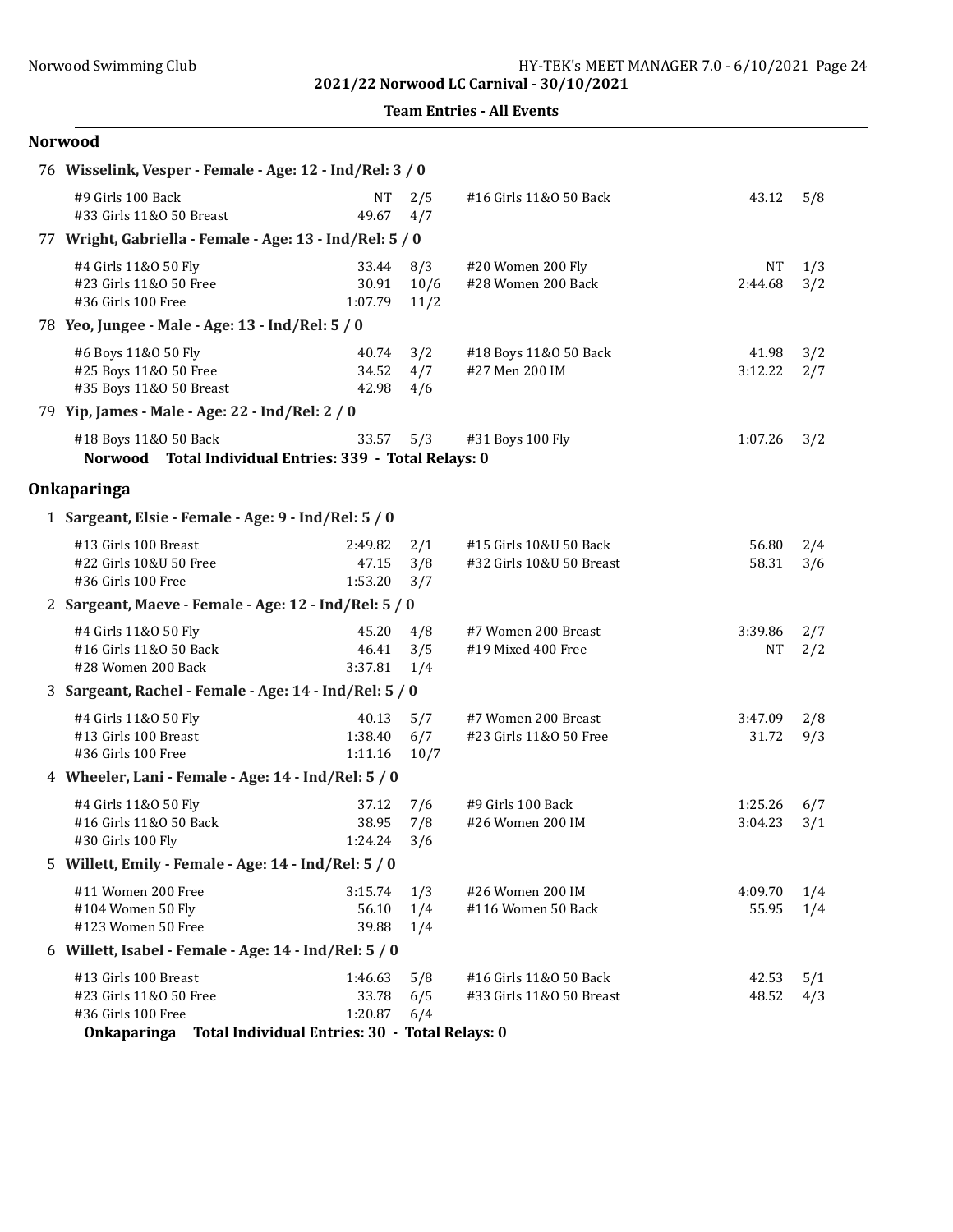2021/22 Norwood LC Carnival - 30/10/2021

Team Entries - All Events

## Norwood

**76 Wisselink, Vesper - Female - Age: 12 - Ind/Rel: 3 / 0**

| Event | Time | Heat/Lane | Event | Time | Heat/Lane |
|---|---|---|---|---|---|
| #9 Girls 100 Back | NT | 2/5 | #16 Girls 11&O 50 Back | 43.12 | 5/8 |
| #33 Girls 11&O 50 Breast | 49.67 | 4/7 | | | |

**77 Wright, Gabriella - Female - Age: 13 - Ind/Rel: 5 / 0**

| Event | Time | Heat/Lane | Event | Time | Heat/Lane |
|---|---|---|---|---|---|
| #4 Girls 11&O 50 Fly | 33.44 | 8/3 | #20 Women 200 Fly | NT | 1/3 |
| #23 Girls 11&O 50 Free | 30.91 | 10/6 | #28 Women 200 Back | 2:44.68 | 3/2 |
| #36 Girls 100 Free | 1:07.79 | 11/2 | | | |

**78 Yeo, Jungee - Male - Age: 13 - Ind/Rel: 5 / 0**

| Event | Time | Heat/Lane | Event | Time | Heat/Lane |
|---|---|---|---|---|---|
| #6 Boys 11&O 50 Fly | 40.74 | 3/2 | #18 Boys 11&O 50 Back | 41.98 | 3/2 |
| #25 Boys 11&O 50 Free | 34.52 | 4/7 | #27 Men 200 IM | 3:12.22 | 2/7 |
| #35 Boys 11&O 50 Breast | 42.98 | 4/6 | | | |

**79 Yip, James - Male - Age: 22 - Ind/Rel: 2 / 0**

| Event | Time | Heat/Lane | Event | Time | Heat/Lane |
|---|---|---|---|---|---|
| #18 Boys 11&O 50 Back | 33.57 | 5/3 | #31 Boys 100 Fly | 1:07.26 | 3/2 |

**Norwood Total Individual Entries: 339 - Total Relays: 0**

## Onkaparinga

**1 Sargeant, Elsie - Female - Age: 9 - Ind/Rel: 5 / 0**

| Event | Time | Heat/Lane | Event | Time | Heat/Lane |
|---|---|---|---|---|---|
| #13 Girls 100 Breast | 2:49.82 | 2/1 | #15 Girls 10&U 50 Back | 56.80 | 2/4 |
| #22 Girls 10&U 50 Free | 47.15 | 3/8 | #32 Girls 10&U 50 Breast | 58.31 | 3/6 |
| #36 Girls 100 Free | 1:53.20 | 3/7 | | | |

**2 Sargeant, Maeve - Female - Age: 12 - Ind/Rel: 5 / 0**

| Event | Time | Heat/Lane | Event | Time | Heat/Lane |
|---|---|---|---|---|---|
| #4 Girls 11&O 50 Fly | 45.20 | 4/8 | #7 Women 200 Breast | 3:39.86 | 2/7 |
| #16 Girls 11&O 50 Back | 46.41 | 3/5 | #19 Mixed 400 Free | NT | 2/2 |
| #28 Women 200 Back | 3:37.81 | 1/4 | | | |

**3 Sargeant, Rachel - Female - Age: 14 - Ind/Rel: 5 / 0**

| Event | Time | Heat/Lane | Event | Time | Heat/Lane |
|---|---|---|---|---|---|
| #4 Girls 11&O 50 Fly | 40.13 | 5/7 | #7 Women 200 Breast | 3:47.09 | 2/8 |
| #13 Girls 100 Breast | 1:38.40 | 6/7 | #23 Girls 11&O 50 Free | 31.72 | 9/3 |
| #36 Girls 100 Free | 1:11.16 | 10/7 | | | |

**4 Wheeler, Lani - Female - Age: 14 - Ind/Rel: 5 / 0**

| Event | Time | Heat/Lane | Event | Time | Heat/Lane |
|---|---|---|---|---|---|
| #4 Girls 11&O 50 Fly | 37.12 | 7/6 | #9 Girls 100 Back | 1:25.26 | 6/7 |
| #16 Girls 11&O 50 Back | 38.95 | 7/8 | #26 Women 200 IM | 3:04.23 | 3/1 |
| #30 Girls 100 Fly | 1:24.24 | 3/6 | | | |

**5 Willett, Emily - Female - Age: 14 - Ind/Rel: 5 / 0**

| Event | Time | Heat/Lane | Event | Time | Heat/Lane |
|---|---|---|---|---|---|
| #11 Women 200 Free | 3:15.74 | 1/3 | #26 Women 200 IM | 4:09.70 | 1/4 |
| #104 Women 50 Fly | 56.10 | 1/4 | #116 Women 50 Back | 55.95 | 1/4 |
| #123 Women 50 Free | 39.88 | 1/4 | | | |

**6 Willett, Isabel - Female - Age: 14 - Ind/Rel: 5 / 0**

| Event | Time | Heat/Lane | Event | Time | Heat/Lane |
|---|---|---|---|---|---|
| #13 Girls 100 Breast | 1:46.63 | 5/8 | #16 Girls 11&O 50 Back | 42.53 | 5/1 |
| #23 Girls 11&O 50 Free | 33.78 | 6/5 | #33 Girls 11&O 50 Breast | 48.52 | 4/3 |
| #36 Girls 100 Free | 1:20.87 | 6/4 | | | |

**Onkaparinga Total Individual Entries: 30 - Total Relays: 0**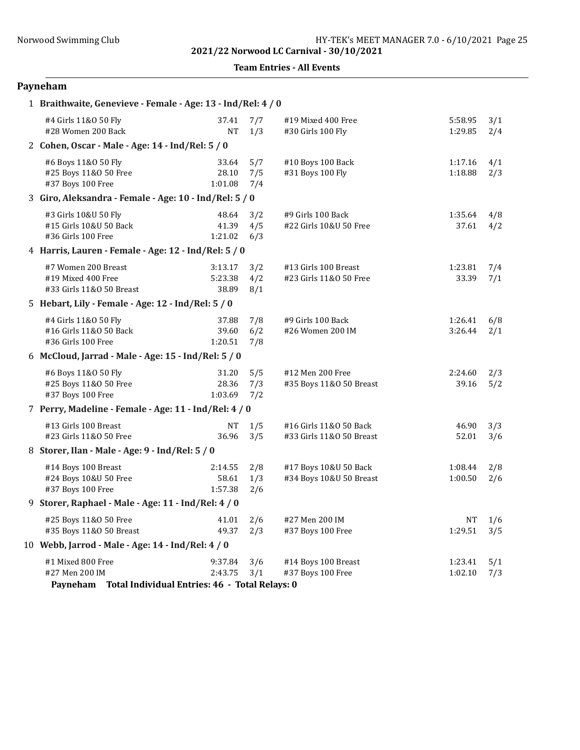## Team Entries - All Events

### Payneham

**1 Braithwaite, Genevieve - Female - Age: 13 - Ind/Rel: 4 / 0**

| Event | Time | Heat/Lane | Event | Time | Heat/Lane |
|---|---|---|---|---|---|
| #4 Girls 11&O 50 Fly | 37.41 | 7/7 | #19 Mixed 400 Free | 5:58.95 | 3/1 |
| #28 Women 200 Back | NT | 1/3 | #30 Girls 100 Fly | 1:29.85 | 2/4 |

**2 Cohen, Oscar - Male - Age: 14 - Ind/Rel: 5 / 0**

| Event | Time | Heat/Lane | Event | Time | Heat/Lane |
|---|---|---|---|---|---|
| #6 Boys 11&O 50 Fly | 33.64 | 5/7 | #10 Boys 100 Back | 1:17.16 | 4/1 |
| #25 Boys 11&O 50 Free | 28.10 | 7/5 | #31 Boys 100 Fly | 1:18.88 | 2/3 |
| #37 Boys 100 Free | 1:01.08 | 7/4 | | | |

**3 Giro, Aleksandra - Female - Age: 10 - Ind/Rel: 5 / 0**

| Event | Time | Heat/Lane | Event | Time | Heat/Lane |
|---|---|---|---|---|---|
| #3 Girls 10&U 50 Fly | 48.64 | 3/2 | #9 Girls 100 Back | 1:35.64 | 4/8 |
| #15 Girls 10&U 50 Back | 41.39 | 4/5 | #22 Girls 10&U 50 Free | 37.61 | 4/2 |
| #36 Girls 100 Free | 1:21.02 | 6/3 | | | |

**4 Harris, Lauren - Female - Age: 12 - Ind/Rel: 5 / 0**

| Event | Time | Heat/Lane | Event | Time | Heat/Lane |
|---|---|---|---|---|---|
| #7 Women 200 Breast | 3:13.17 | 3/2 | #13 Girls 100 Breast | 1:23.81 | 7/4 |
| #19 Mixed 400 Free | 5:23.38 | 4/2 | #23 Girls 11&O 50 Free | 33.39 | 7/1 |
| #33 Girls 11&O 50 Breast | 38.89 | 8/1 | | | |

**5 Hebart, Lily - Female - Age: 12 - Ind/Rel: 5 / 0**

| Event | Time | Heat/Lane | Event | Time | Heat/Lane |
|---|---|---|---|---|---|
| #4 Girls 11&O 50 Fly | 37.88 | 7/8 | #9 Girls 100 Back | 1:26.41 | 6/8 |
| #16 Girls 11&O 50 Back | 39.60 | 6/2 | #26 Women 200 IM | 3:26.44 | 2/1 |
| #36 Girls 100 Free | 1:20.51 | 7/8 | | | |

**6 McCloud, Jarrad - Male - Age: 15 - Ind/Rel: 5 / 0**

| Event | Time | Heat/Lane | Event | Time | Heat/Lane |
|---|---|---|---|---|---|
| #6 Boys 11&O 50 Fly | 31.20 | 5/5 | #12 Men 200 Free | 2:24.60 | 2/3 |
| #25 Boys 11&O 50 Free | 28.36 | 7/3 | #35 Boys 11&O 50 Breast | 39.16 | 5/2 |
| #37 Boys 100 Free | 1:03.69 | 7/2 | | | |

**7 Perry, Madeline - Female - Age: 11 - Ind/Rel: 4 / 0**

| Event | Time | Heat/Lane | Event | Time | Heat/Lane |
|---|---|---|---|---|---|
| #13 Girls 100 Breast | NT | 1/5 | #16 Girls 11&O 50 Back | 46.90 | 3/3 |
| #23 Girls 11&O 50 Free | 36.96 | 3/5 | #33 Girls 11&O 50 Breast | 52.01 | 3/6 |

**8 Storer, Ilan - Male - Age: 9 - Ind/Rel: 5 / 0**

| Event | Time | Heat/Lane | Event | Time | Heat/Lane |
|---|---|---|---|---|---|
| #14 Boys 100 Breast | 2:14.55 | 2/8 | #17 Boys 10&U 50 Back | 1:08.44 | 2/8 |
| #24 Boys 10&U 50 Free | 58.61 | 1/3 | #34 Boys 10&U 50 Breast | 1:00.50 | 2/6 |
| #37 Boys 100 Free | 1:57.38 | 2/6 | | | |

**9 Storer, Raphael - Male - Age: 11 - Ind/Rel: 4 / 0**

| Event | Time | Heat/Lane | Event | Time | Heat/Lane |
|---|---|---|---|---|---|
| #25 Boys 11&O 50 Free | 41.01 | 2/6 | #27 Men 200 IM | NT | 1/6 |
| #35 Boys 11&O 50 Breast | 49.37 | 2/3 | #37 Boys 100 Free | 1:29.51 | 3/5 |

**10 Webb, Jarrod - Male - Age: 14 - Ind/Rel: 4 / 0**

| Event | Time | Heat/Lane | Event | Time | Heat/Lane |
|---|---|---|---|---|---|
| #1 Mixed 800 Free | 9:37.84 | 3/6 | #14 Boys 100 Breast | 1:23.41 | 5/1 |
| #27 Men 200 IM | 2:43.75 | 3/1 | #37 Boys 100 Free | 1:02.10 | 7/3 |

**Payneham Total Individual Entries: 46 - Total Relays: 0**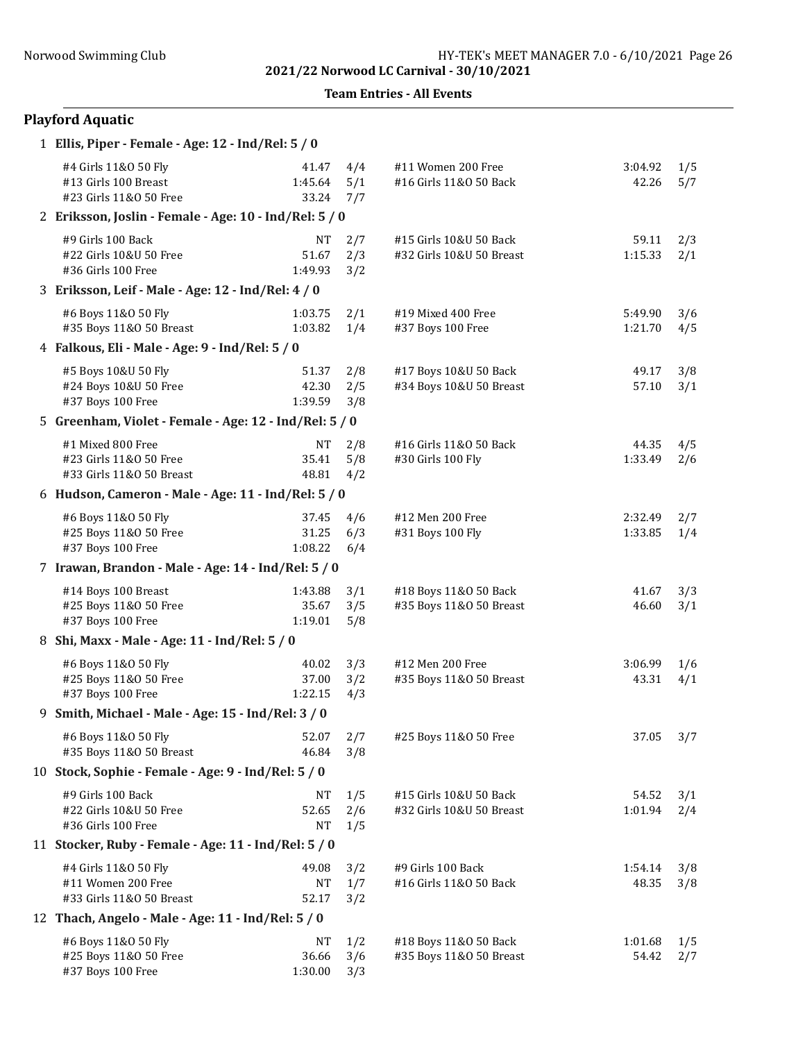2021/22 Norwood LC Carnival - 30/10/2021

**Team Entries - All Events**

## Playford Aquatic

### 1 Ellis, Piper - Female - Age: 12 - Ind/Rel: 5 / 0

| Event | Seed | Heat/Lane | Event | Seed | Heat/Lane |
|---|---|---|---|---|---|
| #4 Girls 11&O 50 Fly | 41.47 | 4/4 | #11 Women 200 Free | 3:04.92 | 1/5 |
| #13 Girls 100 Breast | 1:45.64 | 5/1 | #16 Girls 11&O 50 Back | 42.26 | 5/7 |
| #23 Girls 11&O 50 Free | 33.24 | 7/7 | | | |

### 2 Eriksson, Joslin - Female - Age: 10 - Ind/Rel: 5 / 0

| Event | Seed | Heat/Lane | Event | Seed | Heat/Lane |
|---|---|---|---|---|---|
| #9 Girls 100 Back | NT | 2/7 | #15 Girls 10&U 50 Back | 59.11 | 2/3 |
| #22 Girls 10&U 50 Free | 51.67 | 2/3 | #32 Girls 10&U 50 Breast | 1:15.33 | 2/1 |
| #36 Girls 100 Free | 1:49.93 | 3/2 | | | |

### 3 Eriksson, Leif - Male - Age: 12 - Ind/Rel: 4 / 0

| Event | Seed | Heat/Lane | Event | Seed | Heat/Lane |
|---|---|---|---|---|---|
| #6 Boys 11&O 50 Fly | 1:03.75 | 2/1 | #19 Mixed 400 Free | 5:49.90 | 3/6 |
| #35 Boys 11&O 50 Breast | 1:03.82 | 1/4 | #37 Boys 100 Free | 1:21.70 | 4/5 |

### 4 Falkous, Eli - Male - Age: 9 - Ind/Rel: 5 / 0

| Event | Seed | Heat/Lane | Event | Seed | Heat/Lane |
|---|---|---|---|---|---|
| #5 Boys 10&U 50 Fly | 51.37 | 2/8 | #17 Boys 10&U 50 Back | 49.17 | 3/8 |
| #24 Boys 10&U 50 Free | 42.30 | 2/5 | #34 Boys 10&U 50 Breast | 57.10 | 3/1 |
| #37 Boys 100 Free | 1:39.59 | 3/8 | | | |

### 5 Greenham, Violet - Female - Age: 12 - Ind/Rel: 5 / 0

| Event | Seed | Heat/Lane | Event | Seed | Heat/Lane |
|---|---|---|---|---|---|
| #1 Mixed 800 Free | NT | 2/8 | #16 Girls 11&O 50 Back | 44.35 | 4/5 |
| #23 Girls 11&O 50 Free | 35.41 | 5/8 | #30 Girls 100 Fly | 1:33.49 | 2/6 |
| #33 Girls 11&O 50 Breast | 48.81 | 4/2 | | | |

### 6 Hudson, Cameron - Male - Age: 11 - Ind/Rel: 5 / 0

| Event | Seed | Heat/Lane | Event | Seed | Heat/Lane |
|---|---|---|---|---|---|
| #6 Boys 11&O 50 Fly | 37.45 | 4/6 | #12 Men 200 Free | 2:32.49 | 2/7 |
| #25 Boys 11&O 50 Free | 31.25 | 6/3 | #31 Boys 100 Fly | 1:33.85 | 1/4 |
| #37 Boys 100 Free | 1:08.22 | 6/4 | | | |

### 7 Irawan, Brandon - Male - Age: 14 - Ind/Rel: 5 / 0

| Event | Seed | Heat/Lane | Event | Seed | Heat/Lane |
|---|---|---|---|---|---|
| #14 Boys 100 Breast | 1:43.88 | 3/1 | #18 Boys 11&O 50 Back | 41.67 | 3/3 |
| #25 Boys 11&O 50 Free | 35.67 | 3/5 | #35 Boys 11&O 50 Breast | 46.60 | 3/1 |
| #37 Boys 100 Free | 1:19.01 | 5/8 | | | |

### 8 Shi, Maxx - Male - Age: 11 - Ind/Rel: 5 / 0

| Event | Seed | Heat/Lane | Event | Seed | Heat/Lane |
|---|---|---|---|---|---|
| #6 Boys 11&O 50 Fly | 40.02 | 3/3 | #12 Men 200 Free | 3:06.99 | 1/6 |
| #25 Boys 11&O 50 Free | 37.00 | 3/2 | #35 Boys 11&O 50 Breast | 43.31 | 4/1 |
| #37 Boys 100 Free | 1:22.15 | 4/3 | | | |

### 9 Smith, Michael - Male - Age: 15 - Ind/Rel: 3 / 0

| Event | Seed | Heat/Lane | Event | Seed | Heat/Lane |
|---|---|---|---|---|---|
| #6 Boys 11&O 50 Fly | 52.07 | 2/7 | #25 Boys 11&O 50 Free | 37.05 | 3/7 |
| #35 Boys 11&O 50 Breast | 46.84 | 3/8 | | | |

### 10 Stock, Sophie - Female - Age: 9 - Ind/Rel: 5 / 0

| Event | Seed | Heat/Lane | Event | Seed | Heat/Lane |
|---|---|---|---|---|---|
| #9 Girls 100 Back | NT | 1/5 | #15 Girls 10&U 50 Back | 54.52 | 3/1 |
| #22 Girls 10&U 50 Free | 52.65 | 2/6 | #32 Girls 10&U 50 Breast | 1:01.94 | 2/4 |
| #36 Girls 100 Free | NT | 1/5 | | | |

### 11 Stocker, Ruby - Female - Age: 11 - Ind/Rel: 5 / 0

| Event | Seed | Heat/Lane | Event | Seed | Heat/Lane |
|---|---|---|---|---|---|
| #4 Girls 11&O 50 Fly | 49.08 | 3/2 | #9 Girls 100 Back | 1:54.14 | 3/8 |
| #11 Women 200 Free | NT | 1/7 | #16 Girls 11&O 50 Back | 48.35 | 3/8 |
| #33 Girls 11&O 50 Breast | 52.17 | 3/2 | | | |

### 12 Thach, Angelo - Male - Age: 11 - Ind/Rel: 5 / 0

| Event | Seed | Heat/Lane | Event | Seed | Heat/Lane |
|---|---|---|---|---|---|
| #6 Boys 11&O 50 Fly | NT | 1/2 | #18 Boys 11&O 50 Back | 1:01.68 | 1/5 |
| #25 Boys 11&O 50 Free | 36.66 | 3/6 | #35 Boys 11&O 50 Breast | 54.42 | 2/7 |
| #37 Boys 100 Free | 1:30.00 | 3/3 | | | |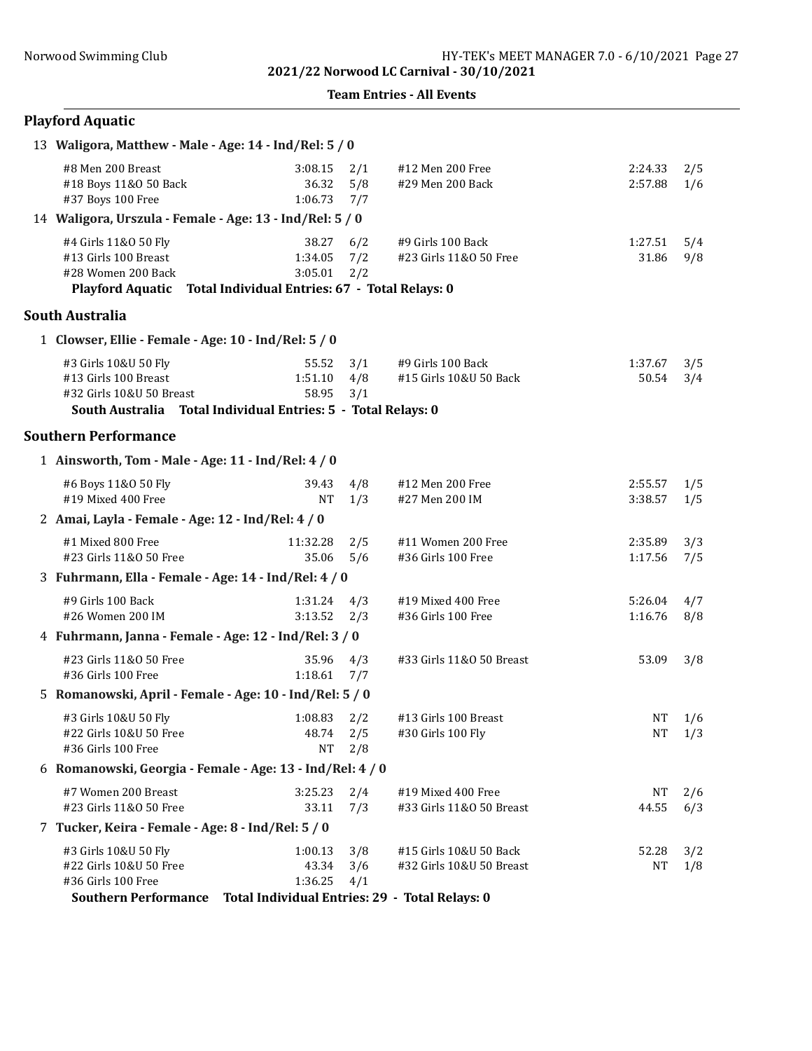**2021/22 Norwood LC Carnival - 30/10/2021**

**Team Entries - All Events**

## Playford Aquatic

**13 Waligora, Matthew - Male - Age: 14 - Ind/Rel: 5 / 0**

| Event | Time | Heat/Lane | Event | Time | Heat/Lane |
|---|---|---|---|---|---|
| #8 Men 200 Breast | 3:08.15 | 2/1 | #12 Men 200 Free | 2:24.33 | 2/5 |
| #18 Boys 11&O 50 Back | 36.32 | 5/8 | #29 Men 200 Back | 2:57.88 | 1/6 |
| #37 Boys 100 Free | 1:06.73 | 7/7 | | | |

**14 Waligora, Urszula - Female - Age: 13 - Ind/Rel: 5 / 0**

| Event | Time | Heat/Lane | Event | Time | Heat/Lane |
|---|---|---|---|---|---|
| #4 Girls 11&O 50 Fly | 38.27 | 6/2 | #9 Girls 100 Back | 1:27.51 | 5/4 |
| #13 Girls 100 Breast | 1:34.05 | 7/2 | #23 Girls 11&O 50 Free | 31.86 | 9/8 |
| #28 Women 200 Back | 3:05.01 | 2/2 | | | |

**Playford Aquatic Total Individual Entries: 67 - Total Relays: 0**

## South Australia

**1 Clowser, Ellie - Female - Age: 10 - Ind/Rel: 5 / 0**

| Event | Time | Heat/Lane | Event | Time | Heat/Lane |
|---|---|---|---|---|---|
| #3 Girls 10&U 50 Fly | 55.52 | 3/1 | #9 Girls 100 Back | 1:37.67 | 3/5 |
| #13 Girls 100 Breast | 1:51.10 | 4/8 | #15 Girls 10&U 50 Back | 50.54 | 3/4 |
| #32 Girls 10&U 50 Breast | 58.95 | 3/1 | | | |

**South Australia Total Individual Entries: 5 - Total Relays: 0**

## Southern Performance

**1 Ainsworth, Tom - Male - Age: 11 - Ind/Rel: 4 / 0**

| Event | Time | Heat/Lane | Event | Time | Heat/Lane |
|---|---|---|---|---|---|
| #6 Boys 11&O 50 Fly | 39.43 | 4/8 | #12 Men 200 Free | 2:55.57 | 1/5 |
| #19 Mixed 400 Free | NT | 1/3 | #27 Men 200 IM | 3:38.57 | 1/5 |

**2 Amai, Layla - Female - Age: 12 - Ind/Rel: 4 / 0**

| Event | Time | Heat/Lane | Event | Time | Heat/Lane |
|---|---|---|---|---|---|
| #1 Mixed 800 Free | 11:32.28 | 2/5 | #11 Women 200 Free | 2:35.89 | 3/3 |
| #23 Girls 11&O 50 Free | 35.06 | 5/6 | #36 Girls 100 Free | 1:17.56 | 7/5 |

**3 Fuhrmann, Ella - Female - Age: 14 - Ind/Rel: 4 / 0**

| Event | Time | Heat/Lane | Event | Time | Heat/Lane |
|---|---|---|---|---|---|
| #9 Girls 100 Back | 1:31.24 | 4/3 | #19 Mixed 400 Free | 5:26.04 | 4/7 |
| #26 Women 200 IM | 3:13.52 | 2/3 | #36 Girls 100 Free | 1:16.76 | 8/8 |

**4 Fuhrmann, Janna - Female - Age: 12 - Ind/Rel: 3 / 0**

| Event | Time | Heat/Lane | Event | Time | Heat/Lane |
|---|---|---|---|---|---|
| #23 Girls 11&O 50 Free | 35.96 | 4/3 | #33 Girls 11&O 50 Breast | 53.09 | 3/8 |
| #36 Girls 100 Free | 1:18.61 | 7/7 | | | |

**5 Romanowski, April - Female - Age: 10 - Ind/Rel: 5 / 0**

| Event | Time | Heat/Lane | Event | Time | Heat/Lane |
|---|---|---|---|---|---|
| #3 Girls 10&U 50 Fly | 1:08.83 | 2/2 | #13 Girls 100 Breast | NT | 1/6 |
| #22 Girls 10&U 50 Free | 48.74 | 2/5 | #30 Girls 100 Fly | NT | 1/3 |
| #36 Girls 100 Free | NT | 2/8 | | | |

**6 Romanowski, Georgia - Female - Age: 13 - Ind/Rel: 4 / 0**

| Event | Time | Heat/Lane | Event | Time | Heat/Lane |
|---|---|---|---|---|---|
| #7 Women 200 Breast | 3:25.23 | 2/4 | #19 Mixed 400 Free | NT | 2/6 |
| #23 Girls 11&O 50 Free | 33.11 | 7/3 | #33 Girls 11&O 50 Breast | 44.55 | 6/3 |

**7 Tucker, Keira - Female - Age: 8 - Ind/Rel: 5 / 0**

| Event | Time | Heat/Lane | Event | Time | Heat/Lane |
|---|---|---|---|---|---|
| #3 Girls 10&U 50 Fly | 1:00.13 | 3/8 | #15 Girls 10&U 50 Back | 52.28 | 3/2 |
| #22 Girls 10&U 50 Free | 43.34 | 3/6 | #32 Girls 10&U 50 Breast | NT | 1/8 |
| #36 Girls 100 Free | 1:36.25 | 4/1 | | | |

**Southern Performance Total Individual Entries: 29 - Total Relays: 0**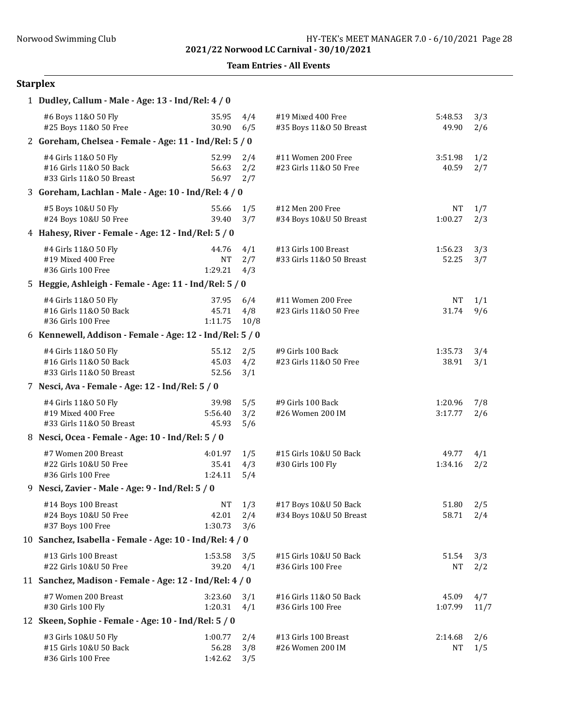## 2021/22 Norwood LC Carnival - 30/10/2021

### Team Entries - All Events

## Starplex

**1 Dudley, Callum - Male - Age: 13 - Ind/Rel: 4 / 0**

| Event | Time | Heat/Lane | Event | Time | Heat/Lane |
|---|---|---|---|---|---|
| #6 Boys 11&O 50 Fly | 35.95 | 4/4 | #19 Mixed 400 Free | 5:48.53 | 3/3 |
| #25 Boys 11&O 50 Free | 30.90 | 6/5 | #35 Boys 11&O 50 Breast | 49.90 | 2/6 |

**2 Goreham, Chelsea - Female - Age: 11 - Ind/Rel: 5 / 0**

| Event | Time | Heat/Lane | Event | Time | Heat/Lane |
|---|---|---|---|---|---|
| #4 Girls 11&O 50 Fly | 52.99 | 2/4 | #11 Women 200 Free | 3:51.98 | 1/2 |
| #16 Girls 11&O 50 Back | 56.63 | 2/2 | #23 Girls 11&O 50 Free | 40.59 | 2/7 |
| #33 Girls 11&O 50 Breast | 56.97 | 2/7 | | | |

**3 Goreham, Lachlan - Male - Age: 10 - Ind/Rel: 4 / 0**

| Event | Time | Heat/Lane | Event | Time | Heat/Lane |
|---|---|---|---|---|---|
| #5 Boys 10&U 50 Fly | 55.66 | 1/5 | #12 Men 200 Free | NT | 1/7 |
| #24 Boys 10&U 50 Free | 39.40 | 3/7 | #34 Boys 10&U 50 Breast | 1:00.27 | 2/3 |

**4 Hahesy, River - Female - Age: 12 - Ind/Rel: 5 / 0**

| Event | Time | Heat/Lane | Event | Time | Heat/Lane |
|---|---|---|---|---|---|
| #4 Girls 11&O 50 Fly | 44.76 | 4/1 | #13 Girls 100 Breast | 1:56.23 | 3/3 |
| #19 Mixed 400 Free | NT | 2/7 | #33 Girls 11&O 50 Breast | 52.25 | 3/7 |
| #36 Girls 100 Free | 1:29.21 | 4/3 | | | |

**5 Heggie, Ashleigh - Female - Age: 11 - Ind/Rel: 5 / 0**

| Event | Time | Heat/Lane | Event | Time | Heat/Lane |
|---|---|---|---|---|---|
| #4 Girls 11&O 50 Fly | 37.95 | 6/4 | #11 Women 200 Free | NT | 1/1 |
| #16 Girls 11&O 50 Back | 45.71 | 4/8 | #23 Girls 11&O 50 Free | 31.74 | 9/6 |
| #36 Girls 100 Free | 1:11.75 | 10/8 | | | |

**6 Kennewell, Addison - Female - Age: 12 - Ind/Rel: 5 / 0**

| Event | Time | Heat/Lane | Event | Time | Heat/Lane |
|---|---|---|---|---|---|
| #4 Girls 11&O 50 Fly | 55.12 | 2/5 | #9 Girls 100 Back | 1:35.73 | 3/4 |
| #16 Girls 11&O 50 Back | 45.03 | 4/2 | #23 Girls 11&O 50 Free | 38.91 | 3/1 |
| #33 Girls 11&O 50 Breast | 52.56 | 3/1 | | | |

**7 Nesci, Ava - Female - Age: 12 - Ind/Rel: 5 / 0**

| Event | Time | Heat/Lane | Event | Time | Heat/Lane |
|---|---|---|---|---|---|
| #4 Girls 11&O 50 Fly | 39.98 | 5/5 | #9 Girls 100 Back | 1:20.96 | 7/8 |
| #19 Mixed 400 Free | 5:56.40 | 3/2 | #26 Women 200 IM | 3:17.77 | 2/6 |
| #33 Girls 11&O 50 Breast | 45.93 | 5/6 | | | |

**8 Nesci, Ocea - Female - Age: 10 - Ind/Rel: 5 / 0**

| Event | Time | Heat/Lane | Event | Time | Heat/Lane |
|---|---|---|---|---|---|
| #7 Women 200 Breast | 4:01.97 | 1/5 | #15 Girls 10&U 50 Back | 49.77 | 4/1 |
| #22 Girls 10&U 50 Free | 35.41 | 4/3 | #30 Girls 100 Fly | 1:34.16 | 2/2 |
| #36 Girls 100 Free | 1:24.11 | 5/4 | | | |

**9 Nesci, Zavier - Male - Age: 9 - Ind/Rel: 5 / 0**

| Event | Time | Heat/Lane | Event | Time | Heat/Lane |
|---|---|---|---|---|---|
| #14 Boys 100 Breast | NT | 1/3 | #17 Boys 10&U 50 Back | 51.80 | 2/5 |
| #24 Boys 10&U 50 Free | 42.01 | 2/4 | #34 Boys 10&U 50 Breast | 58.71 | 2/4 |
| #37 Boys 100 Free | 1:30.73 | 3/6 | | | |

**10 Sanchez, Isabella - Female - Age: 10 - Ind/Rel: 4 / 0**

| Event | Time | Heat/Lane | Event | Time | Heat/Lane |
|---|---|---|---|---|---|
| #13 Girls 100 Breast | 1:53.58 | 3/5 | #15 Girls 10&U 50 Back | 51.54 | 3/3 |
| #22 Girls 10&U 50 Free | 39.20 | 4/1 | #36 Girls 100 Free | NT | 2/2 |

**11 Sanchez, Madison - Female - Age: 12 - Ind/Rel: 4 / 0**

| Event | Time | Heat/Lane | Event | Time | Heat/Lane |
|---|---|---|---|---|---|
| #7 Women 200 Breast | 3:23.60 | 3/1 | #16 Girls 11&O 50 Back | 45.09 | 4/7 |
| #30 Girls 100 Fly | 1:20.31 | 4/1 | #36 Girls 100 Free | 1:07.99 | 11/7 |

**12 Skeen, Sophie - Female - Age: 10 - Ind/Rel: 5 / 0**

| Event | Time | Heat/Lane | Event | Time | Heat/Lane |
|---|---|---|---|---|---|
| #3 Girls 10&U 50 Fly | 1:00.77 | 2/4 | #13 Girls 100 Breast | 2:14.68 | 2/6 |
| #15 Girls 10&U 50 Back | 56.28 | 3/8 | #26 Women 200 IM | NT | 1/5 |
| #36 Girls 100 Free | 1:42.62 | 3/5 | | | |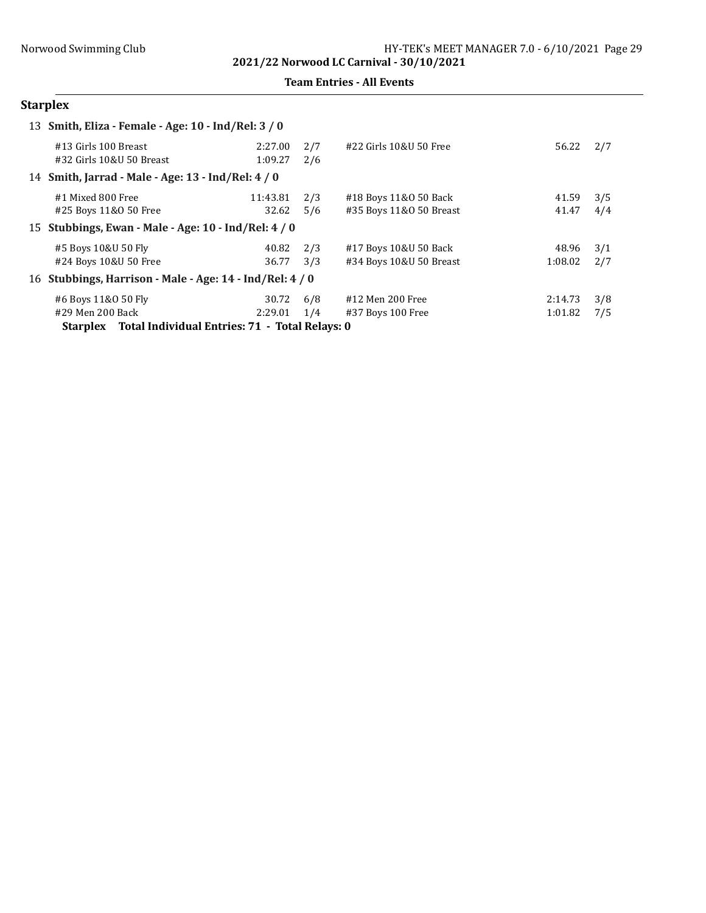**2021/22 Norwood LC Carnival - 30/10/2021**

**Team Entries - All Events**

## Starplex

**13 Smith, Eliza - Female - Age: 10 - Ind/Rel: 3 / 0**

| Event | Time | Heat/Lane | Event | Time | Heat/Lane |
|---|---|---|---|---|---|
| #13 Girls 100 Breast | 2:27.00 | 2/7 | #22 Girls 10&U 50 Free | 56.22 | 2/7 |
| #32 Girls 10&U 50 Breast | 1:09.27 | 2/6 | | | |

**14 Smith, Jarrad - Male - Age: 13 - Ind/Rel: 4 / 0**

| Event | Time | Heat/Lane | Event | Time | Heat/Lane |
|---|---|---|---|---|---|
| #1 Mixed 800 Free | 11:43.81 | 2/3 | #18 Boys 11&O 50 Back | 41.59 | 3/5 |
| #25 Boys 11&O 50 Free | 32.62 | 5/6 | #35 Boys 11&O 50 Breast | 41.47 | 4/4 |

**15 Stubbings, Ewan - Male - Age: 10 - Ind/Rel: 4 / 0**

| Event | Time | Heat/Lane | Event | Time | Heat/Lane |
|---|---|---|---|---|---|
| #5 Boys 10&U 50 Fly | 40.82 | 2/3 | #17 Boys 10&U 50 Back | 48.96 | 3/1 |
| #24 Boys 10&U 50 Free | 36.77 | 3/3 | #34 Boys 10&U 50 Breast | 1:08.02 | 2/7 |

**16 Stubbings, Harrison - Male - Age: 14 - Ind/Rel: 4 / 0**

| Event | Time | Heat/Lane | Event | Time | Heat/Lane |
|---|---|---|---|---|---|
| #6 Boys 11&O 50 Fly | 30.72 | 6/8 | #12 Men 200 Free | 2:14.73 | 3/8 |
| #29 Men 200 Back | 2:29.01 | 1/4 | #37 Boys 100 Free | 1:01.82 | 7/5 |

**Starplex Total Individual Entries: 71 - Total Relays: 0**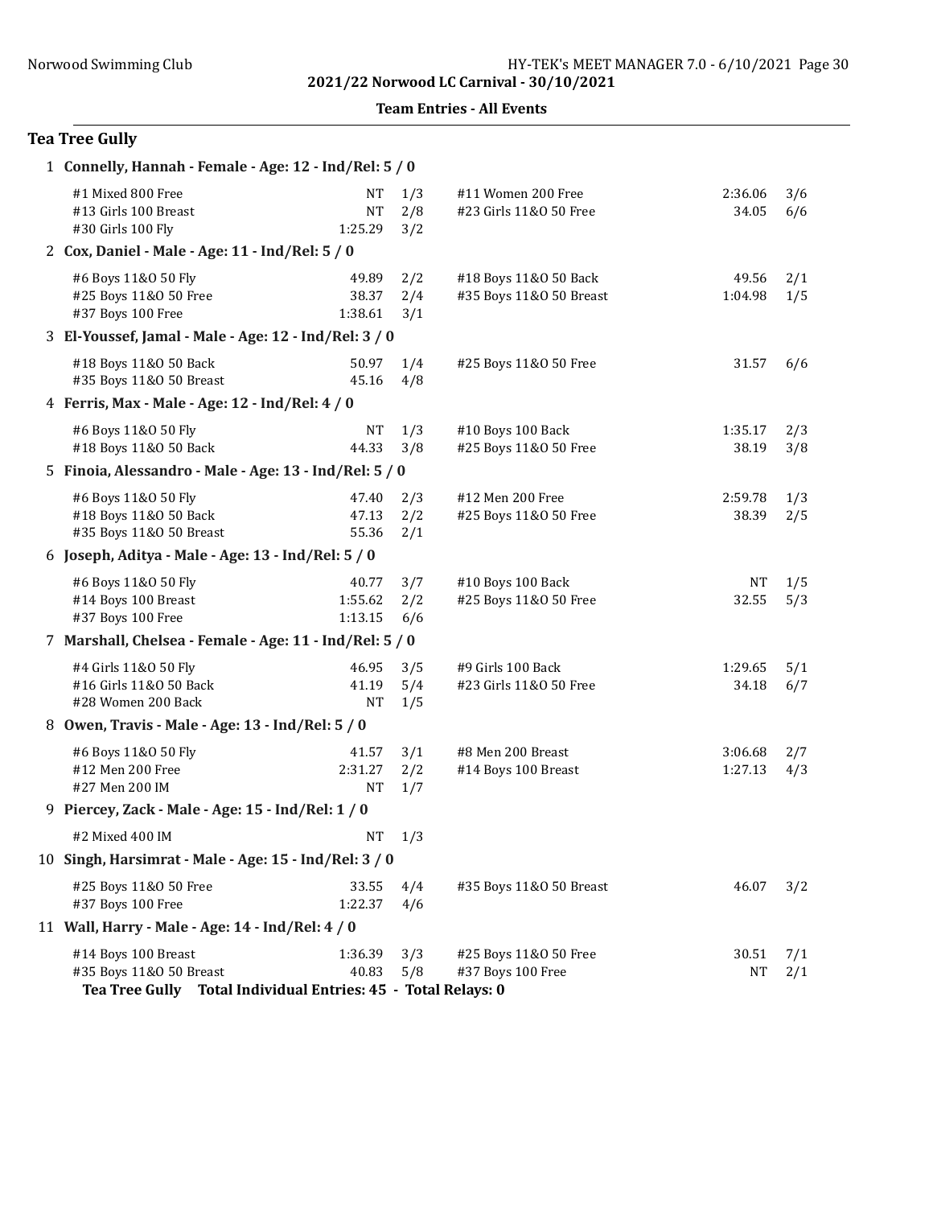**2021/22 Norwood LC Carnival - 30/10/2021**

**Team Entries - All Events**

## Tea Tree Gully

### 1 Connelly, Hannah - Female - Age: 12 - Ind/Rel: 5 / 0

| Event | Seed | Heat/Lane | Event | Seed | Heat/Lane |
|---|---|---|---|---|---|
| #1 Mixed 800 Free | NT | 1/3 | #11 Women 200 Free | 2:36.06 | 3/6 |
| #13 Girls 100 Breast | NT | 2/8 | #23 Girls 11&O 50 Free | 34.05 | 6/6 |
| #30 Girls 100 Fly | 1:25.29 | 3/2 | | | |

### 2 Cox, Daniel - Male - Age: 11 - Ind/Rel: 5 / 0

| Event | Seed | Heat/Lane | Event | Seed | Heat/Lane |
|---|---|---|---|---|---|
| #6 Boys 11&O 50 Fly | 49.89 | 2/2 | #18 Boys 11&O 50 Back | 49.56 | 2/1 |
| #25 Boys 11&O 50 Free | 38.37 | 2/4 | #35 Boys 11&O 50 Breast | 1:04.98 | 1/5 |
| #37 Boys 100 Free | 1:38.61 | 3/1 | | | |

### 3 El-Youssef, Jamal - Male - Age: 12 - Ind/Rel: 3 / 0

| Event | Seed | Heat/Lane | Event | Seed | Heat/Lane |
|---|---|---|---|---|---|
| #18 Boys 11&O 50 Back | 50.97 | 1/4 | #25 Boys 11&O 50 Free | 31.57 | 6/6 |
| #35 Boys 11&O 50 Breast | 45.16 | 4/8 | | | |

### 4 Ferris, Max - Male - Age: 12 - Ind/Rel: 4 / 0

| Event | Seed | Heat/Lane | Event | Seed | Heat/Lane |
|---|---|---|---|---|---|
| #6 Boys 11&O 50 Fly | NT | 1/3 | #10 Boys 100 Back | 1:35.17 | 2/3 |
| #18 Boys 11&O 50 Back | 44.33 | 3/8 | #25 Boys 11&O 50 Free | 38.19 | 3/8 |

### 5 Finoia, Alessandro - Male - Age: 13 - Ind/Rel: 5 / 0

| Event | Seed | Heat/Lane | Event | Seed | Heat/Lane |
|---|---|---|---|---|---|
| #6 Boys 11&O 50 Fly | 47.40 | 2/3 | #12 Men 200 Free | 2:59.78 | 1/3 |
| #18 Boys 11&O 50 Back | 47.13 | 2/2 | #25 Boys 11&O 50 Free | 38.39 | 2/5 |
| #35 Boys 11&O 50 Breast | 55.36 | 2/1 | | | |

### 6 Joseph, Aditya - Male - Age: 13 - Ind/Rel: 5 / 0

| Event | Seed | Heat/Lane | Event | Seed | Heat/Lane |
|---|---|---|---|---|---|
| #6 Boys 11&O 50 Fly | 40.77 | 3/7 | #10 Boys 100 Back | NT | 1/5 |
| #14 Boys 100 Breast | 1:55.62 | 2/2 | #25 Boys 11&O 50 Free | 32.55 | 5/3 |
| #37 Boys 100 Free | 1:13.15 | 6/6 | | | |

### 7 Marshall, Chelsea - Female - Age: 11 - Ind/Rel: 5 / 0

| Event | Seed | Heat/Lane | Event | Seed | Heat/Lane |
|---|---|---|---|---|---|
| #4 Girls 11&O 50 Fly | 46.95 | 3/5 | #9 Girls 100 Back | 1:29.65 | 5/1 |
| #16 Girls 11&O 50 Back | 41.19 | 5/4 | #23 Girls 11&O 50 Free | 34.18 | 6/7 |
| #28 Women 200 Back | NT | 1/5 | | | |

### 8 Owen, Travis - Male - Age: 13 - Ind/Rel: 5 / 0

| Event | Seed | Heat/Lane | Event | Seed | Heat/Lane |
|---|---|---|---|---|---|
| #6 Boys 11&O 50 Fly | 41.57 | 3/1 | #8 Men 200 Breast | 3:06.68 | 2/7 |
| #12 Men 200 Free | 2:31.27 | 2/2 | #14 Boys 100 Breast | 1:27.13 | 4/3 |
| #27 Men 200 IM | NT | 1/7 | | | |

### 9 Piercey, Zack - Male - Age: 15 - Ind/Rel: 1 / 0

| Event | Seed | Heat/Lane |
|---|---|---|
| #2 Mixed 400 IM | NT | 1/3 |

### 10 Singh, Harsimrat - Male - Age: 15 - Ind/Rel: 3 / 0

| Event | Seed | Heat/Lane | Event | Seed | Heat/Lane |
|---|---|---|---|---|---|
| #25 Boys 11&O 50 Free | 33.55 | 4/4 | #35 Boys 11&O 50 Breast | 46.07 | 3/2 |
| #37 Boys 100 Free | 1:22.37 | 4/6 | | | |

### 11 Wall, Harry - Male - Age: 14 - Ind/Rel: 4 / 0

| Event | Seed | Heat/Lane | Event | Seed | Heat/Lane |
|---|---|---|---|---|---|
| #14 Boys 100 Breast | 1:36.39 | 3/3 | #25 Boys 11&O 50 Free | 30.51 | 7/1 |
| #35 Boys 11&O 50 Breast | 40.83 | 5/8 | #37 Boys 100 Free | NT | 2/1 |

**Tea Tree Gully Total Individual Entries: 45 - Total Relays: 0**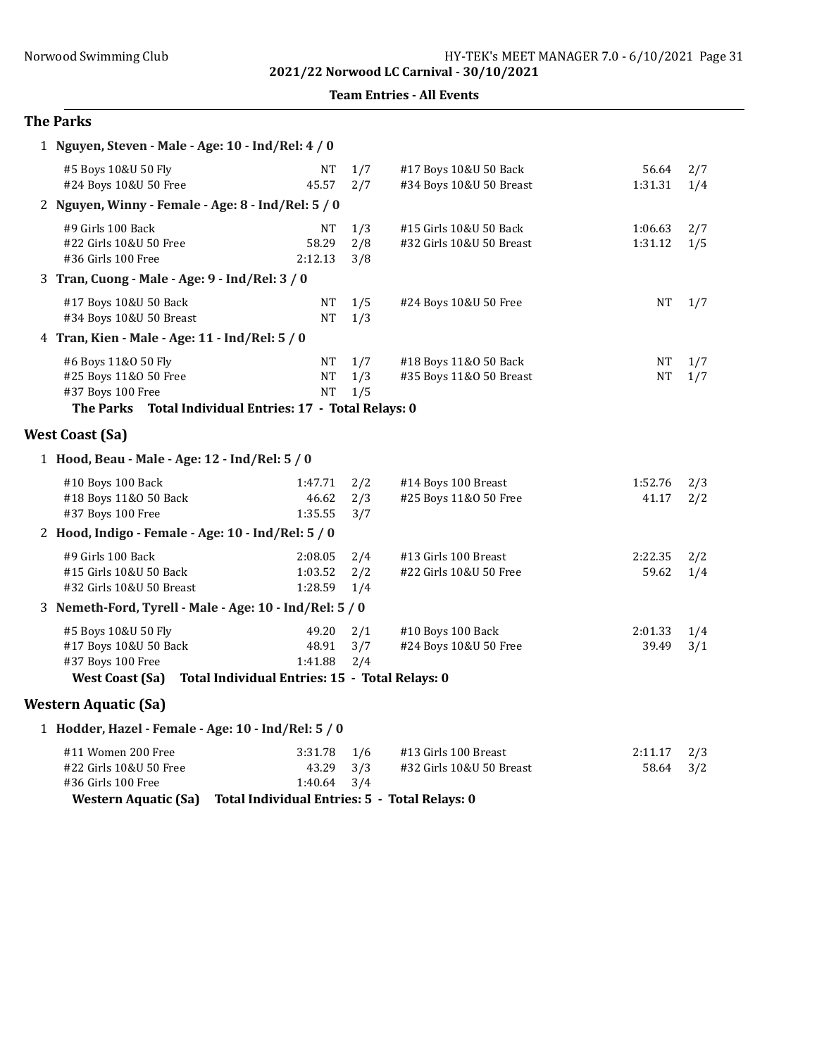**2021/22 Norwood LC Carnival - 30/10/2021**

**Team Entries - All Events**

## The Parks

**1 Nguyen, Steven - Male - Age: 10 - Ind/Rel: 4 / 0**

| | | | | | |
|---|---|---|---|---|---|
| #5 Boys 10&U 50 Fly | NT | 1/7 | #17 Boys 10&U 50 Back | 56.64 | 2/7 |
| #24 Boys 10&U 50 Free | 45.57 | 2/7 | #34 Boys 10&U 50 Breast | 1:31.31 | 1/4 |

**2 Nguyen, Winny - Female - Age: 8 - Ind/Rel: 5 / 0**

| | | | | | |
|---|---|---|---|---|---|
| #9 Girls 100 Back | NT | 1/3 | #15 Girls 10&U 50 Back | 1:06.63 | 2/7 |
| #22 Girls 10&U 50 Free | 58.29 | 2/8 | #32 Girls 10&U 50 Breast | 1:31.12 | 1/5 |
| #36 Girls 100 Free | 2:12.13 | 3/8 | | | |

**3 Tran, Cuong - Male - Age: 9 - Ind/Rel: 3 / 0**

| | | | | | |
|---|---|---|---|---|---|
| #17 Boys 10&U 50 Back | NT | 1/5 | #24 Boys 10&U 50 Free | NT | 1/7 |
| #34 Boys 10&U 50 Breast | NT | 1/3 | | | |

**4 Tran, Kien - Male - Age: 11 - Ind/Rel: 5 / 0**

| | | | | | |
|---|---|---|---|---|---|
| #6 Boys 11&O 50 Fly | NT | 1/7 | #18 Boys 11&O 50 Back | NT | 1/7 |
| #25 Boys 11&O 50 Free | NT | 1/3 | #35 Boys 11&O 50 Breast | NT | 1/7 |
| #37 Boys 100 Free | NT | 1/5 | | | |

**The Parks Total Individual Entries: 17 - Total Relays: 0**

## West Coast (Sa)

**1 Hood, Beau - Male - Age: 12 - Ind/Rel: 5 / 0**

| | | | | | |
|---|---|---|---|---|---|
| #10 Boys 100 Back | 1:47.71 | 2/2 | #14 Boys 100 Breast | 1:52.76 | 2/3 |
| #18 Boys 11&O 50 Back | 46.62 | 2/3 | #25 Boys 11&O 50 Free | 41.17 | 2/2 |
| #37 Boys 100 Free | 1:35.55 | 3/7 | | | |

**2 Hood, Indigo - Female - Age: 10 - Ind/Rel: 5 / 0**

| | | | | | |
|---|---|---|---|---|---|
| #9 Girls 100 Back | 2:08.05 | 2/4 | #13 Girls 100 Breast | 2:22.35 | 2/2 |
| #15 Girls 10&U 50 Back | 1:03.52 | 2/2 | #22 Girls 10&U 50 Free | 59.62 | 1/4 |
| #32 Girls 10&U 50 Breast | 1:28.59 | 1/4 | | | |

**3 Nemeth-Ford, Tyrell - Male - Age: 10 - Ind/Rel: 5 / 0**

| | | | | | |
|---|---|---|---|---|---|
| #5 Boys 10&U 50 Fly | 49.20 | 2/1 | #10 Boys 100 Back | 2:01.33 | 1/4 |
| #17 Boys 10&U 50 Back | 48.91 | 3/7 | #24 Boys 10&U 50 Free | 39.49 | 3/1 |
| #37 Boys 100 Free | 1:41.88 | 2/4 | | | |

**West Coast (Sa) Total Individual Entries: 15 - Total Relays: 0**

## Western Aquatic (Sa)

**1 Hodder, Hazel - Female - Age: 10 - Ind/Rel: 5 / 0**

| | | | | | |
|---|---|---|---|---|---|
| #11 Women 200 Free | 3:31.78 | 1/6 | #13 Girls 100 Breast | 2:11.17 | 2/3 |
| #22 Girls 10&U 50 Free | 43.29 | 3/3 | #32 Girls 10&U 50 Breast | 58.64 | 3/2 |
| #36 Girls 100 Free | 1:40.64 | 3/4 | | | |

**Western Aquatic (Sa) Total Individual Entries: 5 - Total Relays: 0**